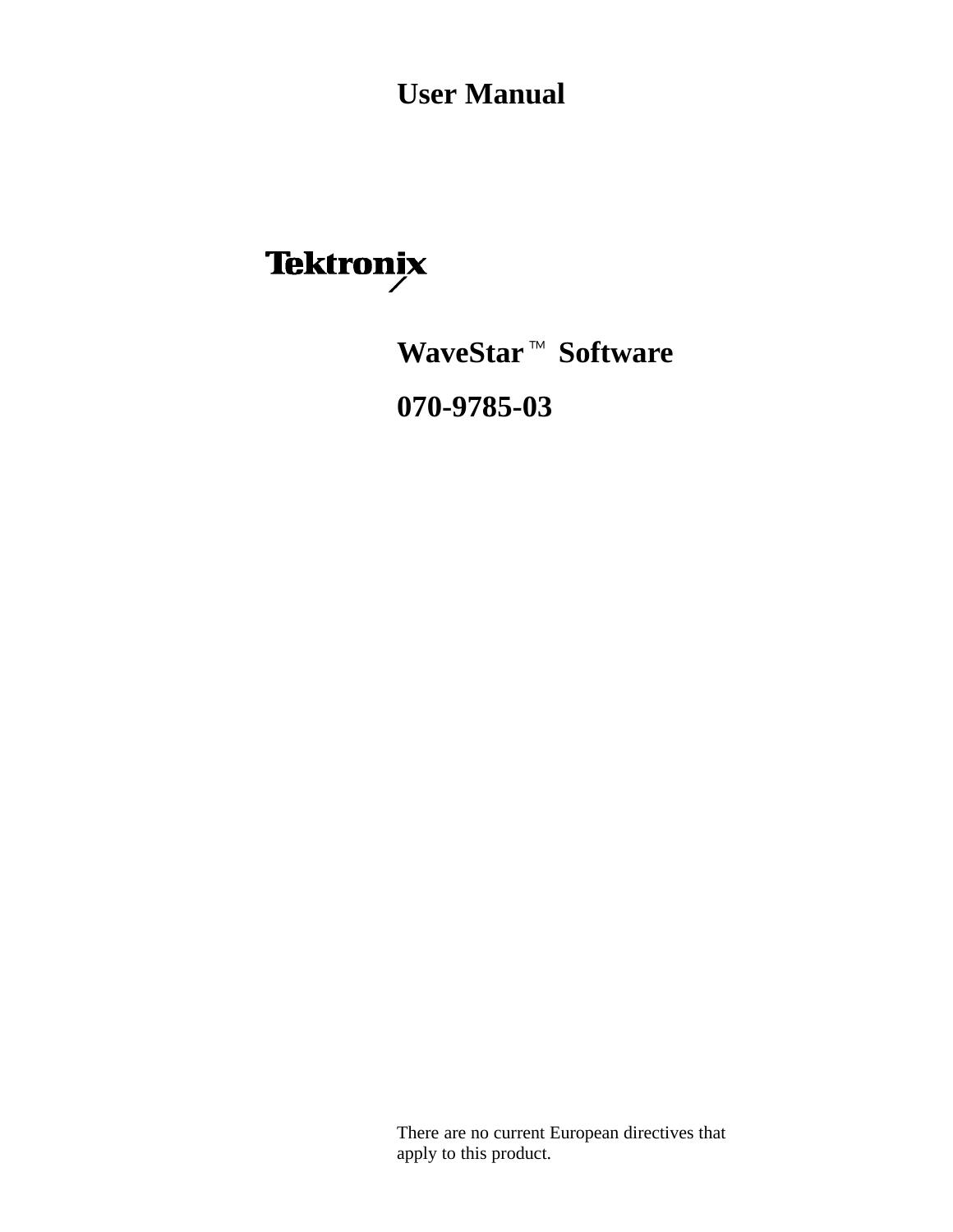# User Manual

Tektronix

## WaveStar™ Software

## 070-9785-03

There are no current European directives that apply to this product.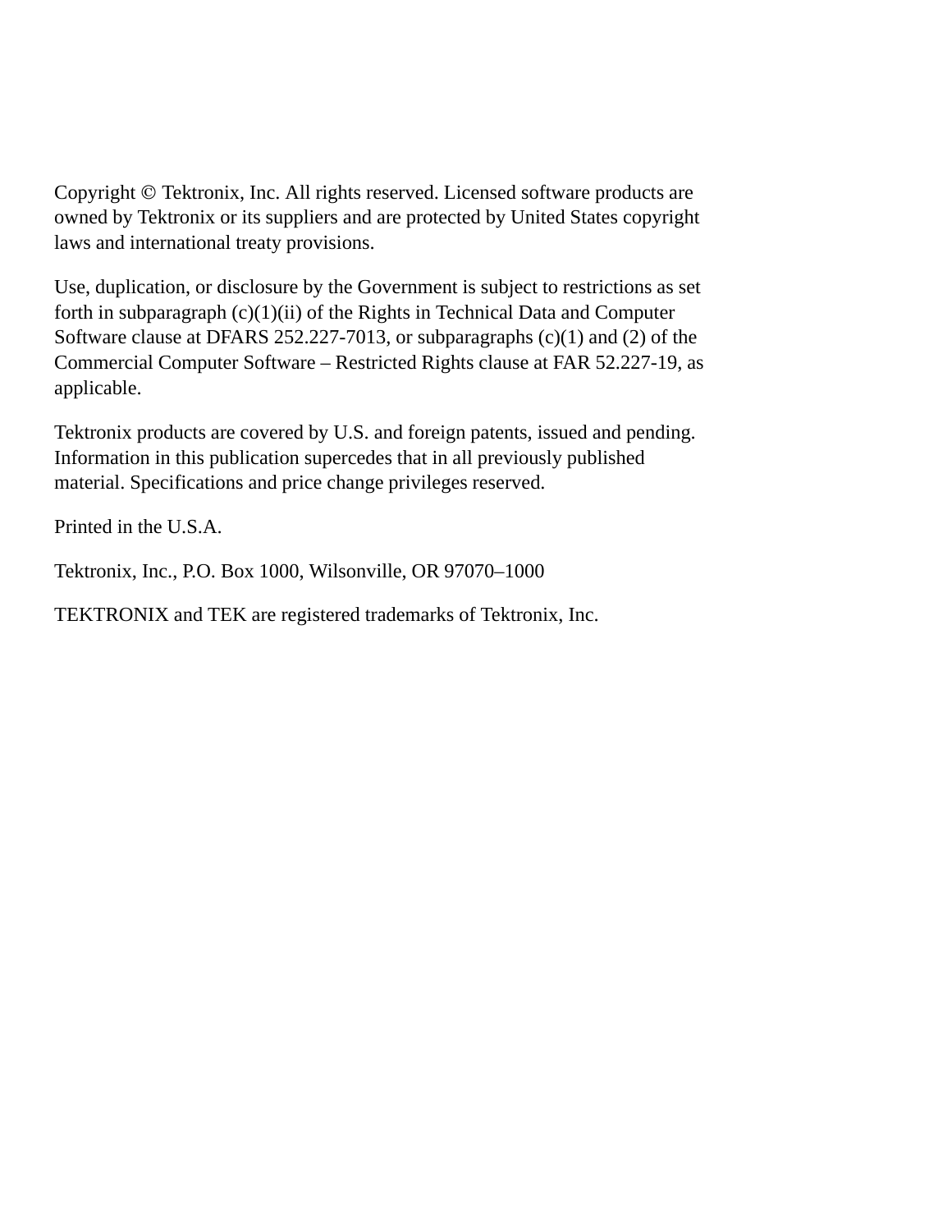Copyright © Tektronix, Inc. All rights reserved. Licensed software products are owned by Tektronix or its suppliers and are protected by United States copyright laws and international treaty provisions.

Use, duplication, or disclosure by the Government is subject to restrictions as set forth in subparagraph (c)(1)(ii) of the Rights in Technical Data and Computer Software clause at DFARS 252.227-7013, or subparagraphs (c)(1) and (2) of the Commercial Computer Software – Restricted Rights clause at FAR 52.227-19, as applicable.

Tektronix products are covered by U.S. and foreign patents, issued and pending. Information in this publication supercedes that in all previously published material. Specifications and price change privileges reserved.

Printed in the U.S.A.

Tektronix, Inc., P.O. Box 1000, Wilsonville, OR 97070–1000

TEKTRONIX and TEK are registered trademarks of Tektronix, Inc.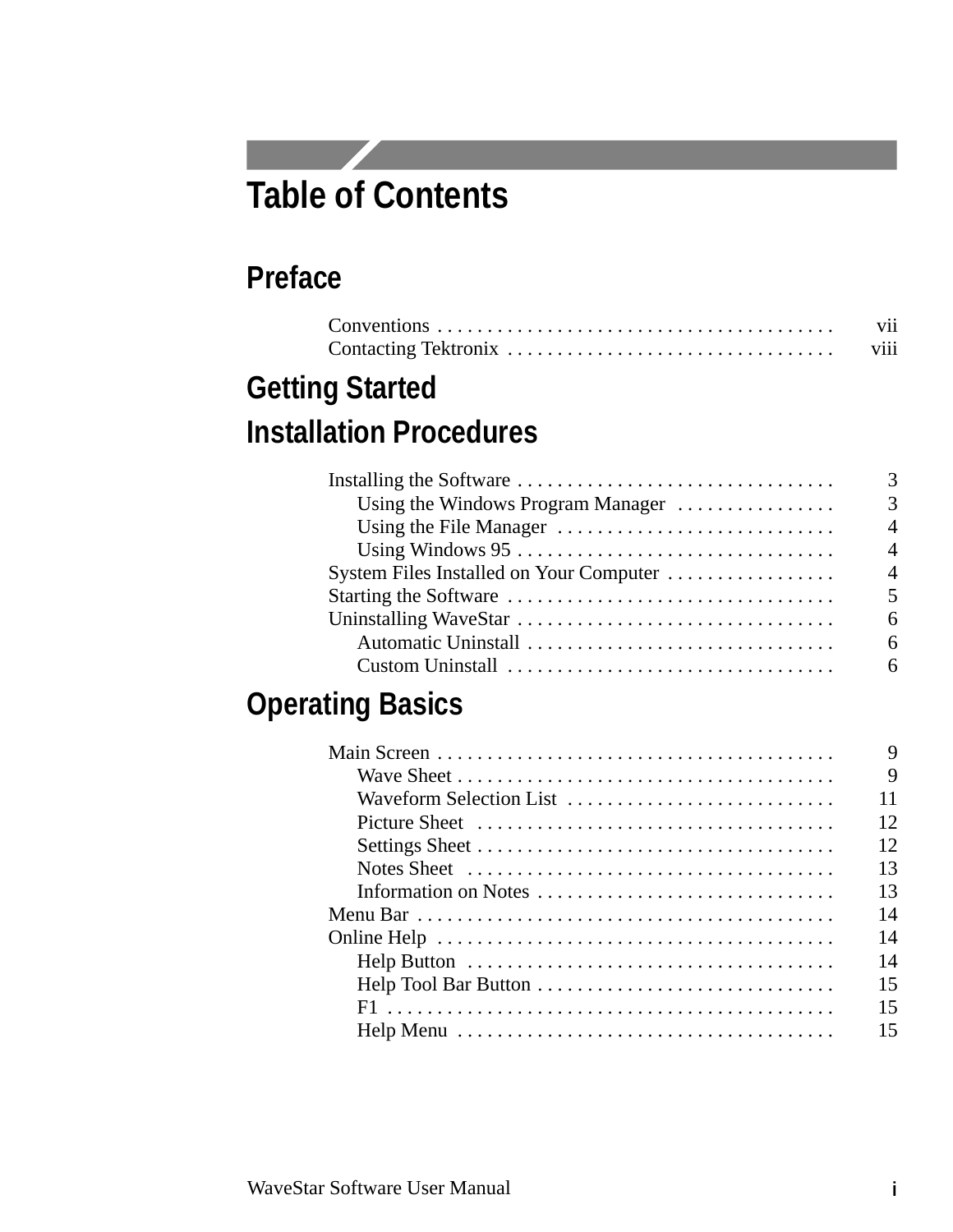# Table of Contents

## Preface

Conventions . . . . . . . . . . . . . . . . . . . . . . . . . . . . . . . . . . . . . . . . vii
Contacting Tektronix . . . . . . . . . . . . . . . . . . . . . . . . . . . . . . . . viii

## Getting Started

## Installation Procedures

Installing the Software . . . . . . . . . . . . . . . . . . . . . . . . . . . . . . . . 3
    Using the Windows Program Manager . . . . . . . . . . . . . . . . 3
    Using the File Manager . . . . . . . . . . . . . . . . . . . . . . . . . . . . 4
    Using Windows 95 . . . . . . . . . . . . . . . . . . . . . . . . . . . . . . . . 4
System Files Installed on Your Computer . . . . . . . . . . . . . . . . . 4
Starting the Software . . . . . . . . . . . . . . . . . . . . . . . . . . . . . . . . . 5
Uninstalling WaveStar . . . . . . . . . . . . . . . . . . . . . . . . . . . . . . . . 6
    Automatic Uninstall . . . . . . . . . . . . . . . . . . . . . . . . . . . . . . . 6
    Custom Uninstall . . . . . . . . . . . . . . . . . . . . . . . . . . . . . . . . . 6

## Operating Basics

Main Screen . . . . . . . . . . . . . . . . . . . . . . . . . . . . . . . . . . . . . . . . 9
    Wave Sheet . . . . . . . . . . . . . . . . . . . . . . . . . . . . . . . . . . . . . . 9
    Waveform Selection List . . . . . . . . . . . . . . . . . . . . . . . . . . . 11
    Picture Sheet . . . . . . . . . . . . . . . . . . . . . . . . . . . . . . . . . . . . 12
    Settings Sheet . . . . . . . . . . . . . . . . . . . . . . . . . . . . . . . . . . . 12
    Notes Sheet . . . . . . . . . . . . . . . . . . . . . . . . . . . . . . . . . . . . . 13
    Information on Notes . . . . . . . . . . . . . . . . . . . . . . . . . . . . . . 13
Menu Bar . . . . . . . . . . . . . . . . . . . . . . . . . . . . . . . . . . . . . . . . . . 14
Online Help . . . . . . . . . . . . . . . . . . . . . . . . . . . . . . . . . . . . . . . . 14
    Help Button . . . . . . . . . . . . . . . . . . . . . . . . . . . . . . . . . . . . . 14
    Help Tool Bar Button . . . . . . . . . . . . . . . . . . . . . . . . . . . . . . 15
    F1 . . . . . . . . . . . . . . . . . . . . . . . . . . . . . . . . . . . . . . . . . . . . . 15
    Help Menu . . . . . . . . . . . . . . . . . . . . . . . . . . . . . . . . . . . . . . 15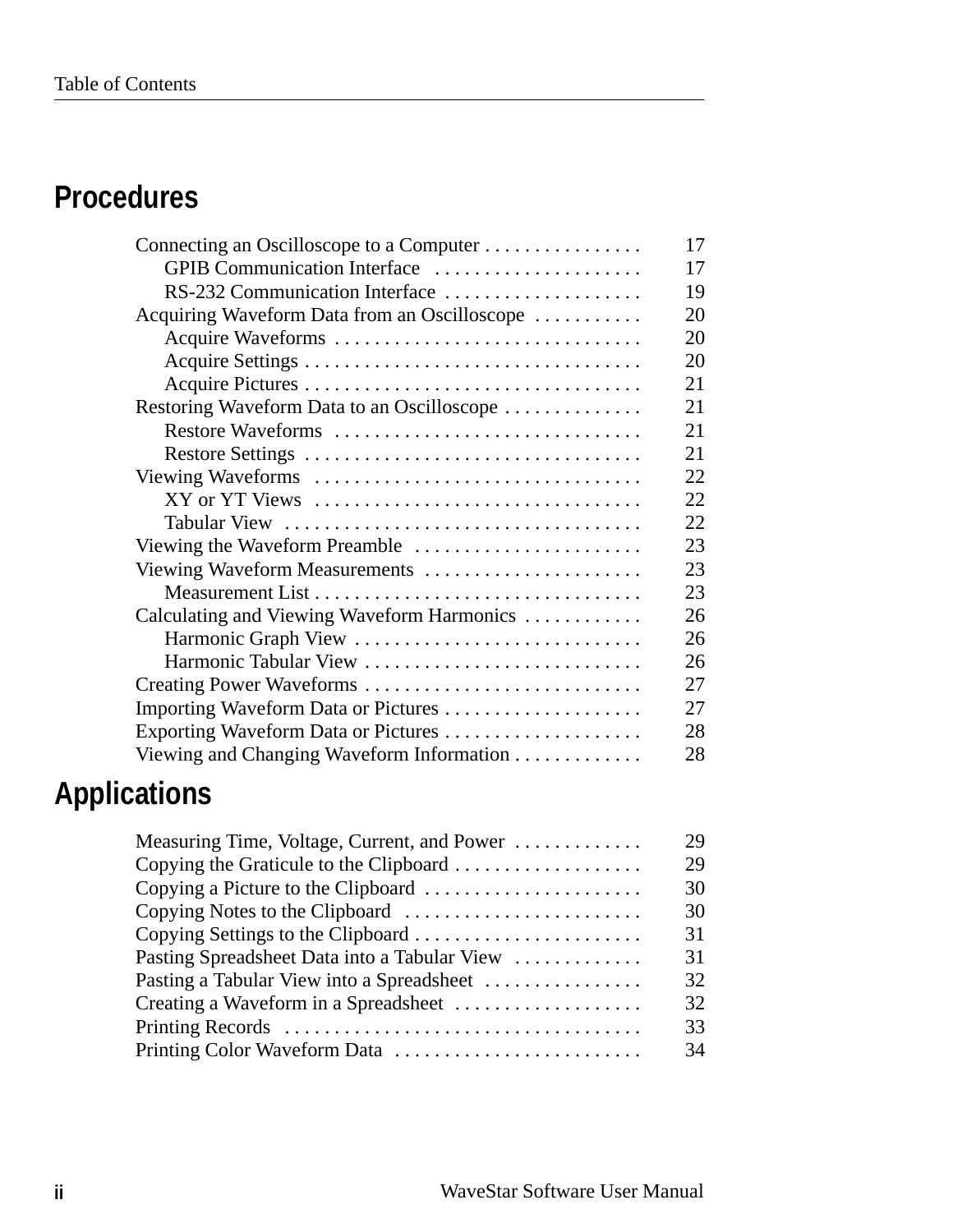## Procedures

| | |
|---|---|
| Connecting an Oscilloscope to a Computer | 17 |
| GPIB Communication Interface | 17 |
| RS-232 Communication Interface | 19 |
| Acquiring Waveform Data from an Oscilloscope | 20 |
| Acquire Waveforms | 20 |
| Acquire Settings | 20 |
| Acquire Pictures | 21 |
| Restoring Waveform Data to an Oscilloscope | 21 |
| Restore Waveforms | 21 |
| Restore Settings | 21 |
| Viewing Waveforms | 22 |
| XY or YT Views | 22 |
| Tabular View | 22 |
| Viewing the Waveform Preamble | 23 |
| Viewing Waveform Measurements | 23 |
| Measurement List | 23 |
| Calculating and Viewing Waveform Harmonics | 26 |
| Harmonic Graph View | 26 |
| Harmonic Tabular View | 26 |
| Creating Power Waveforms | 27 |
| Importing Waveform Data or Pictures | 27 |
| Exporting Waveform Data or Pictures | 28 |
| Viewing and Changing Waveform Information | 28 |

## Applications

| | |
|---|---|
| Measuring Time, Voltage, Current, and Power | 29 |
| Copying the Graticule to the Clipboard | 29 |
| Copying a Picture to the Clipboard | 30 |
| Copying Notes to the Clipboard | 30 |
| Copying Settings to the Clipboard | 31 |
| Pasting Spreadsheet Data into a Tabular View | 31 |
| Pasting a Tabular View into a Spreadsheet | 32 |
| Creating a Waveform in a Spreadsheet | 32 |
| Printing Records | 33 |
| Printing Color Waveform Data | 34 |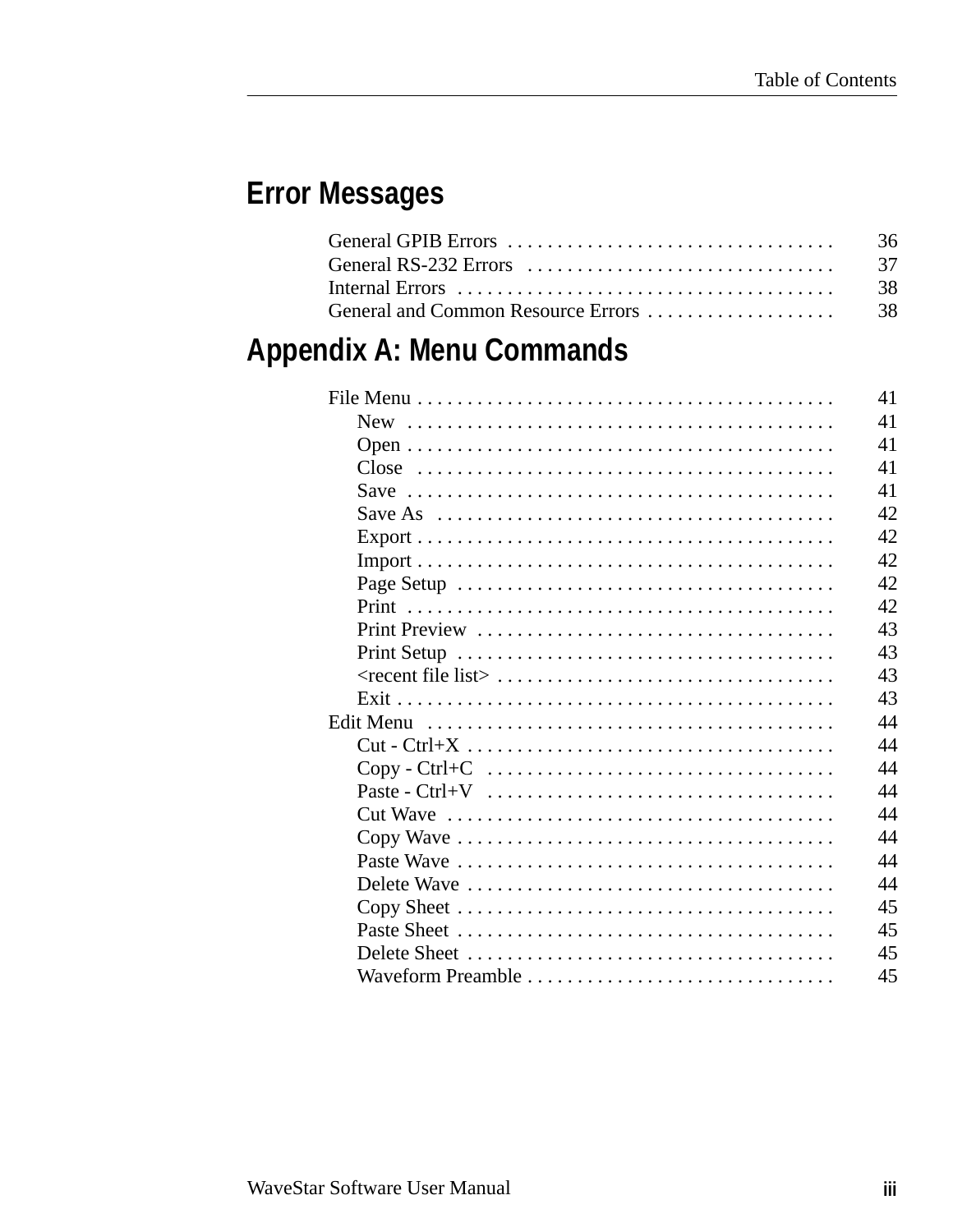## Error Messages

General GPIB Errors . . . . . . . . . . . . . . . . . . . . . . . . . . . . . . . . 36
General RS-232 Errors . . . . . . . . . . . . . . . . . . . . . . . . . . . . . . 37
Internal Errors . . . . . . . . . . . . . . . . . . . . . . . . . . . . . . . . . . . . . 38
General and Common Resource Errors . . . . . . . . . . . . . . . . . . . 38

## Appendix A: Menu Commands

File Menu . . . . . . . . . . . . . . . . . . . . . . . . . . . . . . . . . . . . . . . . . . 41
- New . . . . . . . . . . . . . . . . . . . . . . . . . . . . . . . . . . . . . . . . . . . 41
- Open . . . . . . . . . . . . . . . . . . . . . . . . . . . . . . . . . . . . . . . . . . 41
- Close . . . . . . . . . . . . . . . . . . . . . . . . . . . . . . . . . . . . . . . . . . 41
- Save . . . . . . . . . . . . . . . . . . . . . . . . . . . . . . . . . . . . . . . . . . 41
- Save As . . . . . . . . . . . . . . . . . . . . . . . . . . . . . . . . . . . . . . . . 42
- Export . . . . . . . . . . . . . . . . . . . . . . . . . . . . . . . . . . . . . . . . . 42
- Import . . . . . . . . . . . . . . . . . . . . . . . . . . . . . . . . . . . . . . . . . 42
- Page Setup . . . . . . . . . . . . . . . . . . . . . . . . . . . . . . . . . . . . . 42
- Print . . . . . . . . . . . . . . . . . . . . . . . . . . . . . . . . . . . . . . . . . . 42
- Print Preview . . . . . . . . . . . . . . . . . . . . . . . . . . . . . . . . . . . 43
- Print Setup . . . . . . . . . . . . . . . . . . . . . . . . . . . . . . . . . . . . . 43
- <recent file list> . . . . . . . . . . . . . . . . . . . . . . . . . . . . . . . . . 43
- Exit . . . . . . . . . . . . . . . . . . . . . . . . . . . . . . . . . . . . . . . . . . . 43

Edit Menu . . . . . . . . . . . . . . . . . . . . . . . . . . . . . . . . . . . . . . . . . 44
- Cut - Ctrl+X . . . . . . . . . . . . . . . . . . . . . . . . . . . . . . . . . . . . 44
- Copy - Ctrl+C . . . . . . . . . . . . . . . . . . . . . . . . . . . . . . . . . . . 44
- Paste - Ctrl+V . . . . . . . . . . . . . . . . . . . . . . . . . . . . . . . . . . 44
- Cut Wave . . . . . . . . . . . . . . . . . . . . . . . . . . . . . . . . . . . . . . 44
- Copy Wave . . . . . . . . . . . . . . . . . . . . . . . . . . . . . . . . . . . . . 44
- Paste Wave . . . . . . . . . . . . . . . . . . . . . . . . . . . . . . . . . . . . 44
- Delete Wave . . . . . . . . . . . . . . . . . . . . . . . . . . . . . . . . . . . . 44
- Copy Sheet . . . . . . . . . . . . . . . . . . . . . . . . . . . . . . . . . . . . . 45
- Paste Sheet . . . . . . . . . . . . . . . . . . . . . . . . . . . . . . . . . . . . 45
- Delete Sheet . . . . . . . . . . . . . . . . . . . . . . . . . . . . . . . . . . . 45
- Waveform Preamble . . . . . . . . . . . . . . . . . . . . . . . . . . . . . . 45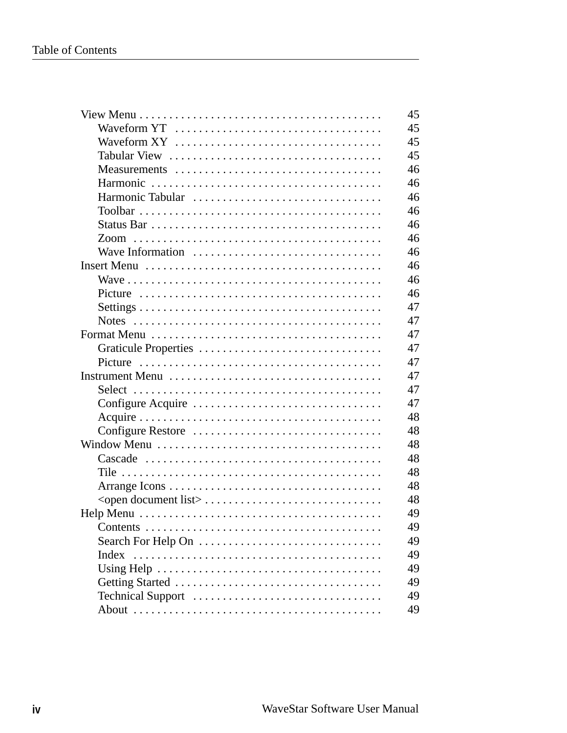View Menu . . . . . . . . . . . . . . . . . . . . . . . . . . . . . . . . . . . . . . . . . 45
- Waveform YT . . . . . . . . . . . . . . . . . . . . . . . . . . . . . . . . . . . 45
- Waveform XY . . . . . . . . . . . . . . . . . . . . . . . . . . . . . . . . . . . 45
- Tabular View . . . . . . . . . . . . . . . . . . . . . . . . . . . . . . . . . . . . 45
- Measurements . . . . . . . . . . . . . . . . . . . . . . . . . . . . . . . . . . . 46
- Harmonic . . . . . . . . . . . . . . . . . . . . . . . . . . . . . . . . . . . . . . . 46
- Harmonic Tabular . . . . . . . . . . . . . . . . . . . . . . . . . . . . . . . . 46
- Toolbar . . . . . . . . . . . . . . . . . . . . . . . . . . . . . . . . . . . . . . . . . 46
- Status Bar . . . . . . . . . . . . . . . . . . . . . . . . . . . . . . . . . . . . . . . 46
- Zoom . . . . . . . . . . . . . . . . . . . . . . . . . . . . . . . . . . . . . . . . . . 46
- Wave Information . . . . . . . . . . . . . . . . . . . . . . . . . . . . . . . . 46

Insert Menu . . . . . . . . . . . . . . . . . . . . . . . . . . . . . . . . . . . . . . . . 46
- Wave . . . . . . . . . . . . . . . . . . . . . . . . . . . . . . . . . . . . . . . . . . . 46
- Picture . . . . . . . . . . . . . . . . . . . . . . . . . . . . . . . . . . . . . . . . . 46
- Settings . . . . . . . . . . . . . . . . . . . . . . . . . . . . . . . . . . . . . . . . . 47
- Notes . . . . . . . . . . . . . . . . . . . . . . . . . . . . . . . . . . . . . . . . . . 47

Format Menu . . . . . . . . . . . . . . . . . . . . . . . . . . . . . . . . . . . . . . . 47
- Graticule Properties . . . . . . . . . . . . . . . . . . . . . . . . . . . . . . . 47
- Picture . . . . . . . . . . . . . . . . . . . . . . . . . . . . . . . . . . . . . . . . . 47

Instrument Menu . . . . . . . . . . . . . . . . . . . . . . . . . . . . . . . . . . . . 47
- Select . . . . . . . . . . . . . . . . . . . . . . . . . . . . . . . . . . . . . . . . . . 47
- Configure Acquire . . . . . . . . . . . . . . . . . . . . . . . . . . . . . . . . 47
- Acquire . . . . . . . . . . . . . . . . . . . . . . . . . . . . . . . . . . . . . . . . . 48
- Configure Restore . . . . . . . . . . . . . . . . . . . . . . . . . . . . . . . . 48

Window Menu . . . . . . . . . . . . . . . . . . . . . . . . . . . . . . . . . . . . . . 48
- Cascade . . . . . . . . . . . . . . . . . . . . . . . . . . . . . . . . . . . . . . . . 48
- Tile . . . . . . . . . . . . . . . . . . . . . . . . . . . . . . . . . . . . . . . . . . . . 48
- Arrange Icons . . . . . . . . . . . . . . . . . . . . . . . . . . . . . . . . . . . . 48
- <open document list> . . . . . . . . . . . . . . . . . . . . . . . . . . . . . . 48

Help Menu . . . . . . . . . . . . . . . . . . . . . . . . . . . . . . . . . . . . . . . . . 49
- Contents . . . . . . . . . . . . . . . . . . . . . . . . . . . . . . . . . . . . . . . . 49
- Search For Help On . . . . . . . . . . . . . . . . . . . . . . . . . . . . . . . 49
- Index . . . . . . . . . . . . . . . . . . . . . . . . . . . . . . . . . . . . . . . . . . 49
- Using Help . . . . . . . . . . . . . . . . . . . . . . . . . . . . . . . . . . . . . . 49
- Getting Started . . . . . . . . . . . . . . . . . . . . . . . . . . . . . . . . . . . 49
- Technical Support . . . . . . . . . . . . . . . . . . . . . . . . . . . . . . . . 49
- About . . . . . . . . . . . . . . . . . . . . . . . . . . . . . . . . . . . . . . . . . . 49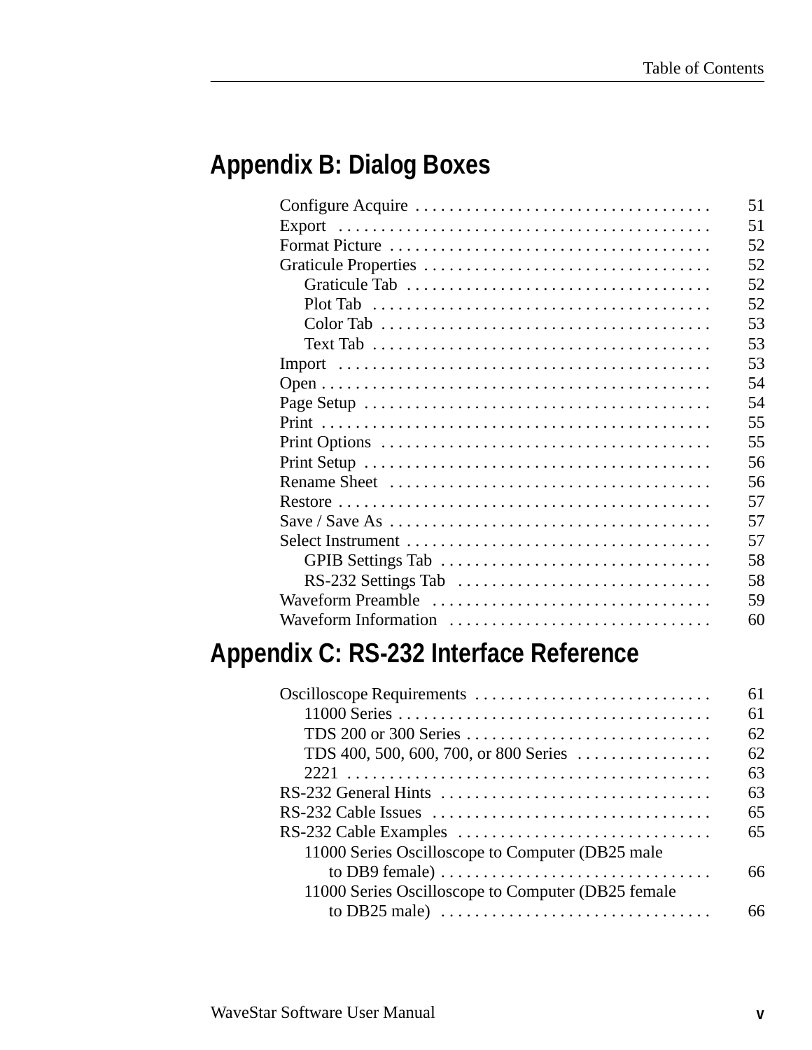## Appendix B: Dialog Boxes

Configure Acquire . . . . . . . . . . . . . . . . . . . . . . . . . . . . . . . . . . 51
Export . . . . . . . . . . . . . . . . . . . . . . . . . . . . . . . . . . . . . . . . . . . 51
Format Picture . . . . . . . . . . . . . . . . . . . . . . . . . . . . . . . . . . . . . 52
Graticule Properties . . . . . . . . . . . . . . . . . . . . . . . . . . . . . . . . . 52
- Graticule Tab . . . . . . . . . . . . . . . . . . . . . . . . . . . . . . . . . . . 52
- Plot Tab . . . . . . . . . . . . . . . . . . . . . . . . . . . . . . . . . . . . . . . 52
- Color Tab . . . . . . . . . . . . . . . . . . . . . . . . . . . . . . . . . . . . . . 53
- Text Tab . . . . . . . . . . . . . . . . . . . . . . . . . . . . . . . . . . . . . . . 53

Import . . . . . . . . . . . . . . . . . . . . . . . . . . . . . . . . . . . . . . . . . . . 53
Open . . . . . . . . . . . . . . . . . . . . . . . . . . . . . . . . . . . . . . . . . . . . . 54
Page Setup . . . . . . . . . . . . . . . . . . . . . . . . . . . . . . . . . . . . . . . . 54
Print . . . . . . . . . . . . . . . . . . . . . . . . . . . . . . . . . . . . . . . . . . . . . 55
Print Options . . . . . . . . . . . . . . . . . . . . . . . . . . . . . . . . . . . . . . 55
Print Setup . . . . . . . . . . . . . . . . . . . . . . . . . . . . . . . . . . . . . . . . 56
Rename Sheet . . . . . . . . . . . . . . . . . . . . . . . . . . . . . . . . . . . . . 56
Restore . . . . . . . . . . . . . . . . . . . . . . . . . . . . . . . . . . . . . . . . . . . 57
Save / Save As . . . . . . . . . . . . . . . . . . . . . . . . . . . . . . . . . . . . . 57
Select Instrument . . . . . . . . . . . . . . . . . . . . . . . . . . . . . . . . . . . 57
- GPIB Settings Tab . . . . . . . . . . . . . . . . . . . . . . . . . . . . . . . 58
- RS-232 Settings Tab . . . . . . . . . . . . . . . . . . . . . . . . . . . . . 58

Waveform Preamble . . . . . . . . . . . . . . . . . . . . . . . . . . . . . . . . 59
Waveform Information . . . . . . . . . . . . . . . . . . . . . . . . . . . . . . 60

## Appendix C: RS-232 Interface Reference

Oscilloscope Requirements . . . . . . . . . . . . . . . . . . . . . . . . . . . 61
- 11000 Series . . . . . . . . . . . . . . . . . . . . . . . . . . . . . . . . . . . . 61
- TDS 200 or 300 Series . . . . . . . . . . . . . . . . . . . . . . . . . . . . 62
- TDS 400, 500, 600, 700, or 800 Series . . . . . . . . . . . . . . . 62
- 2221 . . . . . . . . . . . . . . . . . . . . . . . . . . . . . . . . . . . . . . . . . . 63

RS-232 General Hints . . . . . . . . . . . . . . . . . . . . . . . . . . . . . . . 63
RS-232 Cable Issues . . . . . . . . . . . . . . . . . . . . . . . . . . . . . . . . 65
RS-232 Cable Examples . . . . . . . . . . . . . . . . . . . . . . . . . . . . . 65
- 11000 Series Oscilloscope to Computer (DB25 male to DB9 female) . . . . . . . . . . . . . . . . . . . . . . . . . . . . . . . 66
- 11000 Series Oscilloscope to Computer (DB25 female to DB25 male) . . . . . . . . . . . . . . . . . . . . . . . . . . . . . . . 66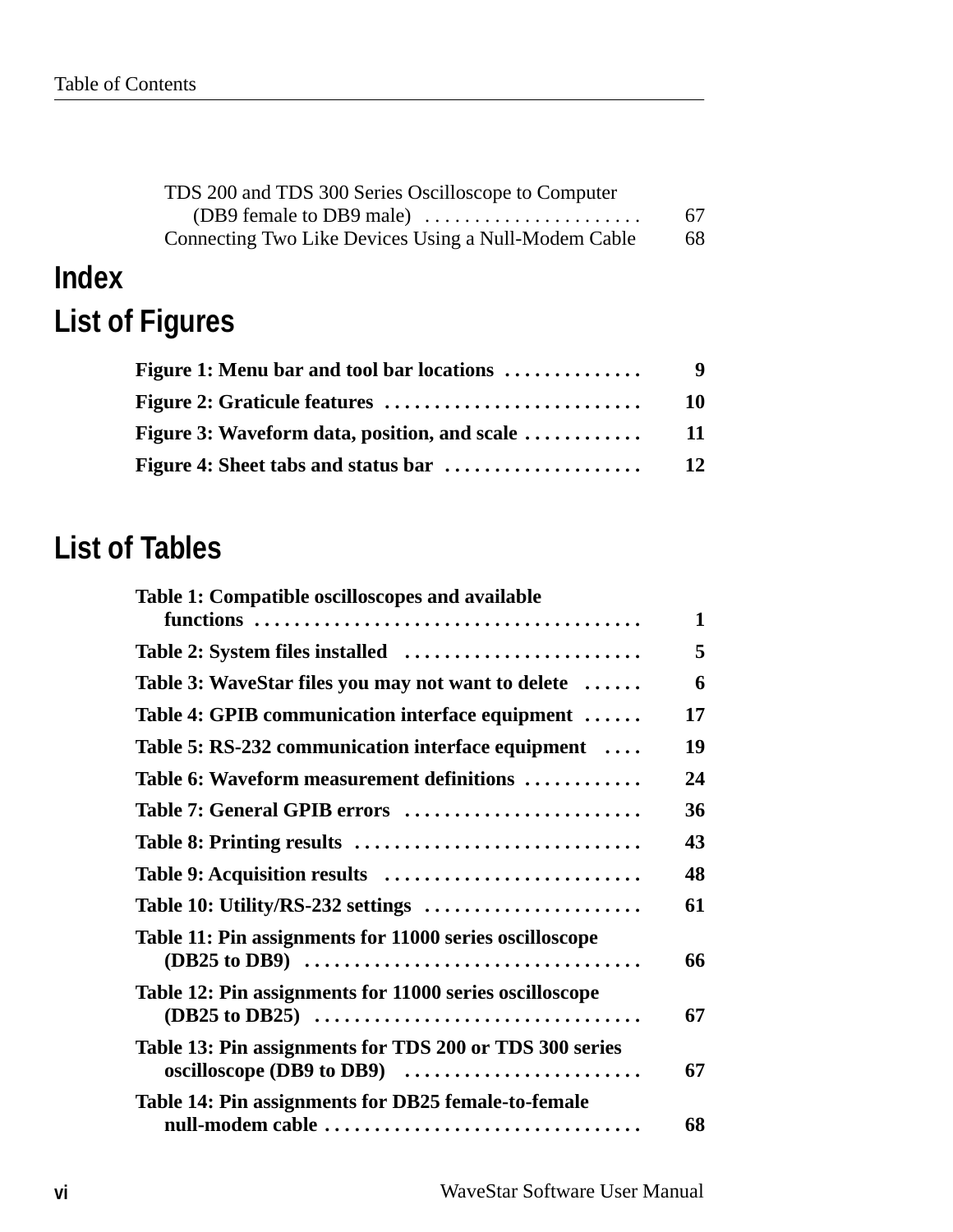TDS 200 and TDS 300 Series Oscilloscope to Computer (DB9 female to DB9 male) . . . . . . . . . . . . . . . . . . . . . . 67
Connecting Two Like Devices Using a Null-Modem Cable 68

# Index

# List of Figures

**Figure 1: Menu bar and tool bar locations . . . . . . . . . . . . . . 9**

**Figure 2: Graticule features . . . . . . . . . . . . . . . . . . . . . . . . . . 10**

**Figure 3: Waveform data, position, and scale . . . . . . . . . . . . 11**

**Figure 4: Sheet tabs and status bar . . . . . . . . . . . . . . . . . . . . 12**

# List of Tables

**Table 1: Compatible oscilloscopes and available functions . . . . . . . . . . . . . . . . . . . . . . . . . . . . . . . . . . . . . . . 1**

**Table 2: System files installed . . . . . . . . . . . . . . . . . . . . . . . . 5**

**Table 3: WaveStar files you may not want to delete . . . . . . 6**

**Table 4: GPIB communication interface equipment . . . . . . 17**

**Table 5: RS-232 communication interface equipment . . . . 19**

**Table 6: Waveform measurement definitions . . . . . . . . . . . . 24**

**Table 7: General GPIB errors . . . . . . . . . . . . . . . . . . . . . . . . 36**

**Table 8: Printing results . . . . . . . . . . . . . . . . . . . . . . . . . . . . . 43**

**Table 9: Acquisition results . . . . . . . . . . . . . . . . . . . . . . . . . . 48**

**Table 10: Utility/RS-232 settings . . . . . . . . . . . . . . . . . . . . . . 61**

**Table 11: Pin assignments for 11000 series oscilloscope (DB25 to DB9) . . . . . . . . . . . . . . . . . . . . . . . . . . . . . . . . . . 66**

**Table 12: Pin assignments for 11000 series oscilloscope (DB25 to DB25) . . . . . . . . . . . . . . . . . . . . . . . . . . . . . . . . . 67**

**Table 13: Pin assignments for TDS 200 or TDS 300 series oscilloscope (DB9 to DB9) . . . . . . . . . . . . . . . . . . . . . . . . 67**

**Table 14: Pin assignments for DB25 female-to-female null-modem cable . . . . . . . . . . . . . . . . . . . . . . . . . . . . . . . . 68**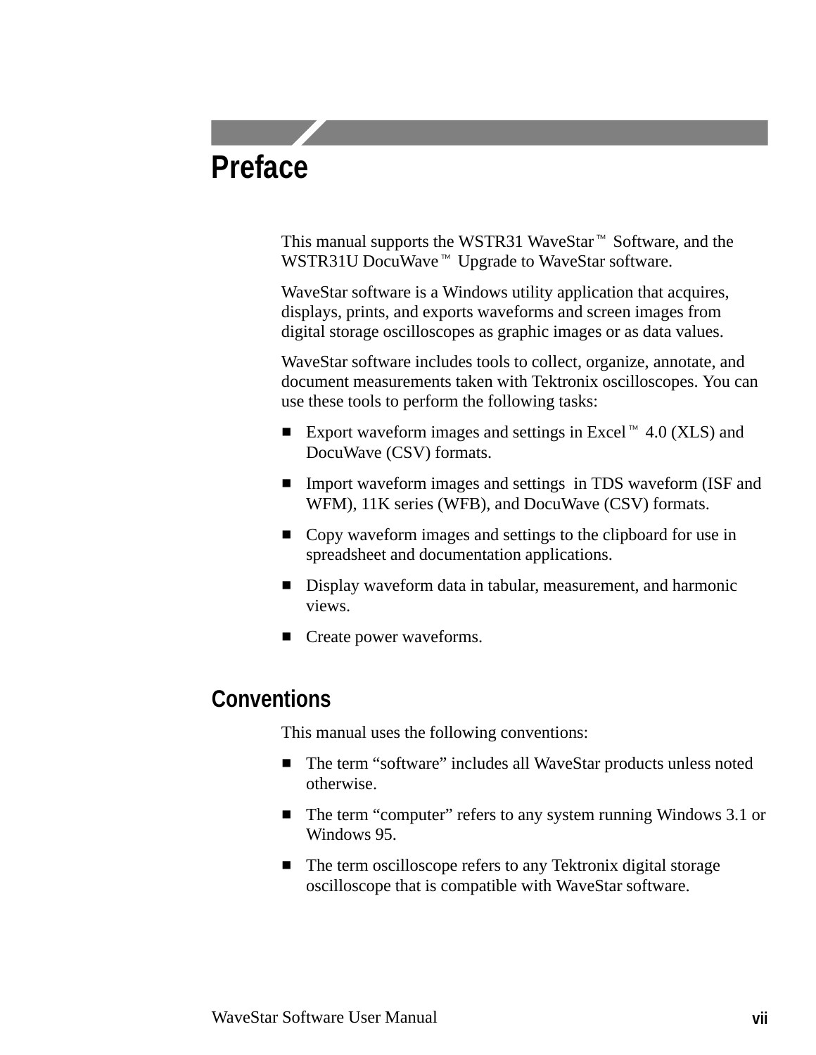# Preface

This manual supports the WSTR31 WaveStar™ Software, and the WSTR31U DocuWave™ Upgrade to WaveStar software.

WaveStar software is a Windows utility application that acquires, displays, prints, and exports waveforms and screen images from digital storage oscilloscopes as graphic images or as data values.

WaveStar software includes tools to collect, organize, annotate, and document measurements taken with Tektronix oscilloscopes. You can use these tools to perform the following tasks:

- Export waveform images and settings in Excel™ 4.0 (XLS) and DocuWave (CSV) formats.
- Import waveform images and settings  in TDS waveform (ISF and WFM), 11K series (WFB), and DocuWave (CSV) formats.
- Copy waveform images and settings to the clipboard for use in spreadsheet and documentation applications.
- Display waveform data in tabular, measurement, and harmonic views.
- Create power waveforms.

## Conventions

This manual uses the following conventions:

- The term "software" includes all WaveStar products unless noted otherwise.
- The term "computer" refers to any system running Windows 3.1 or Windows 95.
- The term oscilloscope refers to any Tektronix digital storage oscilloscope that is compatible with WaveStar software.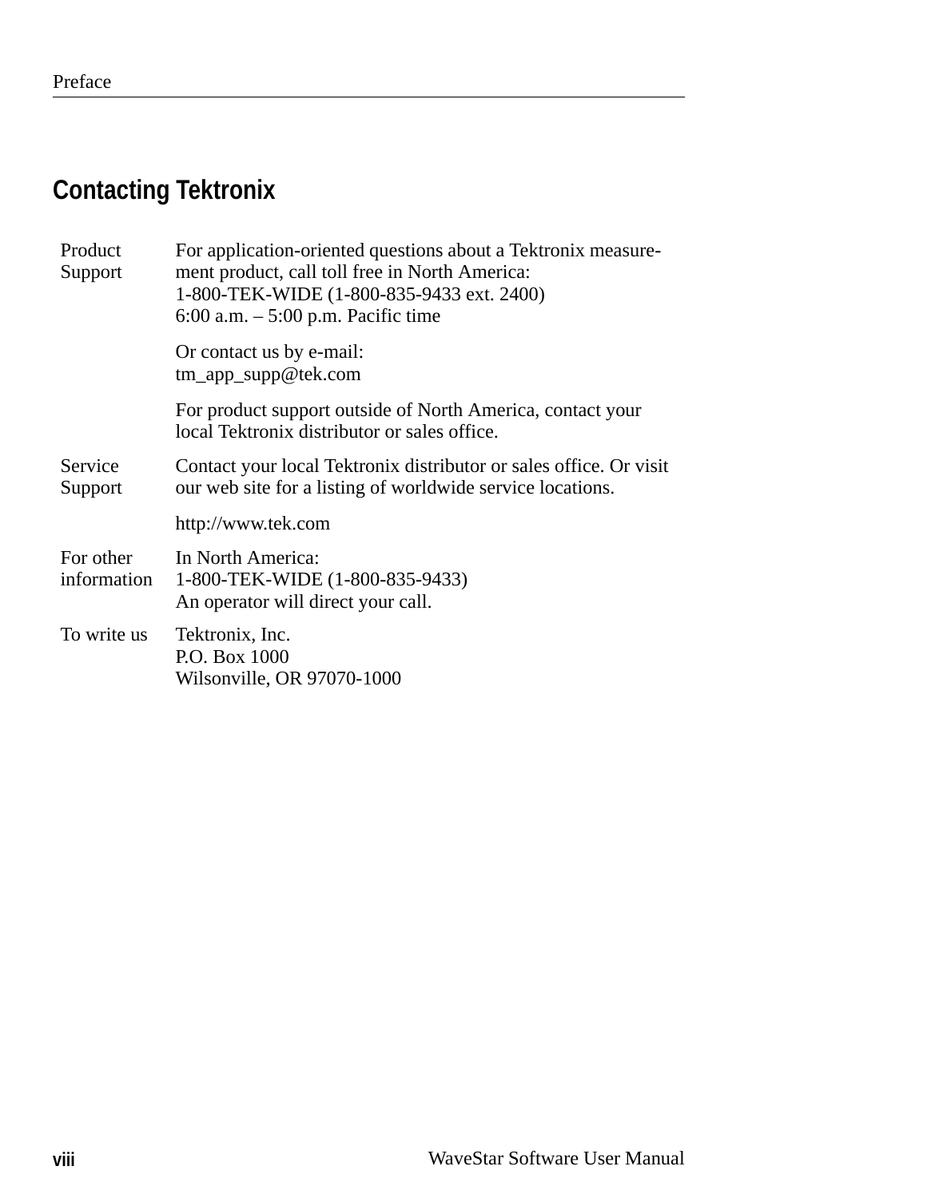## Contacting Tektronix

| | |
|---|---|
| Product Support | For application-oriented questions about a Tektronix measurement product, call toll free in North America:<br>1-800-TEK-WIDE (1-800-835-9433 ext. 2400)<br>6:00 a.m. – 5:00 p.m. Pacific time<br><br>Or contact us by e-mail:<br>tm_app_supp@tek.com<br><br>For product support outside of North America, contact your local Tektronix distributor or sales office. |
| Service Support | Contact your local Tektronix distributor or sales office. Or visit our web site for a listing of worldwide service locations.<br><br>http://www.tek.com |
| For other information | In North America:<br>1-800-TEK-WIDE (1-800-835-9433)<br>An operator will direct your call. |
| To write us | Tektronix, Inc.<br>P.O. Box 1000<br>Wilsonville, OR 97070-1000 |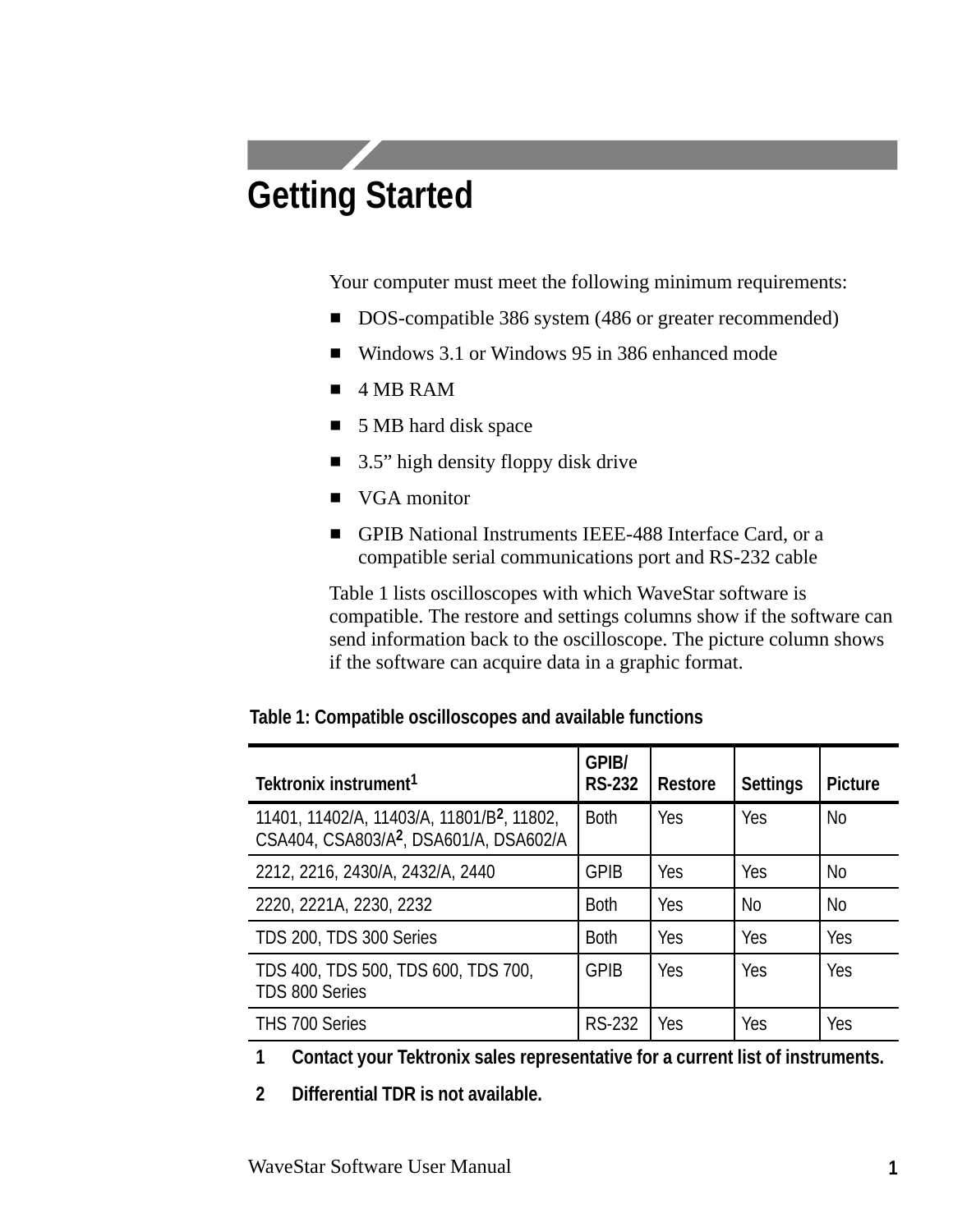# Getting Started

Your computer must meet the following minimum requirements:

- DOS-compatible 386 system (486 or greater recommended)
- Windows 3.1 or Windows 95 in 386 enhanced mode
- 4 MB RAM
- 5 MB hard disk space
- 3.5” high density floppy disk drive
- VGA monitor
- GPIB National Instruments IEEE-488 Interface Card, or a compatible serial communications port and RS-232 cable

Table 1 lists oscilloscopes with which WaveStar software is compatible. The restore and settings columns show if the software can send information back to the oscilloscope. The picture column shows if the software can acquire data in a graphic format.

**Table 1: Compatible oscilloscopes and available functions**

| Tektronix instrument[1] | GPIB/ RS-232 | Restore | Settings | Picture |
|---|---|---|---|---|
| 11401, 11402/A, 11403/A, 11801/B[2], 11802, CSA404, CSA803/A[2], DSA601/A, DSA602/A | Both | Yes | Yes | No |
| 2212, 2216, 2430/A, 2432/A, 2440 | GPIB | Yes | Yes | No |
| 2220, 2221A, 2230, 2232 | Both | Yes | No | No |
| TDS 200, TDS 300 Series | Both | Yes | Yes | Yes |
| TDS 400, TDS 500, TDS 600, TDS 700, TDS 800 Series | GPIB | Yes | Yes | Yes |
| THS 700 Series | RS-232 | Yes | Yes | Yes |

**1 Contact your Tektronix sales representative for a current list of instruments.**

**2 Differential TDR is not available.**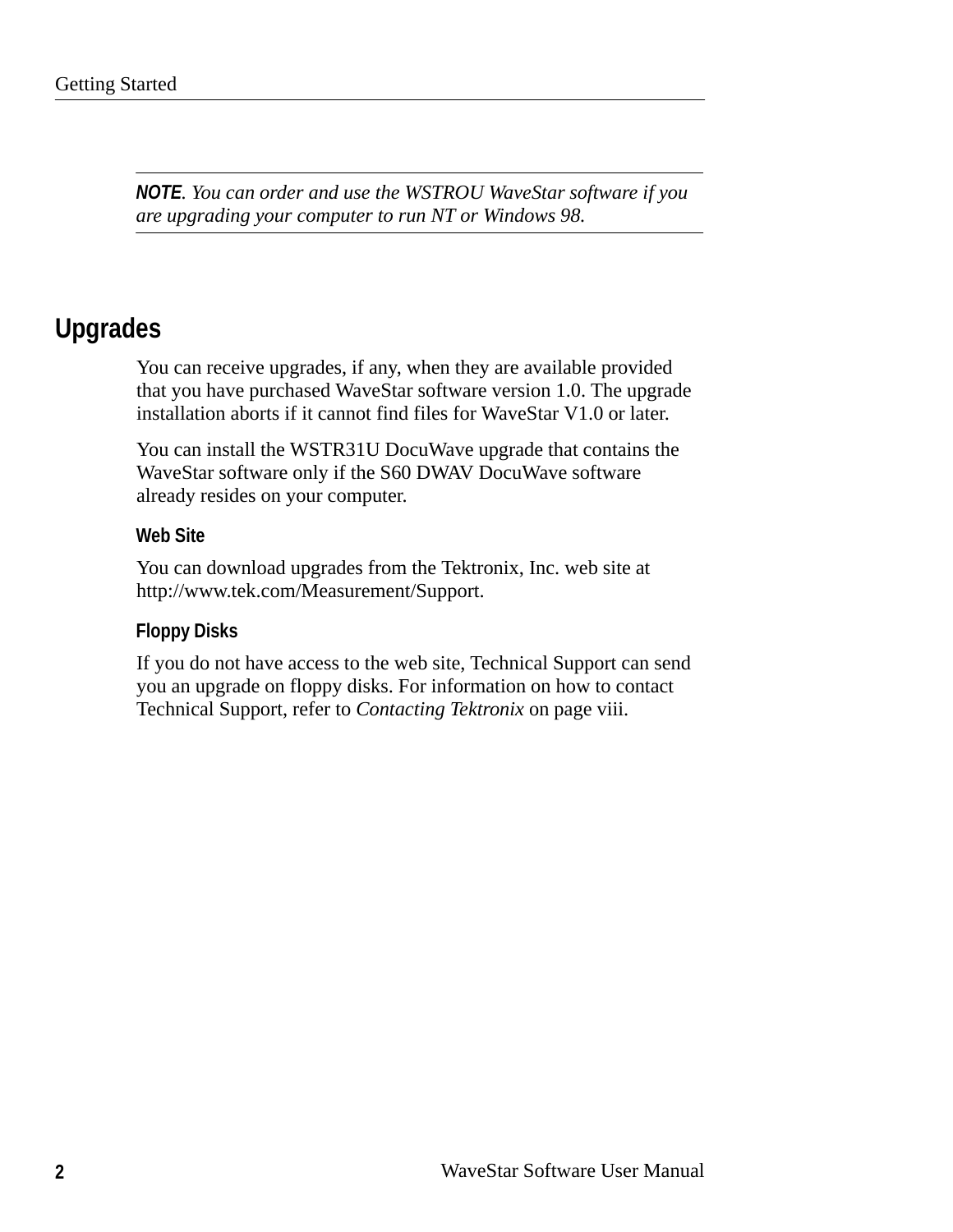**NOTE**. *You can order and use the WSTROU WaveStar software if you are upgrading your computer to run NT or Windows 98.*

## Upgrades

You can receive upgrades, if any, when they are available provided that you have purchased WaveStar software version 1.0. The upgrade installation aborts if it cannot find files for WaveStar V1.0 or later.

You can install the WSTR31U DocuWave upgrade that contains the WaveStar software only if the S60 DWAV DocuWave software already resides on your computer.

### Web Site

You can download upgrades from the Tektronix, Inc. web site at http://www.tek.com/Measurement/Support.

### Floppy Disks

If you do not have access to the web site, Technical Support can send you an upgrade on floppy disks. For information on how to contact Technical Support, refer to *Contacting Tektronix* on page viii.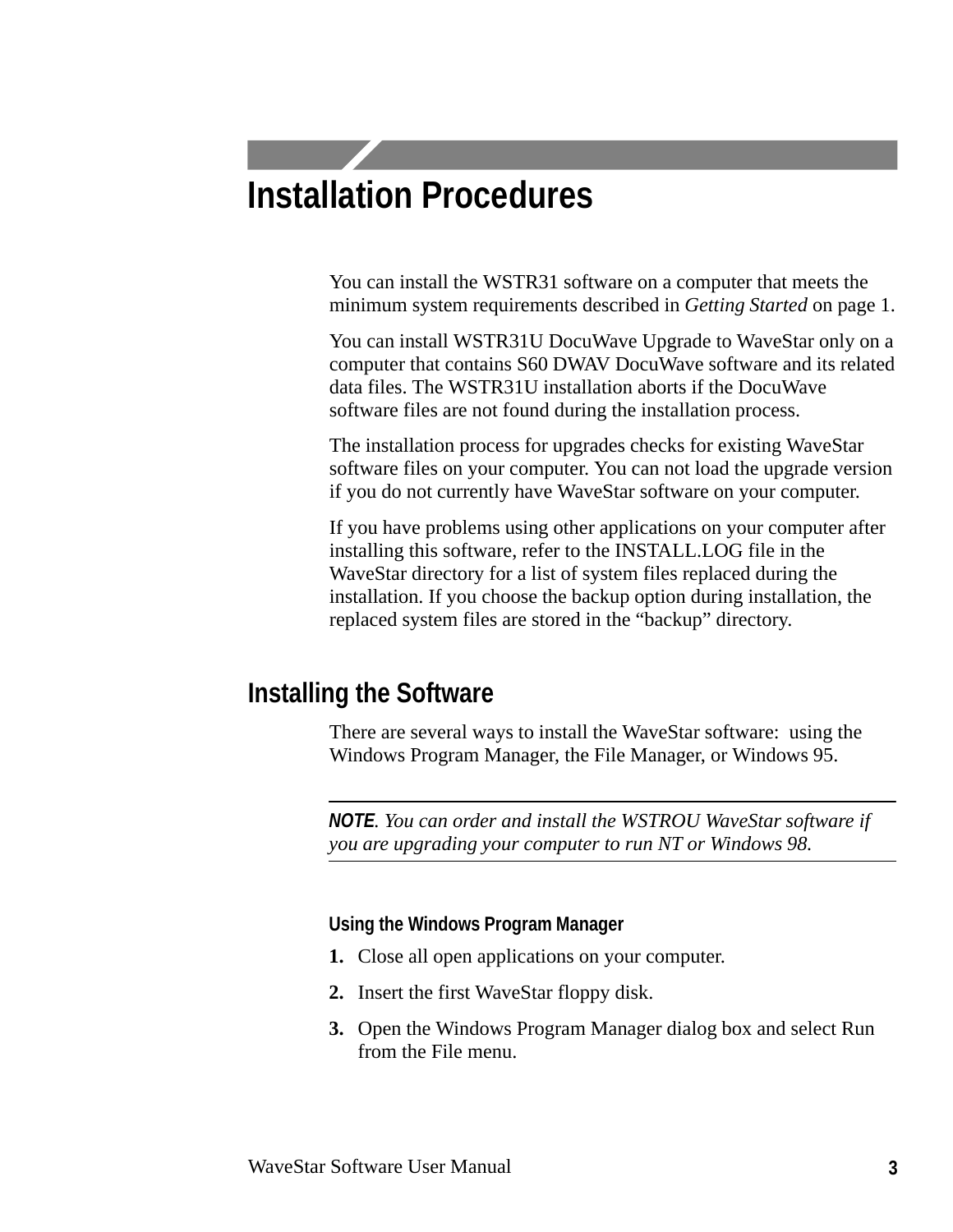# Installation Procedures

You can install the WSTR31 software on a computer that meets the minimum system requirements described in *Getting Started* on page 1.

You can install WSTR31U DocuWave Upgrade to WaveStar only on a computer that contains S60 DWAV DocuWave software and its related data files. The WSTR31U installation aborts if the DocuWave software files are not found during the installation process.

The installation process for upgrades checks for existing WaveStar software files on your computer. You can not load the upgrade version if you do not currently have WaveStar software on your computer.

If you have problems using other applications on your computer after installing this software, refer to the INSTALL.LOG file in the WaveStar directory for a list of system files replaced during the installation. If you choose the backup option during installation, the replaced system files are stored in the “backup” directory.

## Installing the Software

There are several ways to install the WaveStar software: using the Windows Program Manager, the File Manager, or Windows 95.

---

**NOTE**. *You can order and install the WSTROU WaveStar software if you are upgrading your computer to run NT or Windows 98.*

---

#### Using the Windows Program Manager

1. Close all open applications on your computer.
2. Insert the first WaveStar floppy disk.
3. Open the Windows Program Manager dialog box and select Run from the File menu.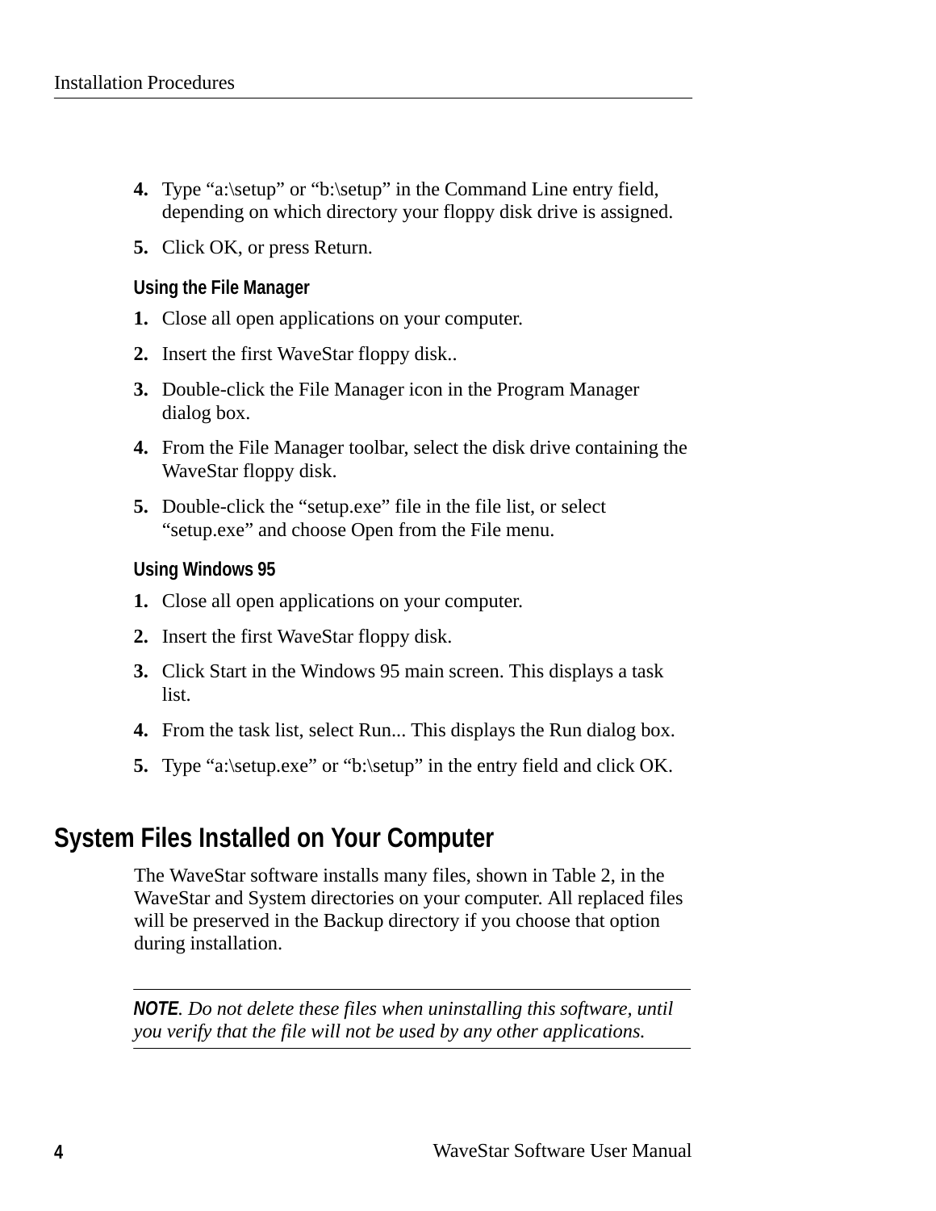4. Type “a:\setup” or “b:\setup” in the Command Line entry field, depending on which directory your floppy disk drive is assigned.
5. Click OK, or press Return.

### Using the File Manager

1. Close all open applications on your computer.
2. Insert the first WaveStar floppy disk..
3. Double-click the File Manager icon in the Program Manager dialog box.
4. From the File Manager toolbar, select the disk drive containing the WaveStar floppy disk.
5. Double-click the “setup.exe” file in the file list, or select “setup.exe” and choose Open from the File menu.

### Using Windows 95

1. Close all open applications on your computer.
2. Insert the first WaveStar floppy disk.
3. Click Start in the Windows 95 main screen. This displays a task list.
4. From the task list, select Run... This displays the Run dialog box.
5. Type “a:\setup.exe” or “b:\setup” in the entry field and click OK.

## System Files Installed on Your Computer

The WaveStar software installs many files, shown in Table 2, in the WaveStar and System directories on your computer. All replaced files will be preserved in the Backup directory if you choose that option during installation.

---

***NOTE***. *Do not delete these files when uninstalling this software, until you verify that the file will not be used by any other applications.*

---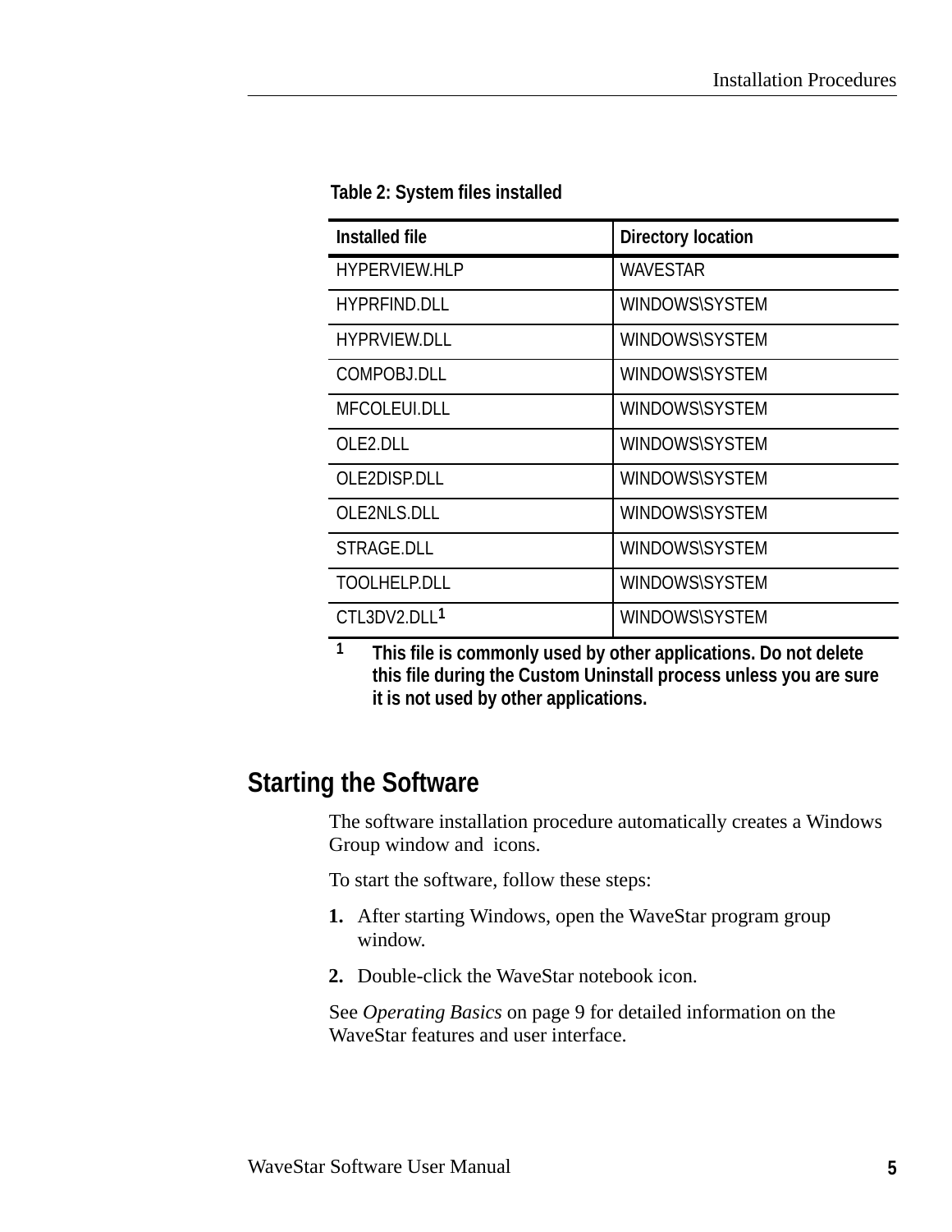**Table 2: System files installed**

| Installed file | Directory location |
|---|---|
| HYPERVIEW.HLP | WAVESTAR |
| HYPRFIND.DLL | WINDOWS\SYSTEM |
| HYPRVIEW.DLL | WINDOWS\SYSTEM |
| COMPOBJ.DLL | WINDOWS\SYSTEM |
| MFCOLEUI.DLL | WINDOWS\SYSTEM |
| OLE2.DLL | WINDOWS\SYSTEM |
| OLE2DISP.DLL | WINDOWS\SYSTEM |
| OLE2NLS.DLL | WINDOWS\SYSTEM |
| STRAGE.DLL | WINDOWS\SYSTEM |
| TOOLHELP.DLL | WINDOWS\SYSTEM |
| CTL3DV2.DLL[1] | WINDOWS\SYSTEM |

[1] **This file is commonly used by other applications. Do not delete this file during the Custom Uninstall process unless you are sure it is not used by other applications.**

## Starting the Software

The software installation procedure automatically creates a Windows Group window and icons.

To start the software, follow these steps:

1. After starting Windows, open the WaveStar program group window.
2. Double-click the WaveStar notebook icon.

See *Operating Basics* on page 9 for detailed information on the WaveStar features and user interface.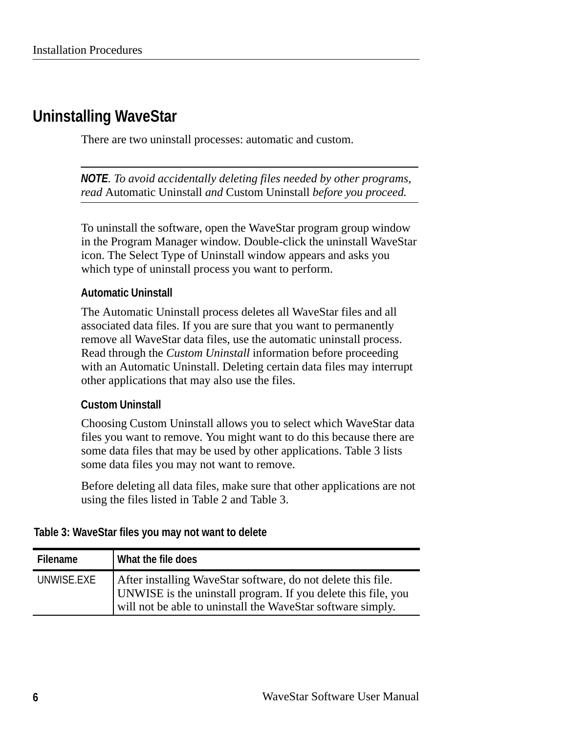## Uninstalling WaveStar

There are two uninstall processes: automatic and custom.

---

***NOTE**. To avoid accidentally deleting files needed by other programs, read* Automatic Uninstall *and* Custom Uninstall *before you proceed.*

---

To uninstall the software, open the WaveStar program group window in the Program Manager window. Double-click the uninstall WaveStar icon. The Select Type of Uninstall window appears and asks you which type of uninstall process you want to perform.

### Automatic Uninstall

The Automatic Uninstall process deletes all WaveStar files and all associated data files. If you are sure that you want to permanently remove all WaveStar data files, use the automatic uninstall process. Read through the *Custom Uninstall* information before proceeding with an Automatic Uninstall. Deleting certain data files may interrupt other applications that may also use the files.

### Custom Uninstall

Choosing Custom Uninstall allows you to select which WaveStar data files you want to remove. You might want to do this because there are some data files that may be used by other applications. Table 3 lists some data files you may not want to remove.

Before deleting all data files, make sure that other applications are not using the files listed in Table 2 and Table 3.

**Table 3: WaveStar files you may not want to delete**

| Filename | What the file does |
|---|---|
| UNWISE.EXE | After installing WaveStar software, do not delete this file. UNWISE is the uninstall program. If you delete this file, you will not be able to uninstall the WaveStar software simply. |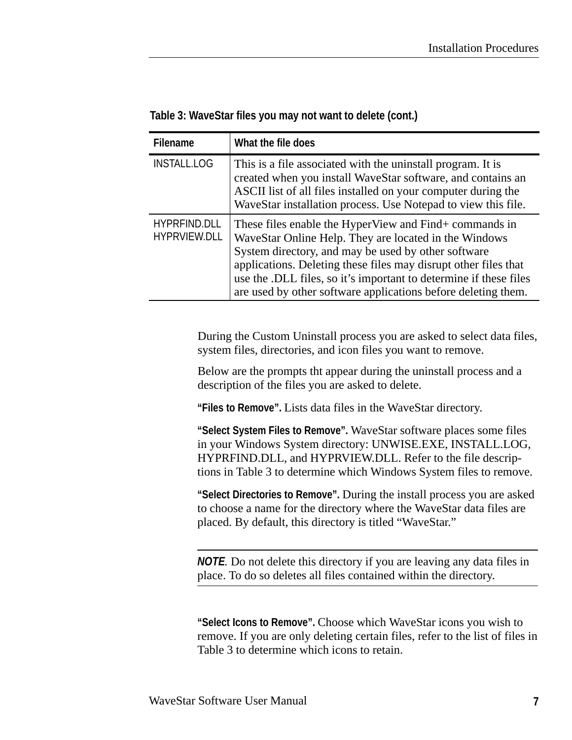**Table 3: WaveStar files you may not want to delete (cont.)**

| Filename | What the file does |
|---|---|
| INSTALL.LOG | This is a file associated with the uninstall program. It is created when you install WaveStar software, and contains an ASCII list of all files installed on your computer during the WaveStar installation process. Use Notepad to view this file. |
| HYPRFIND.DLL HYPRVIEW.DLL | These files enable the HyperView and Find+ commands in WaveStar Online Help. They are located in the Windows System directory, and may be used by other software applications. Deleting these files may disrupt other files that use the .DLL files, so it's important to determine if these files are used by other software applications before deleting them. |

During the Custom Uninstall process you are asked to select data files, system files, directories, and icon files you want to remove.

Below are the prompts tht appear during the uninstall process and a description of the files you are asked to delete.

**"Files to Remove".** Lists data files in the WaveStar directory.

**"Select System Files to Remove".** WaveStar software places some files in your Windows System directory: UNWISE.EXE, INSTALL.LOG, HYPRFIND.DLL, and HYPRVIEW.DLL. Refer to the file descriptions in Table 3 to determine which Windows System files to remove.

**"Select Directories to Remove".** During the install process you are asked to choose a name for the directory where the WaveStar data files are placed. By default, this directory is titled "WaveStar."

---

***NOTE***. Do not delete this directory if you are leaving any data files in place. To do so deletes all files contained within the directory.

---

**"Select Icons to Remove".** Choose which WaveStar icons you wish to remove. If you are only deleting certain files, refer to the list of files in Table 3 to determine which icons to retain.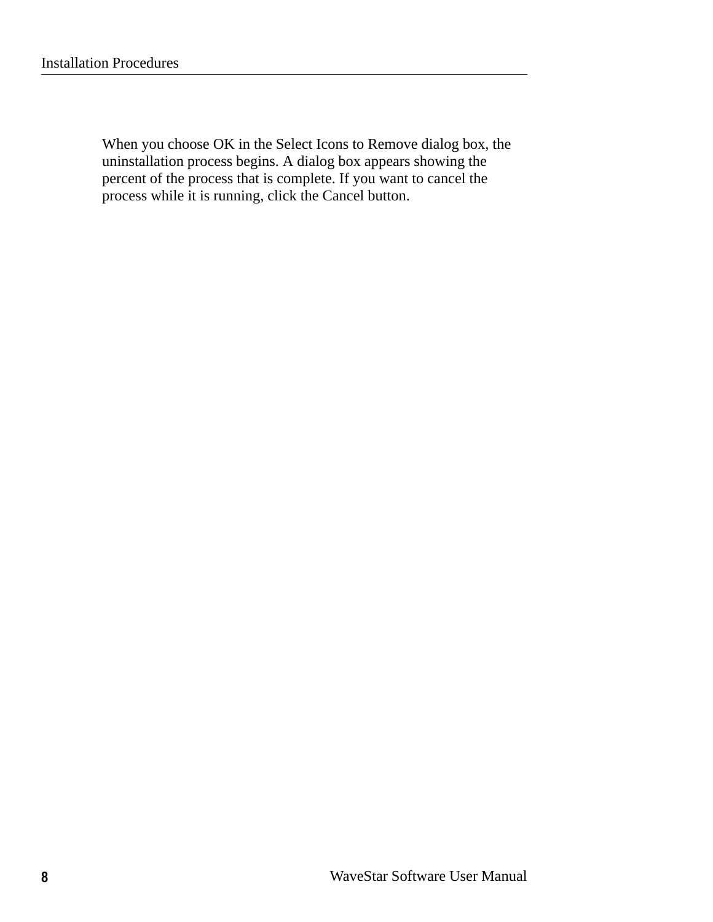When you choose OK in the Select Icons to Remove dialog box, the uninstallation process begins. A dialog box appears showing the percent of the process that is complete. If you want to cancel the process while it is running, click the Cancel button.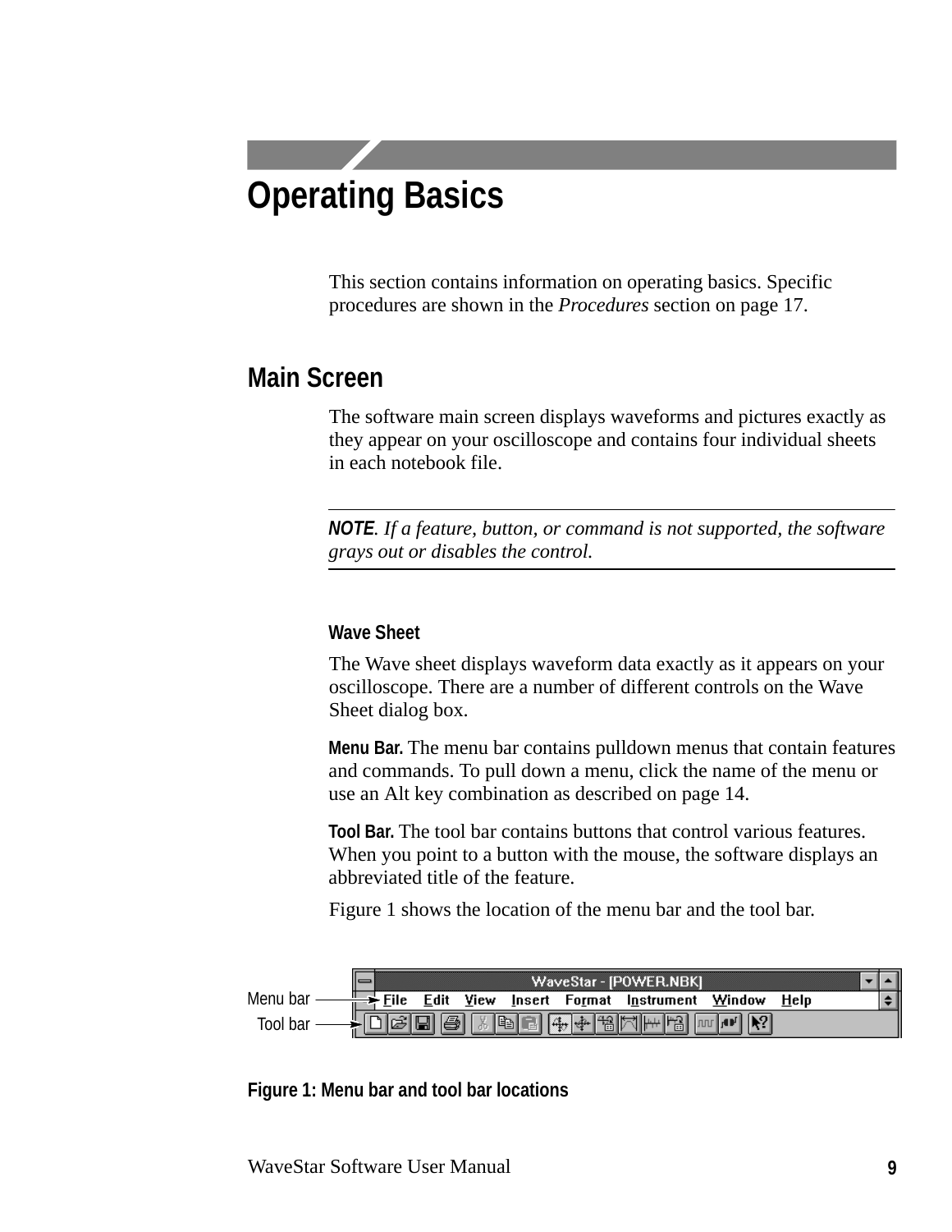# Operating Basics

This section contains information on operating basics. Specific procedures are shown in the *Procedures* section on page 17.

## Main Screen

The software main screen displays waveforms and pictures exactly as they appear on your oscilloscope and contains four individual sheets in each notebook file.

---

**NOTE**. *If a feature, button, or command is not supported, the software grays out or disables the control.*

---

### Wave Sheet

The Wave sheet displays waveform data exactly as it appears on your oscilloscope. There are a number of different controls on the Wave Sheet dialog box.

**Menu Bar.** The menu bar contains pulldown menus that contain features and commands. To pull down a menu, click the name of the menu or use an Alt key combination as described on page 14.

**Tool Bar.** The tool bar contains buttons that control various features. When you point to a button with the mouse, the software displays an abbreviated title of the feature.

Figure 1 shows the location of the menu bar and the tool bar.

**Figure 1: Menu bar and tool bar locations**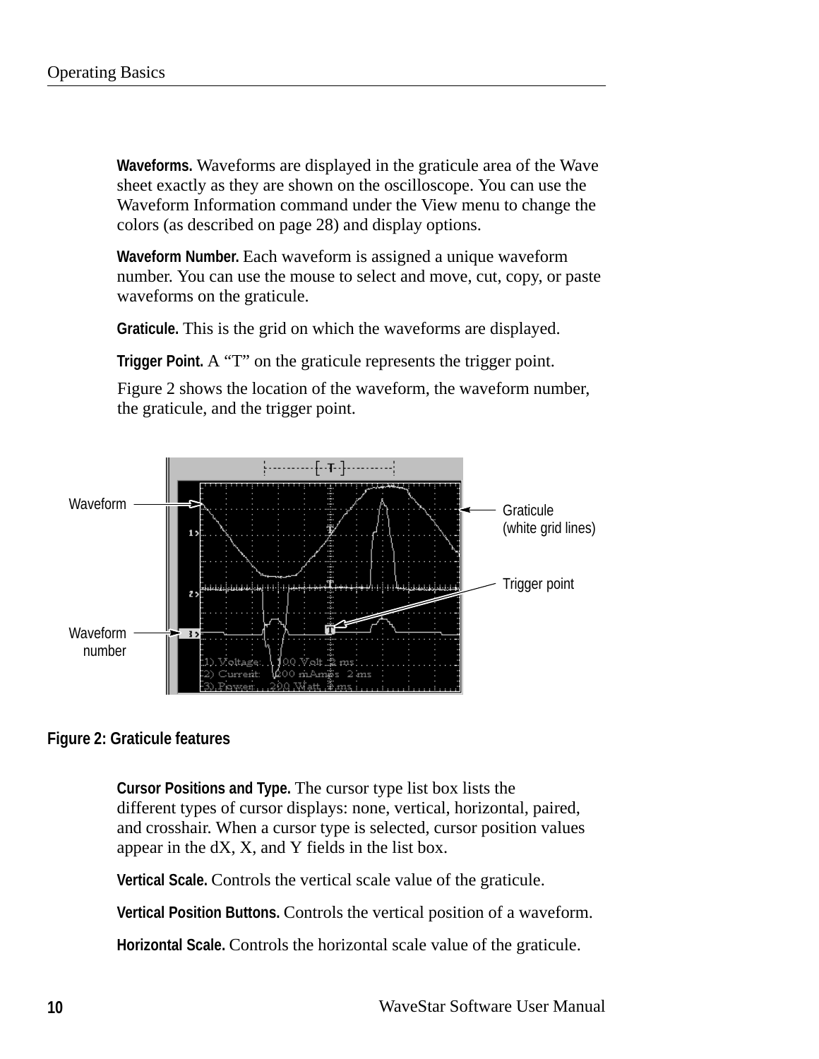**Waveforms.** Waveforms are displayed in the graticule area of the Wave sheet exactly as they are shown on the oscilloscope. You can use the Waveform Information command under the View menu to change the colors (as described on page 28) and display options.

**Waveform Number.** Each waveform is assigned a unique waveform number. You can use the mouse to select and move, cut, copy, or paste waveforms on the graticule.

**Graticule.** This is the grid on which the waveforms are displayed.

**Trigger Point.** A "T" on the graticule represents the trigger point.

Figure 2 shows the location of the waveform, the waveform number, the graticule, and the trigger point.

**Figure 2: Graticule features**

**Cursor Positions and Type.** The cursor type list box lists the different types of cursor displays: none, vertical, horizontal, paired, and crosshair. When a cursor type is selected, cursor position values appear in the dX, X, and Y fields in the list box.

**Vertical Scale.** Controls the vertical scale value of the graticule.

**Vertical Position Buttons.** Controls the vertical position of a waveform.

**Horizontal Scale.** Controls the horizontal scale value of the graticule.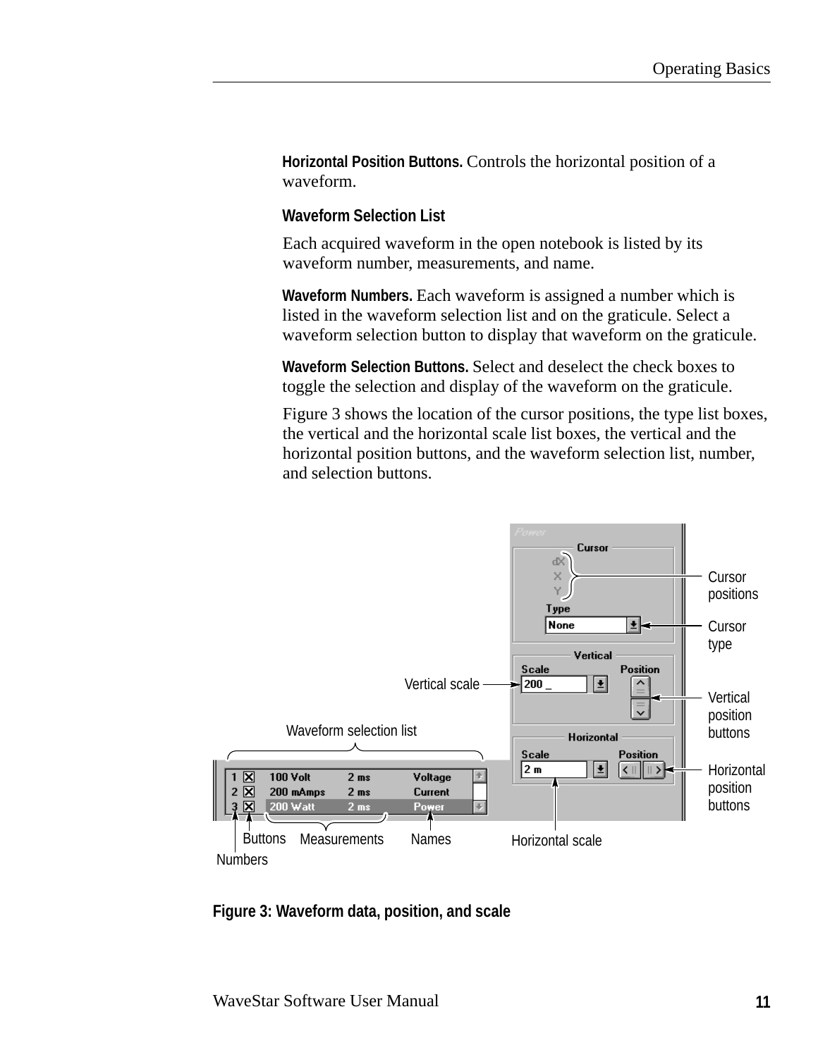**Horizontal Position Buttons.** Controls the horizontal position of a waveform.

### Waveform Selection List

Each acquired waveform in the open notebook is listed by its waveform number, measurements, and name.

**Waveform Numbers.** Each waveform is assigned a number which is listed in the waveform selection list and on the graticule. Select a waveform selection button to display that waveform on the graticule.

**Waveform Selection Buttons.** Select and deselect the check boxes to toggle the selection and display of the waveform on the graticule.

Figure 3 shows the location of the cursor positions, the type list boxes, the vertical and the horizontal scale list boxes, the vertical and the horizontal position buttons, and the waveform selection list, number, and selection buttons.

**Figure 3: Waveform data, position, and scale**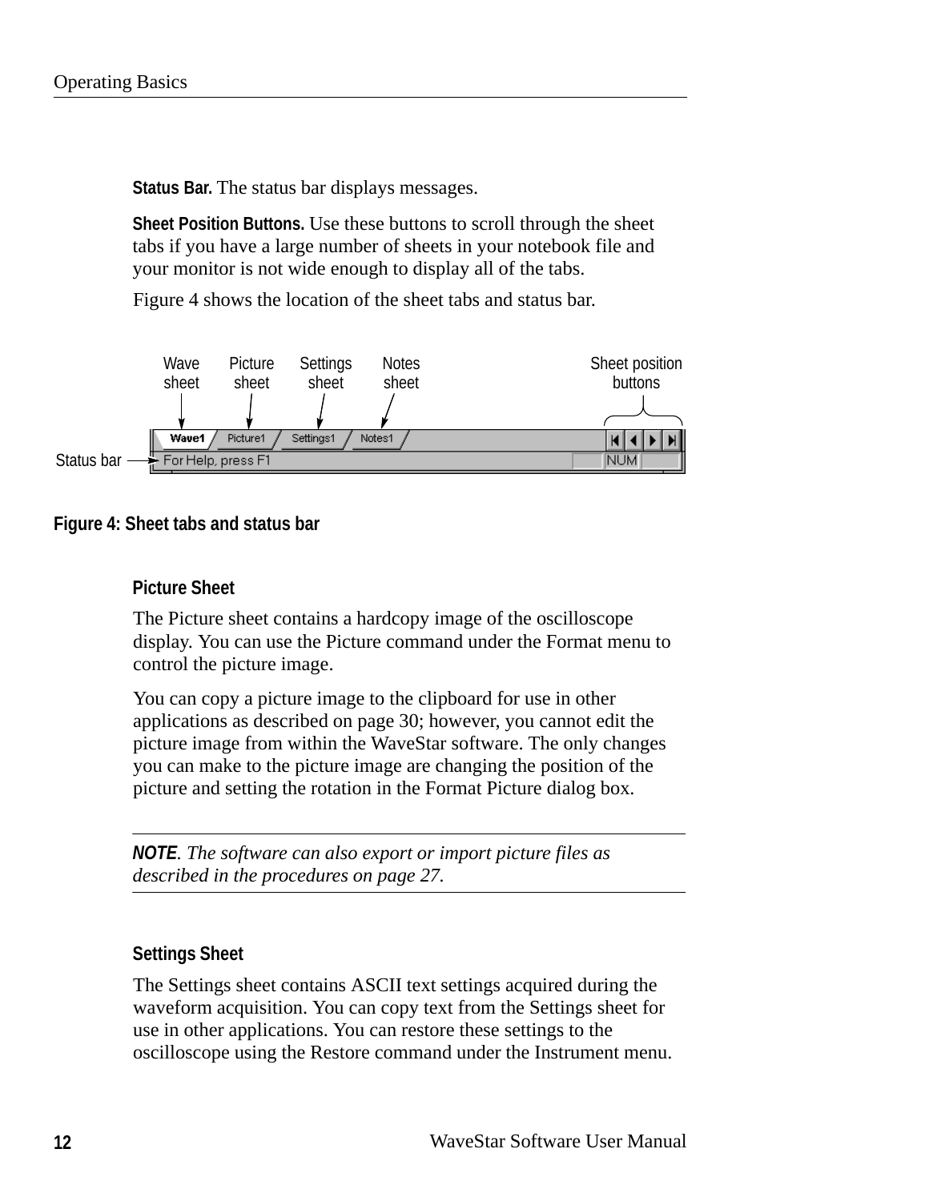**Status Bar.** The status bar displays messages.

**Sheet Position Buttons.** Use these buttons to scroll through the sheet tabs if you have a large number of sheets in your notebook file and your monitor is not wide enough to display all of the tabs.

Figure 4 shows the location of the sheet tabs and status bar.

**Figure 4: Sheet tabs and status bar**

### Picture Sheet

The Picture sheet contains a hardcopy image of the oscilloscope display. You can use the Picture command under the Format menu to control the picture image.

You can copy a picture image to the clipboard for use in other applications as described on page 30; however, you cannot edit the picture image from within the WaveStar software. The only changes you can make to the picture image are changing the position of the picture and setting the rotation in the Format Picture dialog box.

---

***NOTE**. The software can also export or import picture files as described in the procedures on page 27.*

---

### Settings Sheet

The Settings sheet contains ASCII text settings acquired during the waveform acquisition. You can copy text from the Settings sheet for use in other applications. You can restore these settings to the oscilloscope using the Restore command under the Instrument menu.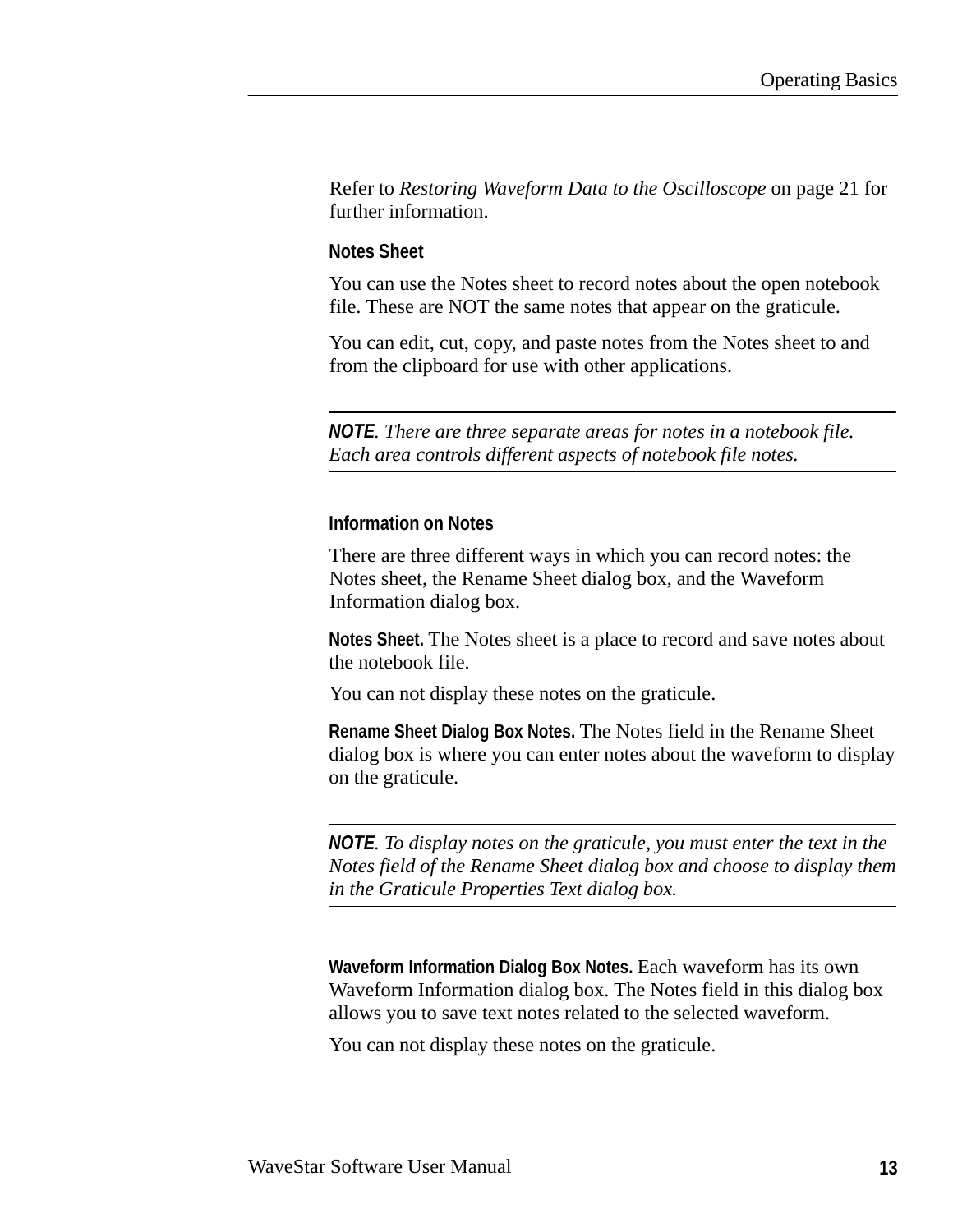Refer to *Restoring Waveform Data to the Oscilloscope* on page 21 for further information.

### Notes Sheet

You can use the Notes sheet to record notes about the open notebook file. These are NOT the same notes that appear on the graticule.

You can edit, cut, copy, and paste notes from the Notes sheet to and from the clipboard for use with other applications.

---

***NOTE**. There are three separate areas for notes in a notebook file. Each area controls different aspects of notebook file notes.*

---

### Information on Notes

There are three different ways in which you can record notes: the Notes sheet, the Rename Sheet dialog box, and the Waveform Information dialog box.

**Notes Sheet.** The Notes sheet is a place to record and save notes about the notebook file.

You can not display these notes on the graticule.

**Rename Sheet Dialog Box Notes.** The Notes field in the Rename Sheet dialog box is where you can enter notes about the waveform to display on the graticule.

---

***NOTE**. To display notes on the graticule, you must enter the text in the Notes field of the Rename Sheet dialog box and choose to display them in the Graticule Properties Text dialog box.*

---

**Waveform Information Dialog Box Notes.** Each waveform has its own Waveform Information dialog box. The Notes field in this dialog box allows you to save text notes related to the selected waveform.

You can not display these notes on the graticule.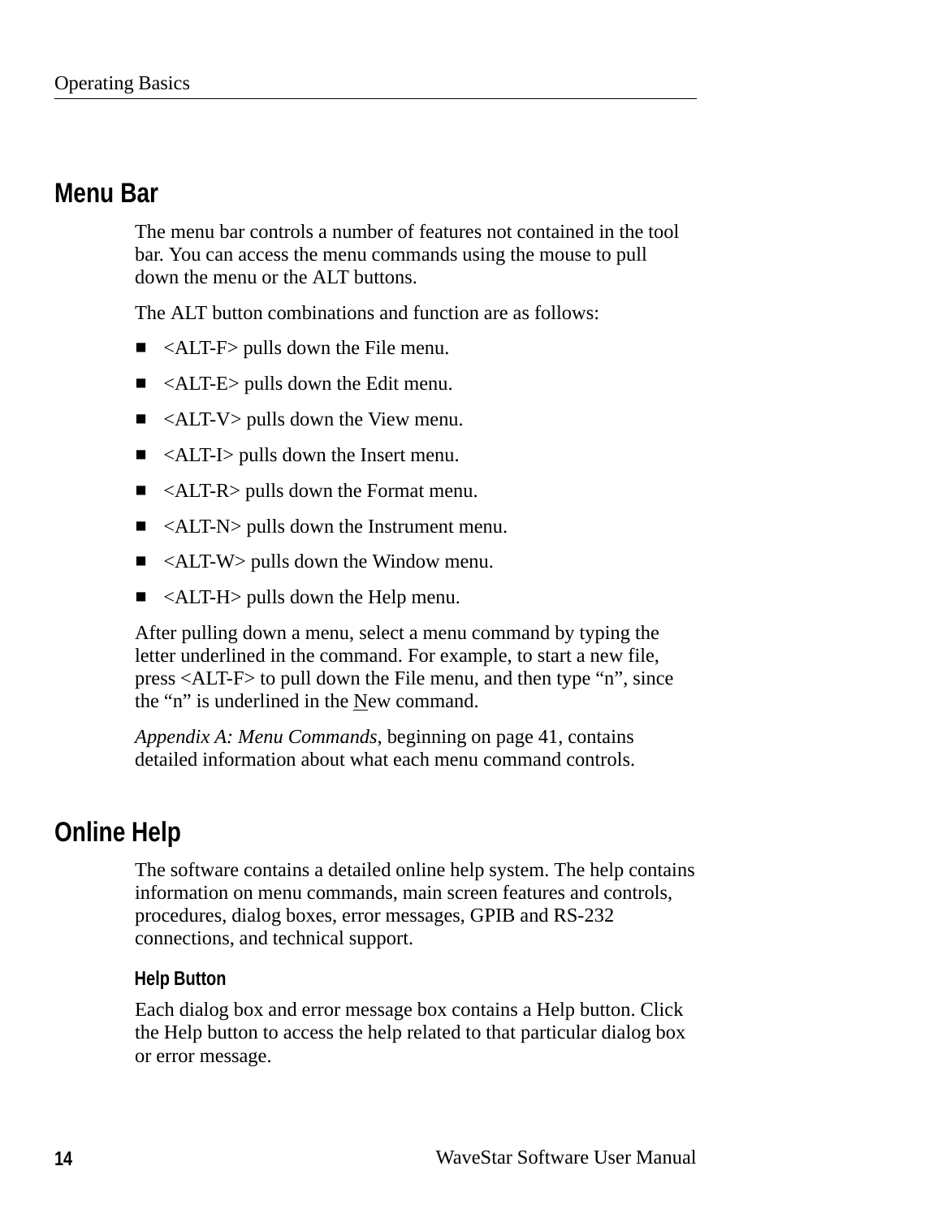## Menu Bar

The menu bar controls a number of features not contained in the tool bar. You can access the menu commands using the mouse to pull down the menu or the ALT buttons.

The ALT button combinations and function are as follows:

- <ALT-F> pulls down the File menu.
- <ALT-E> pulls down the Edit menu.
- <ALT-V> pulls down the View menu.
- <ALT-I> pulls down the Insert menu.
- <ALT-R> pulls down the Format menu.
- <ALT-N> pulls down the Instrument menu.
- <ALT-W> pulls down the Window menu.
- <ALT-H> pulls down the Help menu.

After pulling down a menu, select a menu command by typing the letter underlined in the command. For example, to start a new file, press <ALT-F> to pull down the File menu, and then type "n", since the "n" is underlined in the New command.

*Appendix A: Menu Commands*, beginning on page 41, contains detailed information about what each menu command controls.

## Online Help

The software contains a detailed online help system. The help contains information on menu commands, main screen features and controls, procedures, dialog boxes, error messages, GPIB and RS-232 connections, and technical support.

### Help Button

Each dialog box and error message box contains a Help button. Click the Help button to access the help related to that particular dialog box or error message.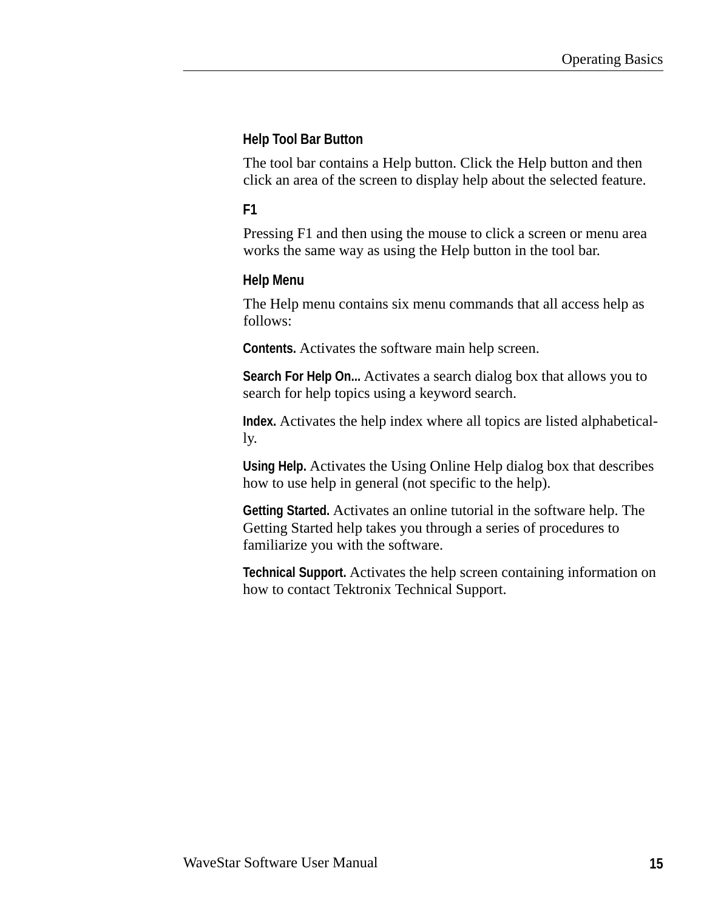### Help Tool Bar Button

The tool bar contains a Help button. Click the Help button and then click an area of the screen to display help about the selected feature.

### F1

Pressing F1 and then using the mouse to click a screen or menu area works the same way as using the Help button in the tool bar.

### Help Menu

The Help menu contains six menu commands that all access help as follows:

**Contents.** Activates the software main help screen.

**Search For Help On...** Activates a search dialog box that allows you to search for help topics using a keyword search.

**Index.** Activates the help index where all topics are listed alphabetically.

**Using Help.** Activates the Using Online Help dialog box that describes how to use help in general (not specific to the help).

**Getting Started.** Activates an online tutorial in the software help. The Getting Started help takes you through a series of procedures to familiarize you with the software.

**Technical Support.** Activates the help screen containing information on how to contact Tektronix Technical Support.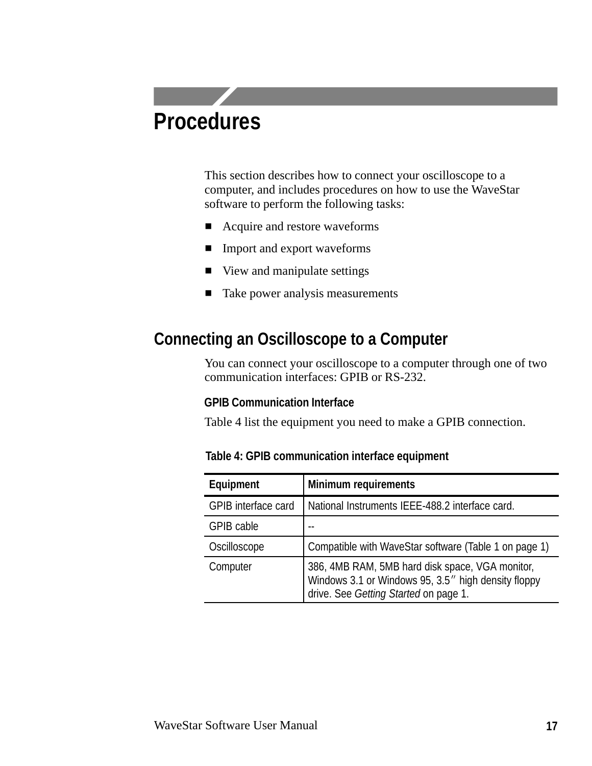# Procedures

This section describes how to connect your oscilloscope to a computer, and includes procedures on how to use the WaveStar software to perform the following tasks:

- Acquire and restore waveforms
- Import and export waveforms
- View and manipulate settings
- Take power analysis measurements

## Connecting an Oscilloscope to a Computer

You can connect your oscilloscope to a computer through one of two communication interfaces: GPIB or RS-232.

### GPIB Communication Interface

Table 4 list the equipment you need to make a GPIB connection.

**Table 4: GPIB communication interface equipment**

| Equipment | Minimum requirements |
|---|---|
| GPIB interface card | National Instruments IEEE-488.2 interface card. |
| GPIB cable | -- |
| Oscilloscope | Compatible with WaveStar software (Table 1 on page 1) |
| Computer | 386, 4MB RAM, 5MB hard disk space, VGA monitor, Windows 3.1 or Windows 95, 3.5″ high density floppy drive. See *Getting Started* on page 1. |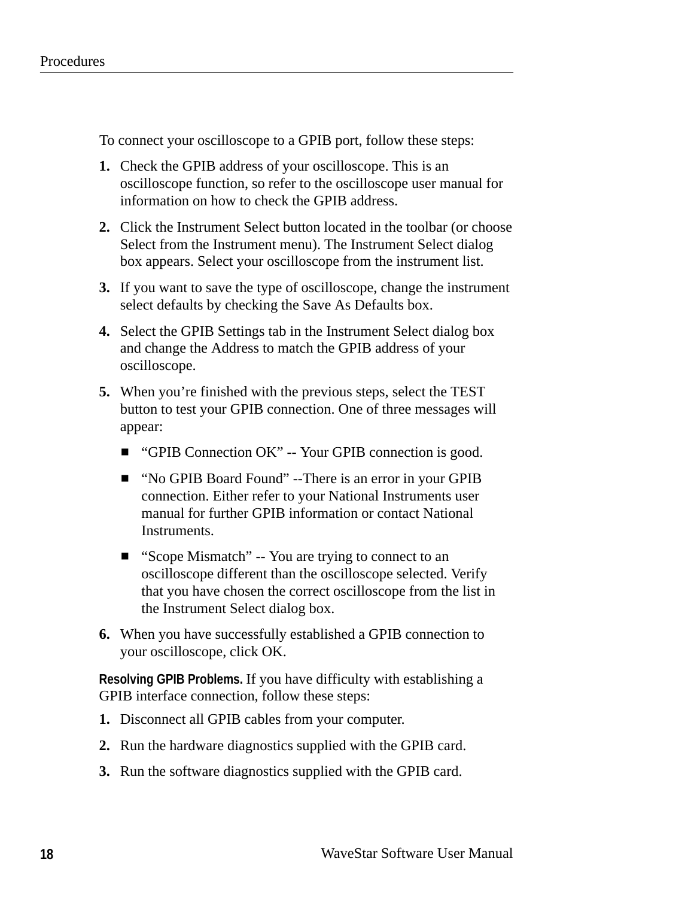To connect your oscilloscope to a GPIB port, follow these steps:

1. Check the GPIB address of your oscilloscope. This is an oscilloscope function, so refer to the oscilloscope user manual for information on how to check the GPIB address.
2. Click the Instrument Select button located in the toolbar (or choose Select from the Instrument menu). The Instrument Select dialog box appears. Select your oscilloscope from the instrument list.
3. If you want to save the type of oscilloscope, change the instrument select defaults by checking the Save As Defaults box.
4. Select the GPIB Settings tab in the Instrument Select dialog box and change the Address to match the GPIB address of your oscilloscope.
5. When you're finished with the previous steps, select the TEST button to test your GPIB connection. One of three messages will appear:
   - "GPIB Connection OK" -- Your GPIB connection is good.
   - "No GPIB Board Found" --There is an error in your GPIB connection. Either refer to your National Instruments user manual for further GPIB information or contact National Instruments.
   - "Scope Mismatch" -- You are trying to connect to an oscilloscope different than the oscilloscope selected. Verify that you have chosen the correct oscilloscope from the list in the Instrument Select dialog box.
6. When you have successfully established a GPIB connection to your oscilloscope, click OK.

**Resolving GPIB Problems.** If you have difficulty with establishing a GPIB interface connection, follow these steps:

1. Disconnect all GPIB cables from your computer.
2. Run the hardware diagnostics supplied with the GPIB card.
3. Run the software diagnostics supplied with the GPIB card.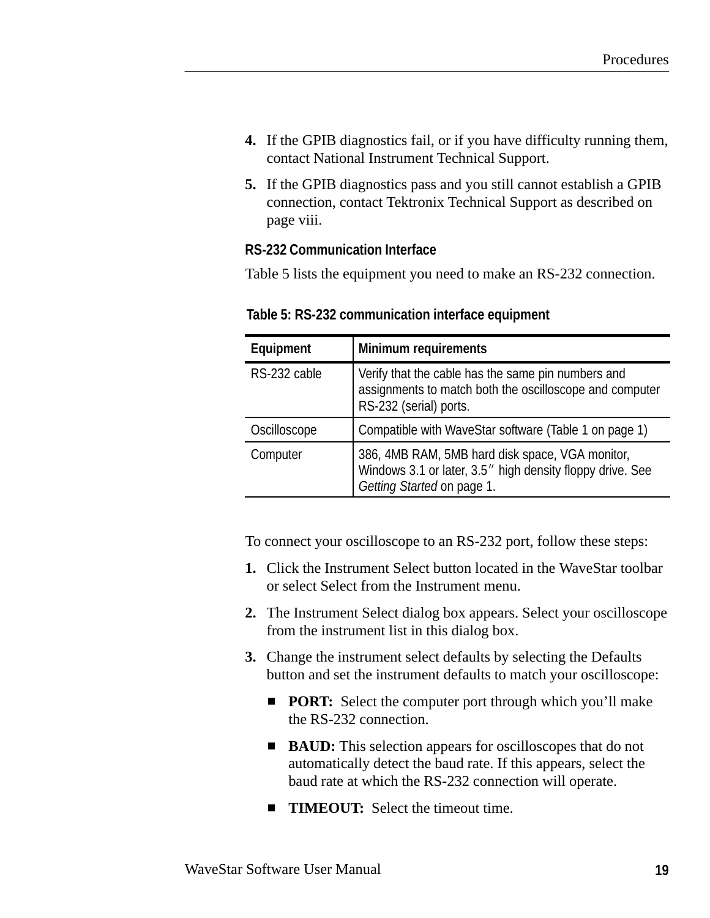4. If the GPIB diagnostics fail, or if you have difficulty running them, contact National Instrument Technical Support.
5. If the GPIB diagnostics pass and you still cannot establish a GPIB connection, contact Tektronix Technical Support as described on page viii.

### RS-232 Communication Interface

Table 5 lists the equipment you need to make an RS-232 connection.

**Table 5: RS-232 communication interface equipment**

| Equipment | Minimum requirements |
|---|---|
| RS-232 cable | Verify that the cable has the same pin numbers and assignments to match both the oscilloscope and computer RS-232 (serial) ports. |
| Oscilloscope | Compatible with WaveStar software (Table 1 on page 1) |
| Computer | 386, 4MB RAM, 5MB hard disk space, VGA monitor, Windows 3.1 or later, 3.5″ high density floppy drive. See *Getting Started* on page 1. |

To connect your oscilloscope to an RS-232 port, follow these steps:

1. Click the Instrument Select button located in the WaveStar toolbar or select Select from the Instrument menu.
2. The Instrument Select dialog box appears. Select your oscilloscope from the instrument list in this dialog box.
3. Change the instrument select defaults by selecting the Defaults button and set the instrument defaults to match your oscilloscope:
   - **PORT:** Select the computer port through which you'll make the RS-232 connection.
   - **BAUD:** This selection appears for oscilloscopes that do not automatically detect the baud rate. If this appears, select the baud rate at which the RS-232 connection will operate.
   - **TIMEOUT:** Select the timeout time.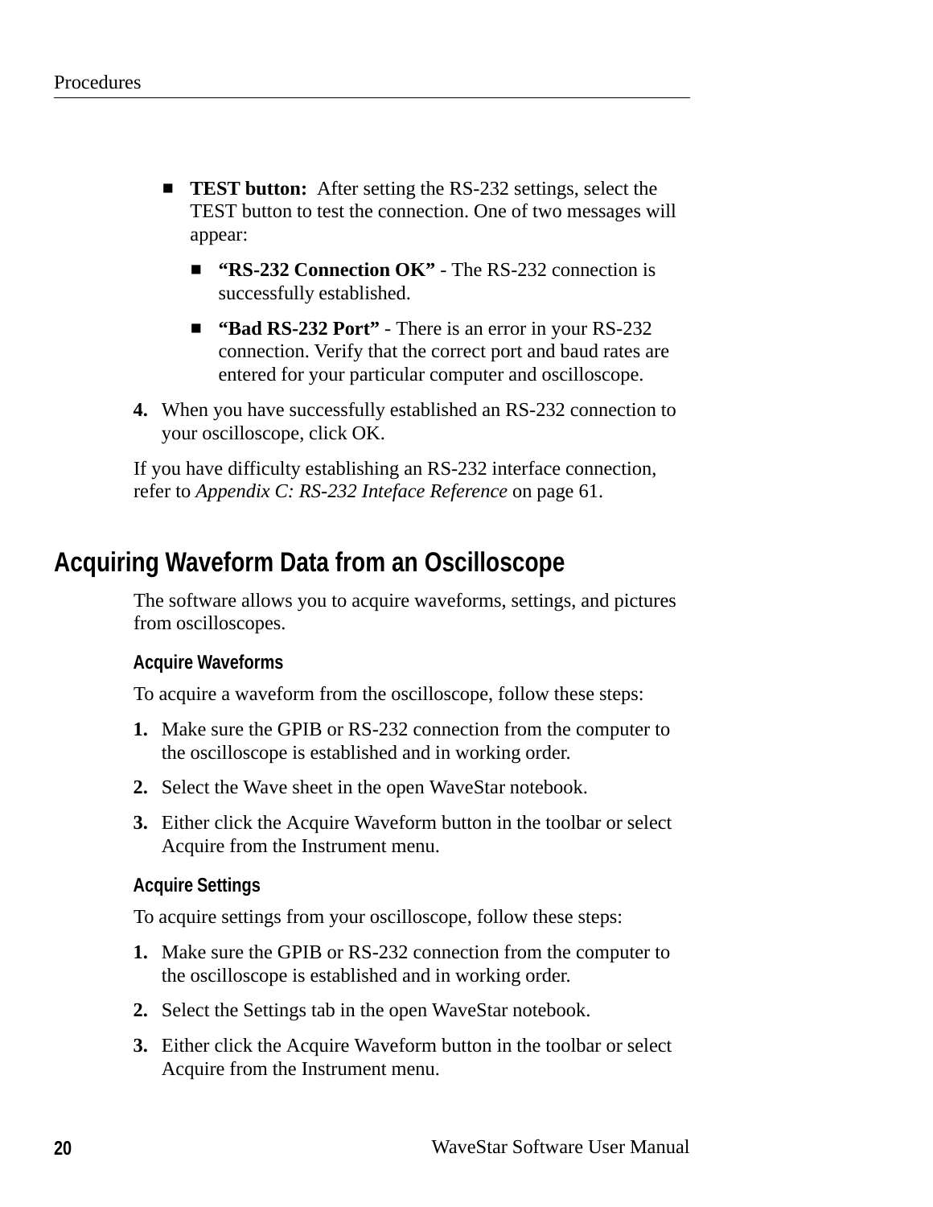- **TEST button:** After setting the RS-232 settings, select the TEST button to test the connection. One of two messages will appear:
  - **"RS-232 Connection OK"** - The RS-232 connection is successfully established.
  - **"Bad RS-232 Port"** - There is an error in your RS-232 connection. Verify that the correct port and baud rates are entered for your particular computer and oscilloscope.

4. When you have successfully established an RS-232 connection to your oscilloscope, click OK.

If you have difficulty establishing an RS-232 interface connection, refer to *Appendix C: RS-232 Inteface Reference* on page 61.

## Acquiring Waveform Data from an Oscilloscope

The software allows you to acquire waveforms, settings, and pictures from oscilloscopes.

### Acquire Waveforms

To acquire a waveform from the oscilloscope, follow these steps:

1. Make sure the GPIB or RS-232 connection from the computer to the oscilloscope is established and in working order.
2. Select the Wave sheet in the open WaveStar notebook.
3. Either click the Acquire Waveform button in the toolbar or select Acquire from the Instrument menu.

### Acquire Settings

To acquire settings from your oscilloscope, follow these steps:

1. Make sure the GPIB or RS-232 connection from the computer to the oscilloscope is established and in working order.
2. Select the Settings tab in the open WaveStar notebook.
3. Either click the Acquire Waveform button in the toolbar or select Acquire from the Instrument menu.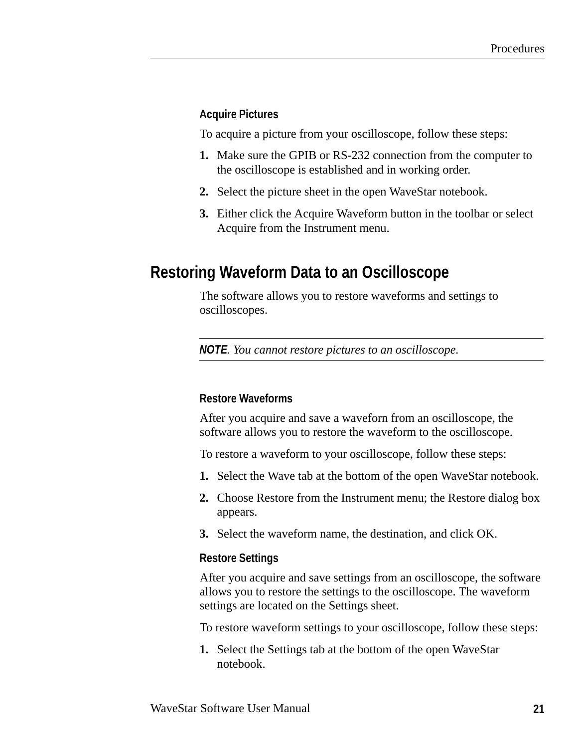### Acquire Pictures

To acquire a picture from your oscilloscope, follow these steps:

1. Make sure the GPIB or RS-232 connection from the computer to the oscilloscope is established and in working order.
2. Select the picture sheet in the open WaveStar notebook.
3. Either click the Acquire Waveform button in the toolbar or select Acquire from the Instrument menu.

## Restoring Waveform Data to an Oscilloscope

The software allows you to restore waveforms and settings to oscilloscopes.

---

**NOTE**. *You cannot restore pictures to an oscilloscope.*

---

### Restore Waveforms

After you acquire and save a wavefron from an oscilloscope, the software allows you to restore the waveform to the oscilloscope.

To restore a waveform to your oscilloscope, follow these steps:

1. Select the Wave tab at the bottom of the open WaveStar notebook.
2. Choose Restore from the Instrument menu; the Restore dialog box appears.
3. Select the waveform name, the destination, and click OK.

### Restore Settings

After you acquire and save settings from an oscilloscope, the software allows you to restore the settings to the oscilloscope. The waveform settings are located on the Settings sheet.

To restore waveform settings to your oscilloscope, follow these steps:

1. Select the Settings tab at the bottom of the open WaveStar notebook.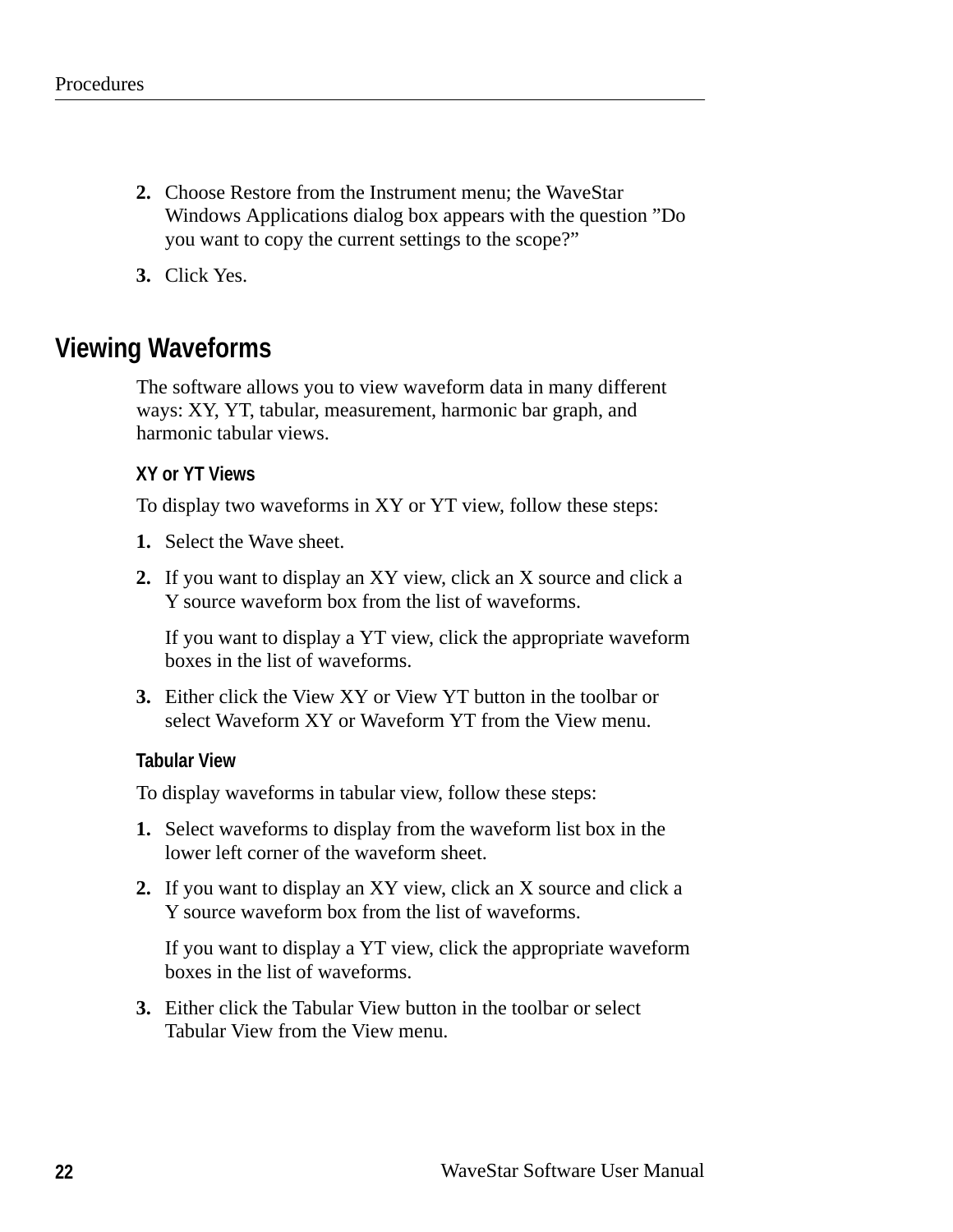2. Choose Restore from the Instrument menu; the WaveStar Windows Applications dialog box appears with the question ”Do you want to copy the current settings to the scope?”
3. Click Yes.

## Viewing Waveforms

The software allows you to view waveform data in many different ways: XY, YT, tabular, measurement, harmonic bar graph, and harmonic tabular views.

### XY or YT Views

To display two waveforms in XY or YT view, follow these steps:

1. Select the Wave sheet.
2. If you want to display an XY view, click an X source and click a Y source waveform box from the list of waveforms.

   If you want to display a YT view, click the appropriate waveform boxes in the list of waveforms.
3. Either click the View XY or View YT button in the toolbar or select Waveform XY or Waveform YT from the View menu.

### Tabular View

To display waveforms in tabular view, follow these steps:

1. Select waveforms to display from the waveform list box in the lower left corner of the waveform sheet.
2. If you want to display an XY view, click an X source and click a Y source waveform box from the list of waveforms.

   If you want to display a YT view, click the appropriate waveform boxes in the list of waveforms.
3. Either click the Tabular View button in the toolbar or select Tabular View from the View menu.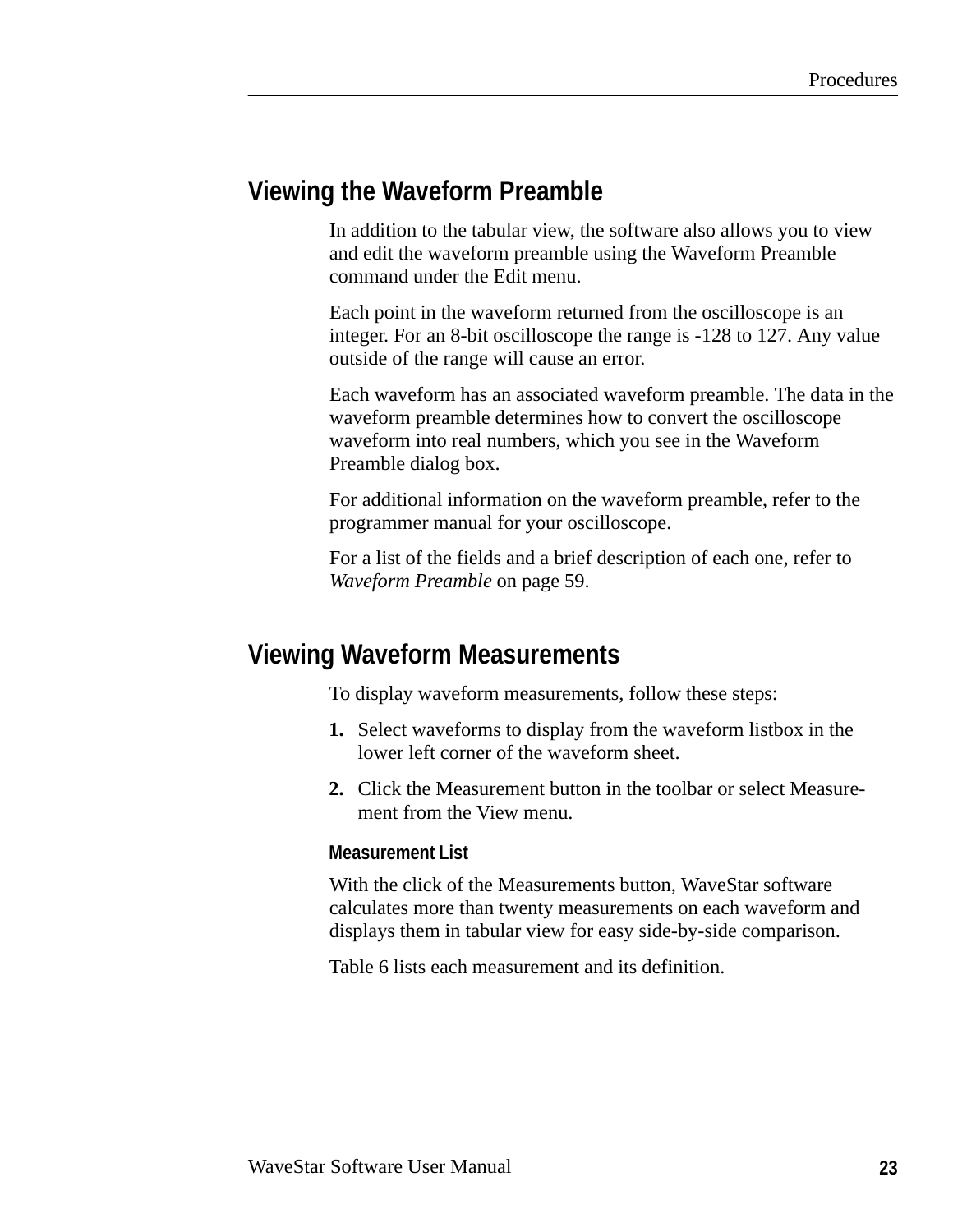## Viewing the Waveform Preamble

In addition to the tabular view, the software also allows you to view and edit the waveform preamble using the Waveform Preamble command under the Edit menu.

Each point in the waveform returned from the oscilloscope is an integer. For an 8-bit oscilloscope the range is -128 to 127. Any value outside of the range will cause an error.

Each waveform has an associated waveform preamble. The data in the waveform preamble determines how to convert the oscilloscope waveform into real numbers, which you see in the Waveform Preamble dialog box.

For additional information on the waveform preamble, refer to the programmer manual for your oscilloscope.

For a list of the fields and a brief description of each one, refer to *Waveform Preamble* on page 59.

## Viewing Waveform Measurements

To display waveform measurements, follow these steps:

1. Select waveforms to display from the waveform listbox in the lower left corner of the waveform sheet.
2. Click the Measurement button in the toolbar or select Measurement from the View menu.

### Measurement List

With the click of the Measurements button, WaveStar software calculates more than twenty measurements on each waveform and displays them in tabular view for easy side-by-side comparison.

Table 6 lists each measurement and its definition.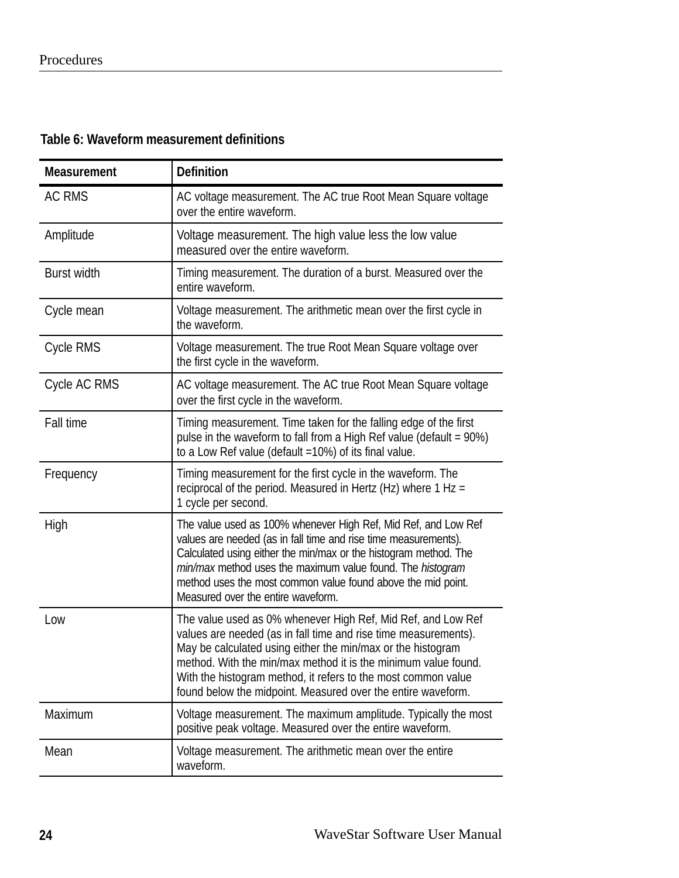**Table 6: Waveform measurement definitions**

| Measurement | Definition |
|---|---|
| AC RMS | AC voltage measurement. The AC true Root Mean Square voltage over the entire waveform. |
| Amplitude | Voltage measurement. The high value less the low value measured over the entire waveform. |
| Burst width | Timing measurement. The duration of a burst. Measured over the entire waveform. |
| Cycle mean | Voltage measurement. The arithmetic mean over the first cycle in the waveform. |
| Cycle RMS | Voltage measurement. The true Root Mean Square voltage over the first cycle in the waveform. |
| Cycle AC RMS | AC voltage measurement. The AC true Root Mean Square voltage over the first cycle in the waveform. |
| Fall time | Timing measurement. Time taken for the falling edge of the first pulse in the waveform to fall from a High Ref value (default = 90%) to a Low Ref value (default =10%) of its final value. |
| Frequency | Timing measurement for the first cycle in the waveform. The reciprocal of the period. Measured in Hertz (Hz) where 1 Hz = 1 cycle per second. |
| High | The value used as 100% whenever High Ref, Mid Ref, and Low Ref values are needed (as in fall time and rise time measurements). Calculated using either the min/max or the histogram method. The *min/max* method uses the maximum value found. The *histogram* method uses the most common value found above the mid point. Measured over the entire waveform. |
| Low | The value used as 0% whenever High Ref, Mid Ref, and Low Ref values are needed (as in fall time and rise time measurements). May be calculated using either the min/max or the histogram method. With the min/max method it is the minimum value found. With the histogram method, it refers to the most common value found below the midpoint. Measured over the entire waveform. |
| Maximum | Voltage measurement. The maximum amplitude. Typically the most positive peak voltage. Measured over the entire waveform. |
| Mean | Voltage measurement. The arithmetic mean over the entire waveform. |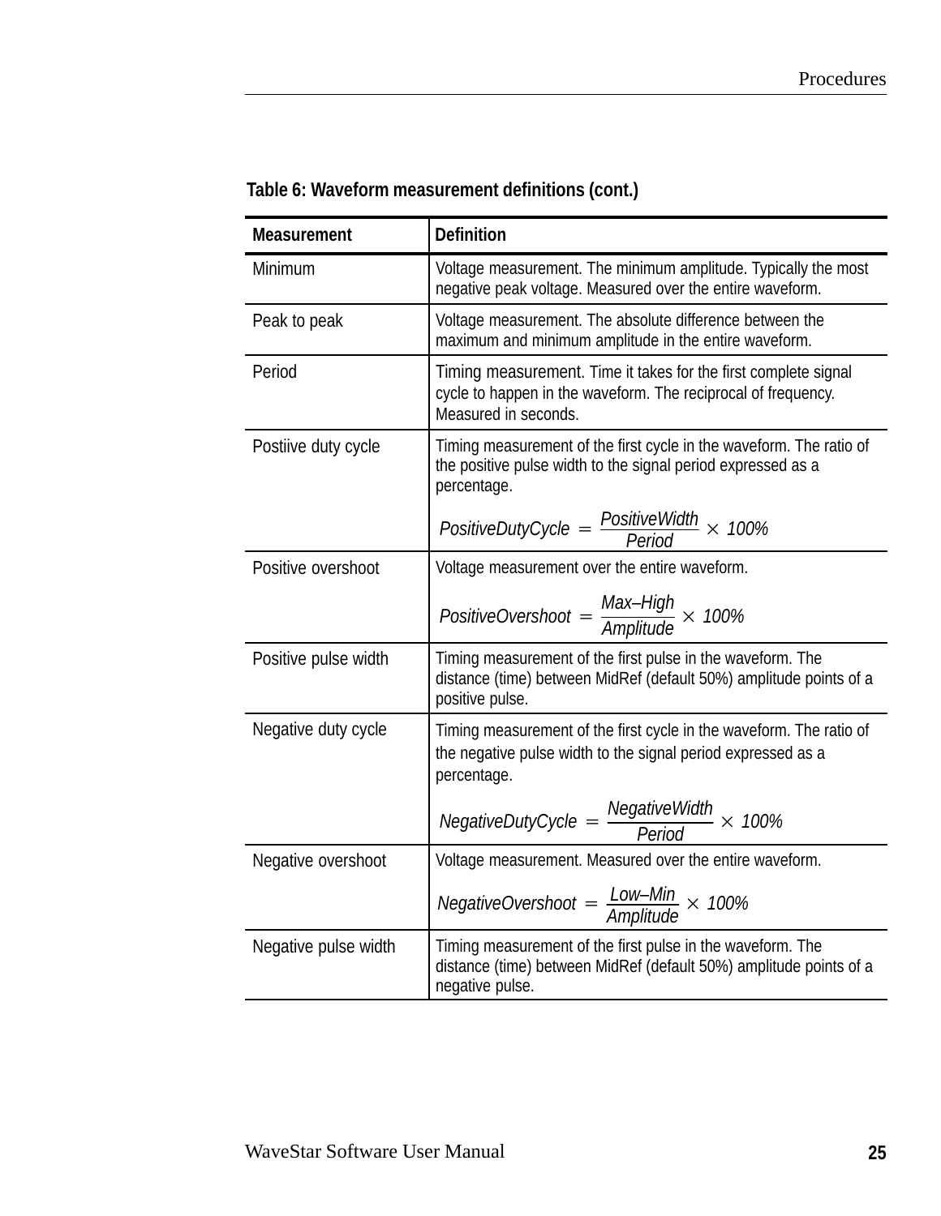**Table 6: Waveform measurement definitions (cont.)**

| Measurement | Definition |
|---|---|
| Minimum | Voltage measurement. The minimum amplitude. Typically the most negative peak voltage. Measured over the entire waveform. |
| Peak to peak | Voltage measurement. The absolute difference between the maximum and minimum amplitude in the entire waveform. |
| Period | Timing measurement. Time it takes for the first complete signal cycle to happen in the waveform. The reciprocal of frequency. Measured in seconds. |
| Postiive duty cycle | Timing measurement of the first cycle in the waveform. The ratio of the positive pulse width to the signal period expressed as a percentage. $PositiveDutyCycle = \frac{PositiveWidth}{Period} \times 100\%$ |
| Positive overshoot | Voltage measurement over the entire waveform. $PositiveOvershoot = \frac{Max–High}{Amplitude} \times 100\%$ |
| Positive pulse width | Timing measurement of the first pulse in the waveform. The distance (time) between MidRef (default 50%) amplitude points of a positive pulse. |
| Negative duty cycle | Timing measurement of the first cycle in the waveform. The ratio of the negative pulse width to the signal period expressed as a percentage. $NegativeDutyCycle = \frac{NegativeWidth}{Period} \times 100\%$ |
| Negative overshoot | Voltage measurement. Measured over the entire waveform. $NegativeOvershoot = \frac{Low–Min}{Amplitude} \times 100\%$ |
| Negative pulse width | Timing measurement of the first pulse in the waveform. The distance (time) between MidRef (default 50%) amplitude points of a negative pulse. |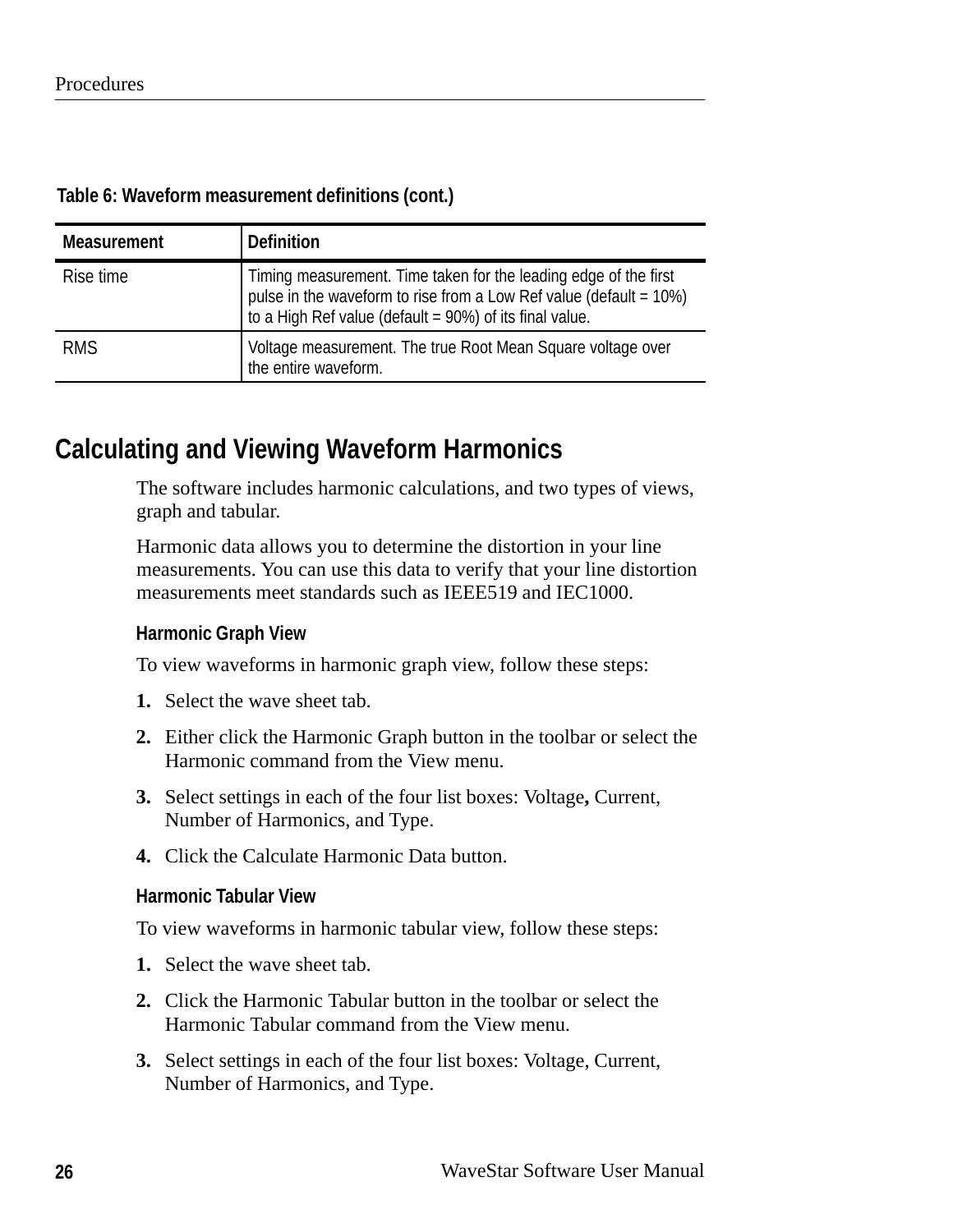**Table 6: Waveform measurement definitions (cont.)**

| Measurement | Definition |
|---|---|
| Rise time | Timing measurement. Time taken for the leading edge of the first pulse in the waveform to rise from a Low Ref value (default = 10%) to a High Ref value (default = 90%) of its final value. |
| RMS | Voltage measurement. The true Root Mean Square voltage over the entire waveform. |

## Calculating and Viewing Waveform Harmonics

The software includes harmonic calculations, and two types of views, graph and tabular.

Harmonic data allows you to determine the distortion in your line measurements. You can use this data to verify that your line distortion measurements meet standards such as IEEE519 and IEC1000.

### Harmonic Graph View

To view waveforms in harmonic graph view, follow these steps:

1. Select the wave sheet tab.
2. Either click the Harmonic Graph button in the toolbar or select the Harmonic command from the View menu.
3. Select settings in each of the four list boxes: Voltage**,** Current, Number of Harmonics, and Type.
4. Click the Calculate Harmonic Data button.

### Harmonic Tabular View

To view waveforms in harmonic tabular view, follow these steps:

1. Select the wave sheet tab.
2. Click the Harmonic Tabular button in the toolbar or select the Harmonic Tabular command from the View menu.
3. Select settings in each of the four list boxes: Voltage, Current, Number of Harmonics, and Type.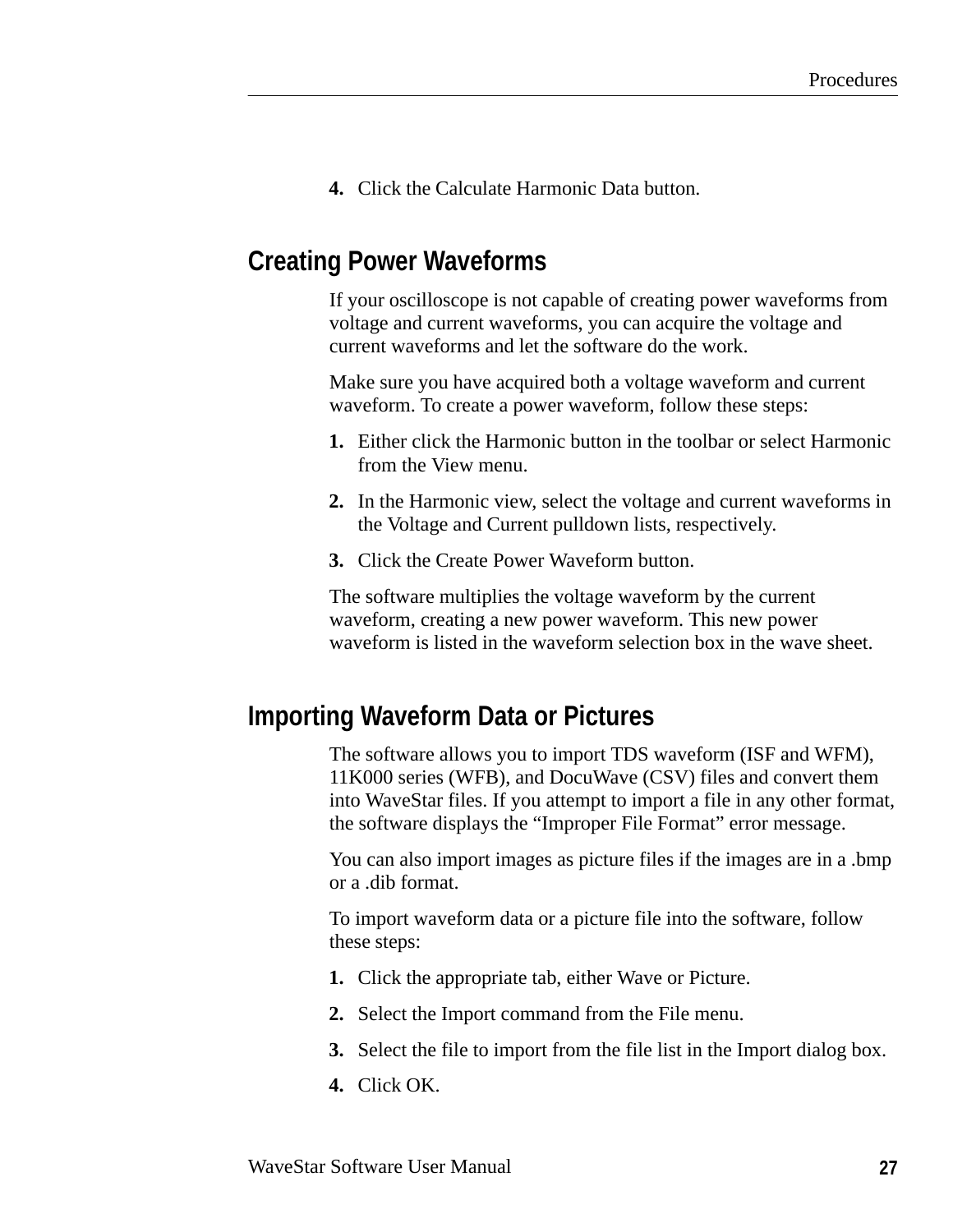4. Click the Calculate Harmonic Data button.

## Creating Power Waveforms

If your oscilloscope is not capable of creating power waveforms from voltage and current waveforms, you can acquire the voltage and current waveforms and let the software do the work.

Make sure you have acquired both a voltage waveform and current waveform. To create a power waveform, follow these steps:

1. Either click the Harmonic button in the toolbar or select Harmonic from the View menu.
2. In the Harmonic view, select the voltage and current waveforms in the Voltage and Current pulldown lists, respectively.
3. Click the Create Power Waveform button.

The software multiplies the voltage waveform by the current waveform, creating a new power waveform. This new power waveform is listed in the waveform selection box in the wave sheet.

## Importing Waveform Data or Pictures

The software allows you to import TDS waveform (ISF and WFM), 11K000 series (WFB), and DocuWave (CSV) files and convert them into WaveStar files. If you attempt to import a file in any other format, the software displays the “Improper File Format” error message.

You can also import images as picture files if the images are in a .bmp or a .dib format.

To import waveform data or a picture file into the software, follow these steps:

1. Click the appropriate tab, either Wave or Picture.
2. Select the Import command from the File menu.
3. Select the file to import from the file list in the Import dialog box.
4. Click OK.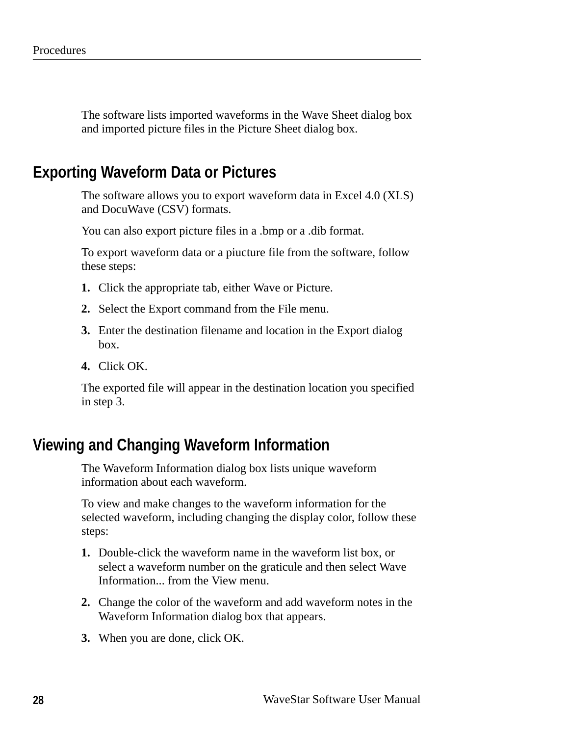The software lists imported waveforms in the Wave Sheet dialog box and imported picture files in the Picture Sheet dialog box.

## Exporting Waveform Data or Pictures

The software allows you to export waveform data in Excel 4.0 (XLS) and DocuWave (CSV) formats.

You can also export picture files in a .bmp or a .dib format.

To export waveform data or a piucture file from the software, follow these steps:

1. Click the appropriate tab, either Wave or Picture.
2. Select the Export command from the File menu.
3. Enter the destination filename and location in the Export dialog box.
4. Click OK.

The exported file will appear in the destination location you specified in step 3.

## Viewing and Changing Waveform Information

The Waveform Information dialog box lists unique waveform information about each waveform.

To view and make changes to the waveform information for the selected waveform, including changing the display color, follow these steps:

1. Double-click the waveform name in the waveform list box, or select a waveform number on the graticule and then select Wave Information... from the View menu.
2. Change the color of the waveform and add waveform notes in the Waveform Information dialog box that appears.
3. When you are done, click OK.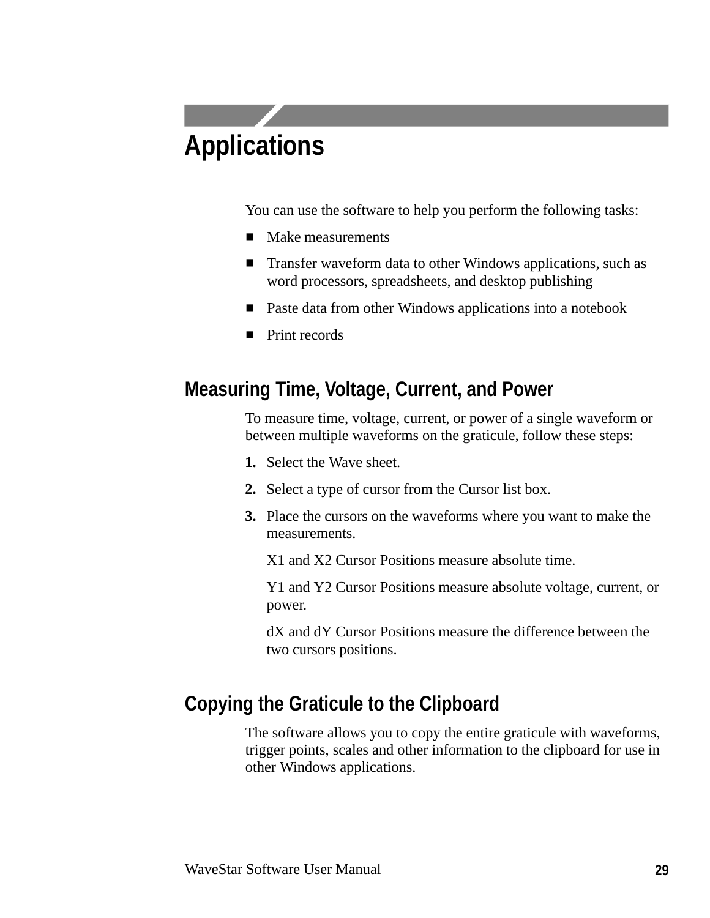# Applications

You can use the software to help you perform the following tasks:

- Make measurements
- Transfer waveform data to other Windows applications, such as word processors, spreadsheets, and desktop publishing
- Paste data from other Windows applications into a notebook
- Print records

## Measuring Time, Voltage, Current, and Power

To measure time, voltage, current, or power of a single waveform or between multiple waveforms on the graticule, follow these steps:

1. Select the Wave sheet.
2. Select a type of cursor from the Cursor list box.
3. Place the cursors on the waveforms where you want to make the measurements.

   X1 and X2 Cursor Positions measure absolute time.

   Y1 and Y2 Cursor Positions measure absolute voltage, current, or power.

   dX and dY Cursor Positions measure the difference between the two cursors positions.

## Copying the Graticule to the Clipboard

The software allows you to copy the entire graticule with waveforms, trigger points, scales and other information to the clipboard for use in other Windows applications.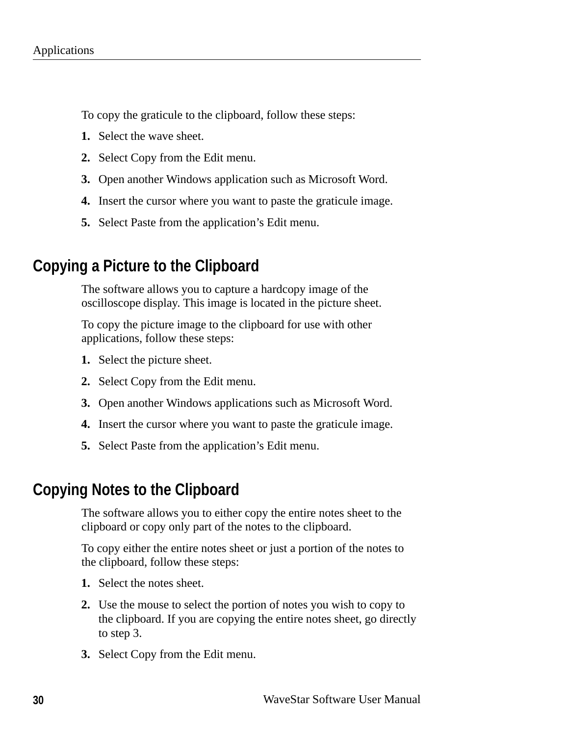To copy the graticule to the clipboard, follow these steps:

1. Select the wave sheet.
2. Select Copy from the Edit menu.
3. Open another Windows application such as Microsoft Word.
4. Insert the cursor where you want to paste the graticule image.
5. Select Paste from the application's Edit menu.

## Copying a Picture to the Clipboard

The software allows you to capture a hardcopy image of the oscilloscope display. This image is located in the picture sheet.

To copy the picture image to the clipboard for use with other applications, follow these steps:

1. Select the picture sheet.
2. Select Copy from the Edit menu.
3. Open another Windows applications such as Microsoft Word.
4. Insert the cursor where you want to paste the graticule image.
5. Select Paste from the application's Edit menu.

## Copying Notes to the Clipboard

The software allows you to either copy the entire notes sheet to the clipboard or copy only part of the notes to the clipboard.

To copy either the entire notes sheet or just a portion of the notes to the clipboard, follow these steps:

1. Select the notes sheet.
2. Use the mouse to select the portion of notes you wish to copy to the clipboard. If you are copying the entire notes sheet, go directly to step 3.
3. Select Copy from the Edit menu.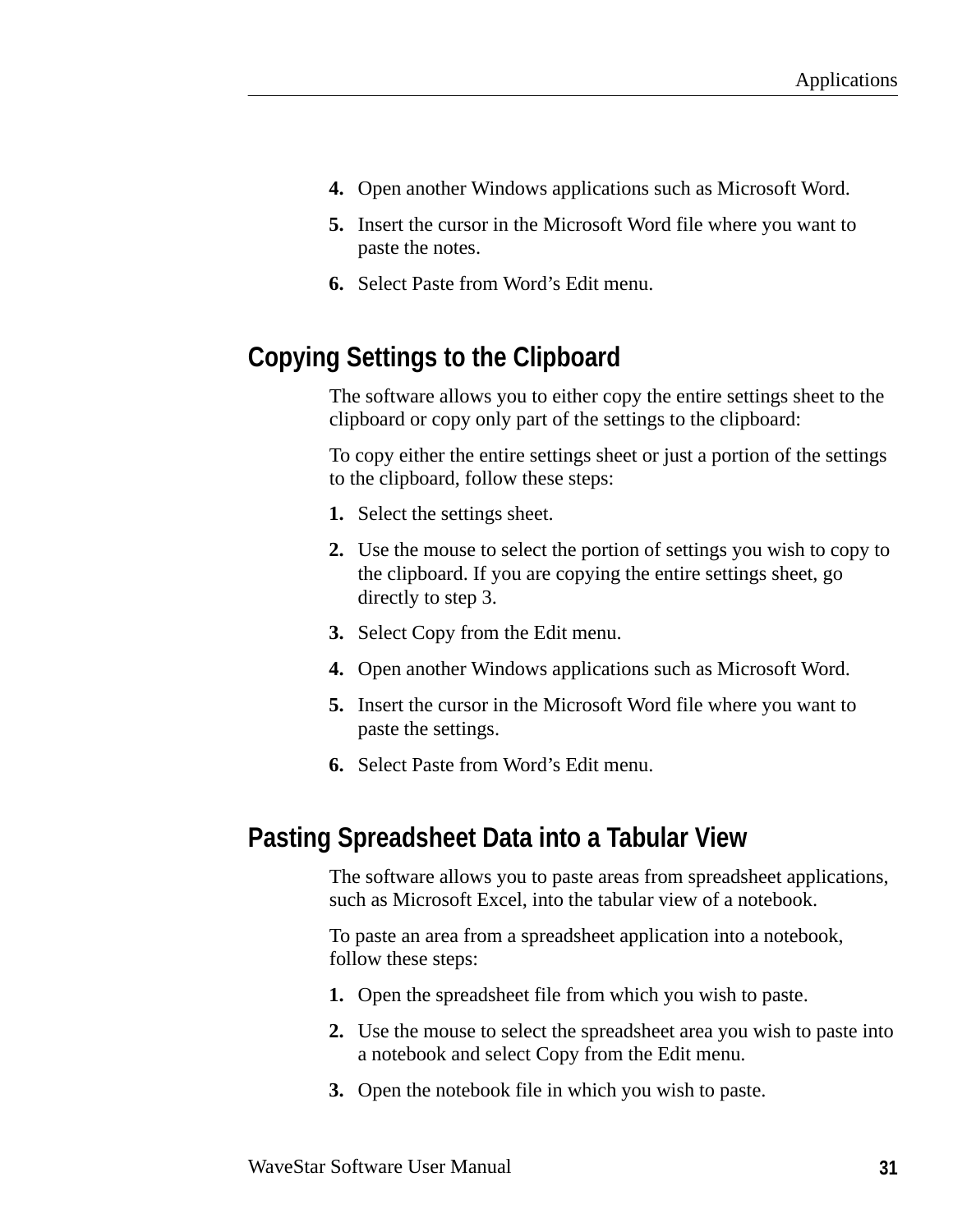4. Open another Windows applications such as Microsoft Word.
5. Insert the cursor in the Microsoft Word file where you want to paste the notes.
6. Select Paste from Word's Edit menu.

## Copying Settings to the Clipboard

The software allows you to either copy the entire settings sheet to the clipboard or copy only part of the settings to the clipboard:

To copy either the entire settings sheet or just a portion of the settings to the clipboard, follow these steps:

1. Select the settings sheet.
2. Use the mouse to select the portion of settings you wish to copy to the clipboard. If you are copying the entire settings sheet, go directly to step 3.
3. Select Copy from the Edit menu.
4. Open another Windows applications such as Microsoft Word.
5. Insert the cursor in the Microsoft Word file where you want to paste the settings.
6. Select Paste from Word's Edit menu.

## Pasting Spreadsheet Data into a Tabular View

The software allows you to paste areas from spreadsheet applications, such as Microsoft Excel, into the tabular view of a notebook.

To paste an area from a spreadsheet application into a notebook, follow these steps:

1. Open the spreadsheet file from which you wish to paste.
2. Use the mouse to select the spreadsheet area you wish to paste into a notebook and select Copy from the Edit menu.
3. Open the notebook file in which you wish to paste.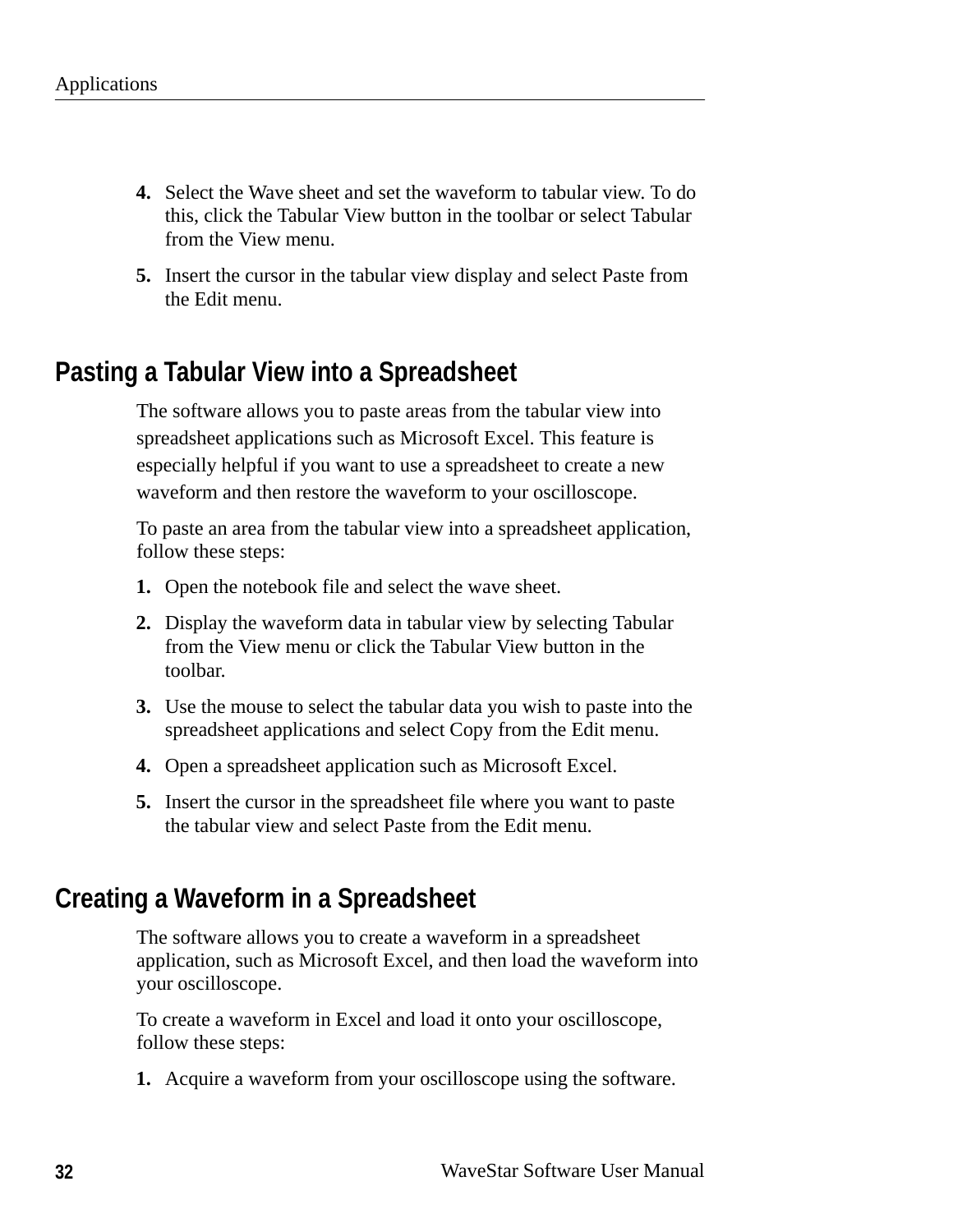4. Select the Wave sheet and set the waveform to tabular view. To do this, click the Tabular View button in the toolbar or select Tabular from the View menu.
5. Insert the cursor in the tabular view display and select Paste from the Edit menu.

## Pasting a Tabular View into a Spreadsheet

The software allows you to paste areas from the tabular view into spreadsheet applications such as Microsoft Excel. This feature is especially helpful if you want to use a spreadsheet to create a new waveform and then restore the waveform to your oscilloscope.

To paste an area from the tabular view into a spreadsheet application, follow these steps:

1. Open the notebook file and select the wave sheet.
2. Display the waveform data in tabular view by selecting Tabular from the View menu or click the Tabular View button in the toolbar.
3. Use the mouse to select the tabular data you wish to paste into the spreadsheet applications and select Copy from the Edit menu.
4. Open a spreadsheet application such as Microsoft Excel.
5. Insert the cursor in the spreadsheet file where you want to paste the tabular view and select Paste from the Edit menu.

## Creating a Waveform in a Spreadsheet

The software allows you to create a waveform in a spreadsheet application, such as Microsoft Excel, and then load the waveform into your oscilloscope.

To create a waveform in Excel and load it onto your oscilloscope, follow these steps:

1. Acquire a waveform from your oscilloscope using the software.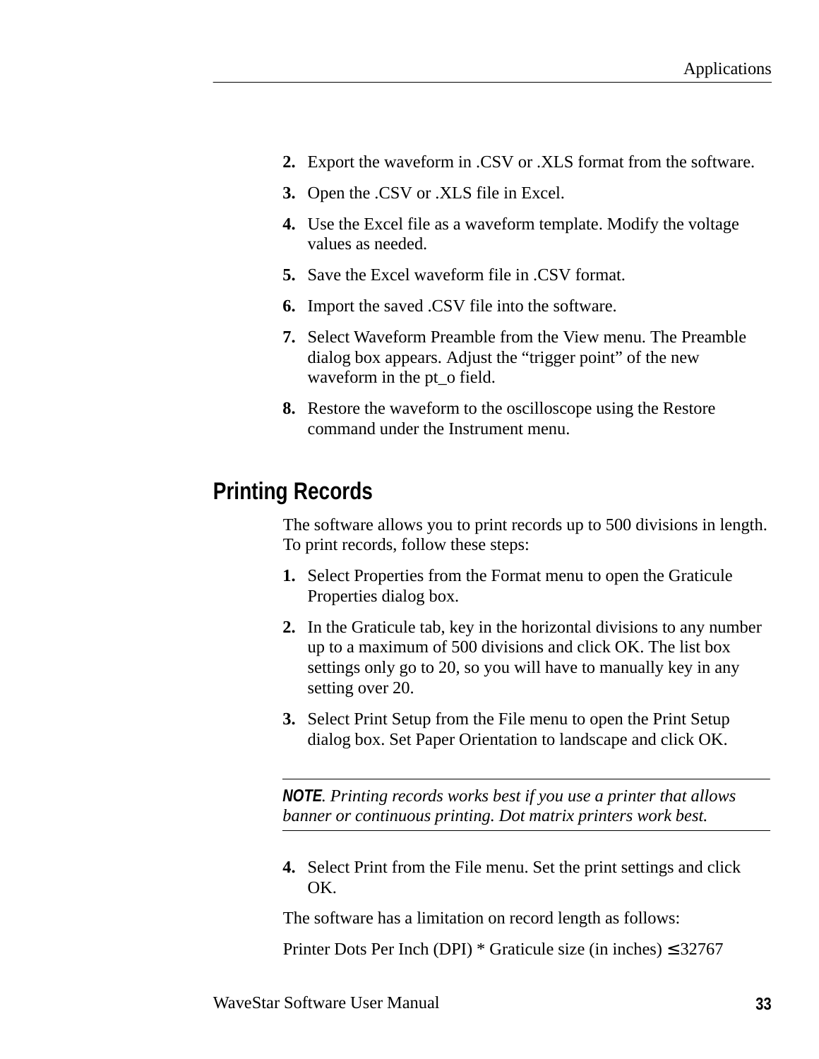2. Export the waveform in .CSV or .XLS format from the software.
3. Open the .CSV or .XLS file in Excel.
4. Use the Excel file as a waveform template. Modify the voltage values as needed.
5. Save the Excel waveform file in .CSV format.
6. Import the saved .CSV file into the software.
7. Select Waveform Preamble from the View menu. The Preamble dialog box appears. Adjust the "trigger point" of the new waveform in the pt_o field.
8. Restore the waveform to the oscilloscope using the Restore command under the Instrument menu.

## Printing Records

The software allows you to print records up to 500 divisions in length. To print records, follow these steps:

1. Select Properties from the Format menu to open the Graticule Properties dialog box.
2. In the Graticule tab, key in the horizontal divisions to any number up to a maximum of 500 divisions and click OK. The list box settings only go to 20, so you will have to manually key in any setting over 20.
3. Select Print Setup from the File menu to open the Print Setup dialog box. Set Paper Orientation to landscape and click OK.

---

***NOTE**. Printing records works best if you use a printer that allows banner or continuous printing. Dot matrix printers work best.*

---

4. Select Print from the File menu. Set the print settings and click OK.

The software has a limitation on record length as follows:

Printer Dots Per Inch (DPI) * Graticule size (in inches) ≤ 32767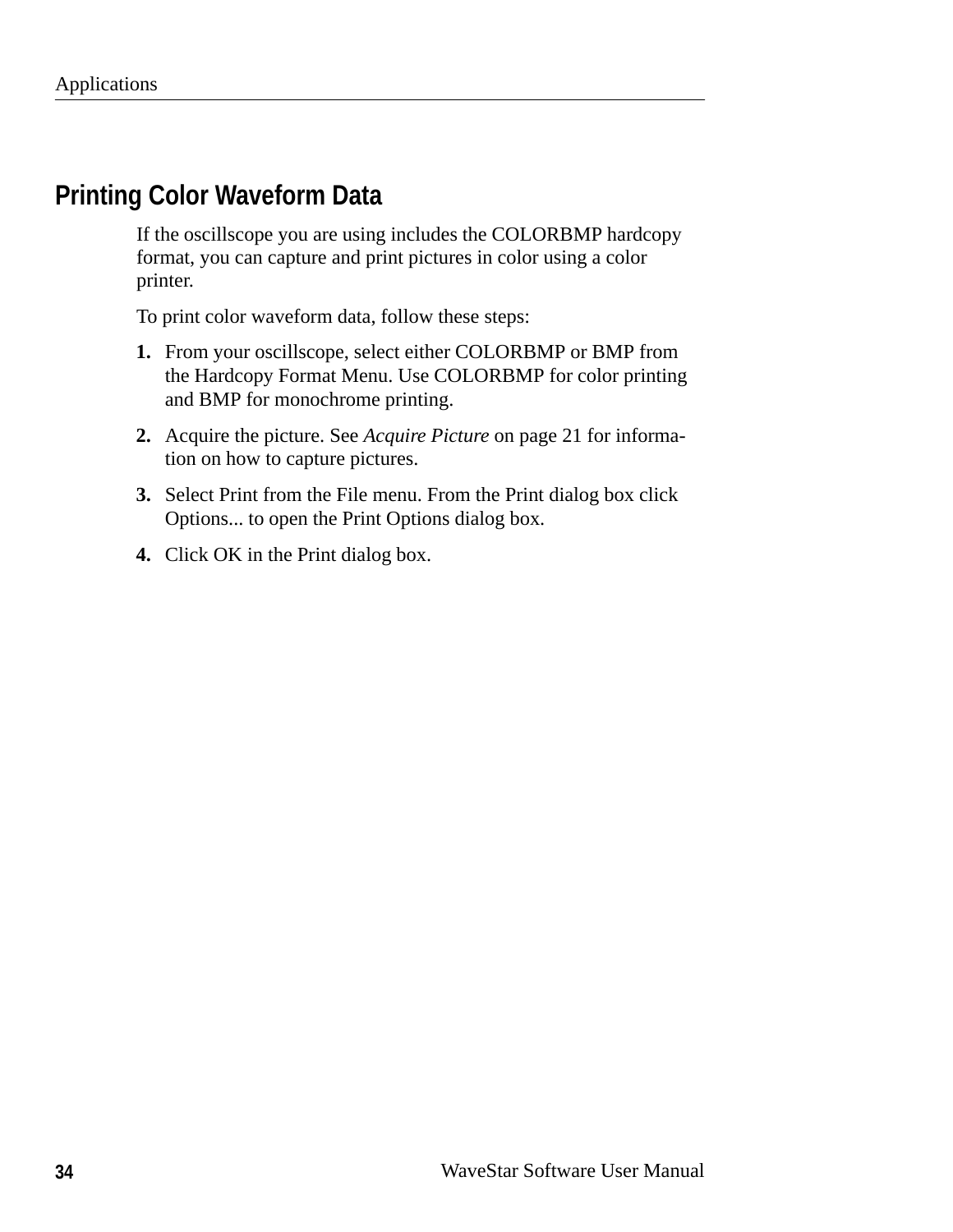## Printing Color Waveform Data

If the oscillscope you are using includes the COLORBMP hardcopy format, you can capture and print pictures in color using a color printer.

To print color waveform data, follow these steps:

1. From your oscillscope, select either COLORBMP or BMP from the Hardcopy Format Menu. Use COLORBMP for color printing and BMP for monochrome printing.
2. Acquire the picture. See *Acquire Picture* on page 21 for information on how to capture pictures.
3. Select Print from the File menu. From the Print dialog box click Options... to open the Print Options dialog box.
4. Click OK in the Print dialog box.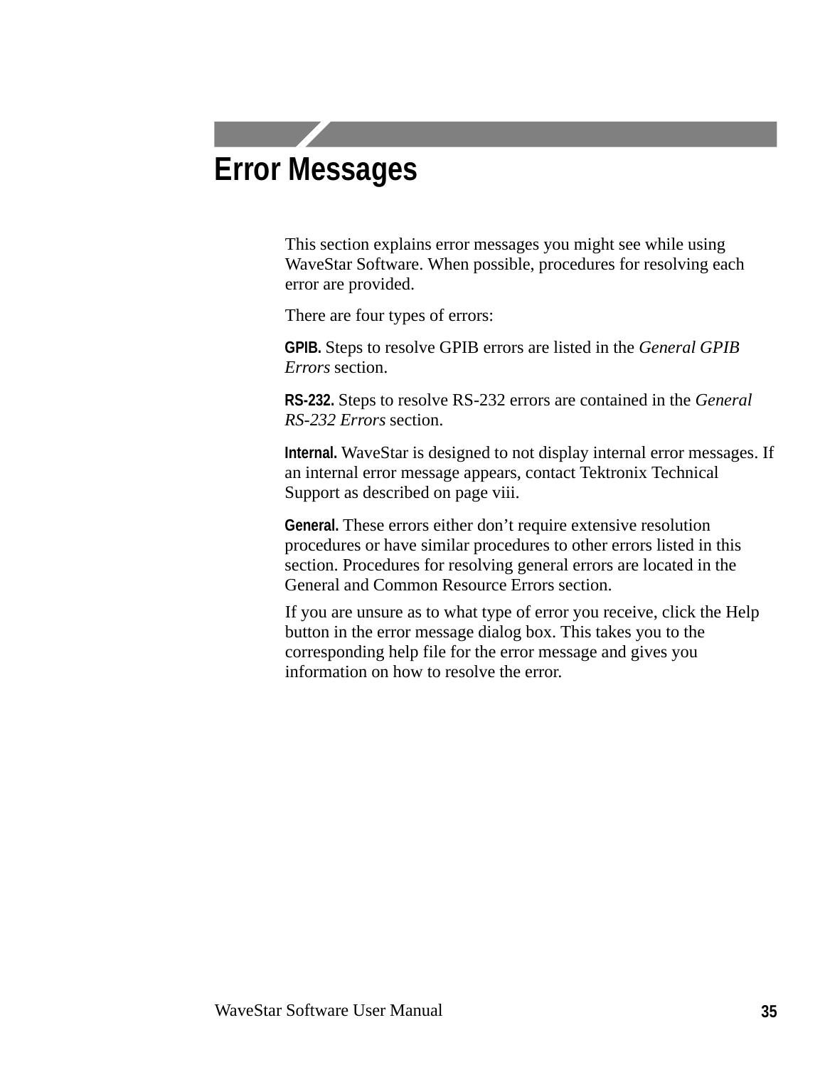# Error Messages

This section explains error messages you might see while using WaveStar Software. When possible, procedures for resolving each error are provided.

There are four types of errors:

**GPIB.** Steps to resolve GPIB errors are listed in the *General GPIB Errors* section.

**RS-232.** Steps to resolve RS-232 errors are contained in the *General RS-232 Errors* section.

**Internal.** WaveStar is designed to not display internal error messages. If an internal error message appears, contact Tektronix Technical Support as described on page viii.

**General.** These errors either don't require extensive resolution procedures or have similar procedures to other errors listed in this section. Procedures for resolving general errors are located in the General and Common Resource Errors section.

If you are unsure as to what type of error you receive, click the Help button in the error message dialog box. This takes you to the corresponding help file for the error message and gives you information on how to resolve the error.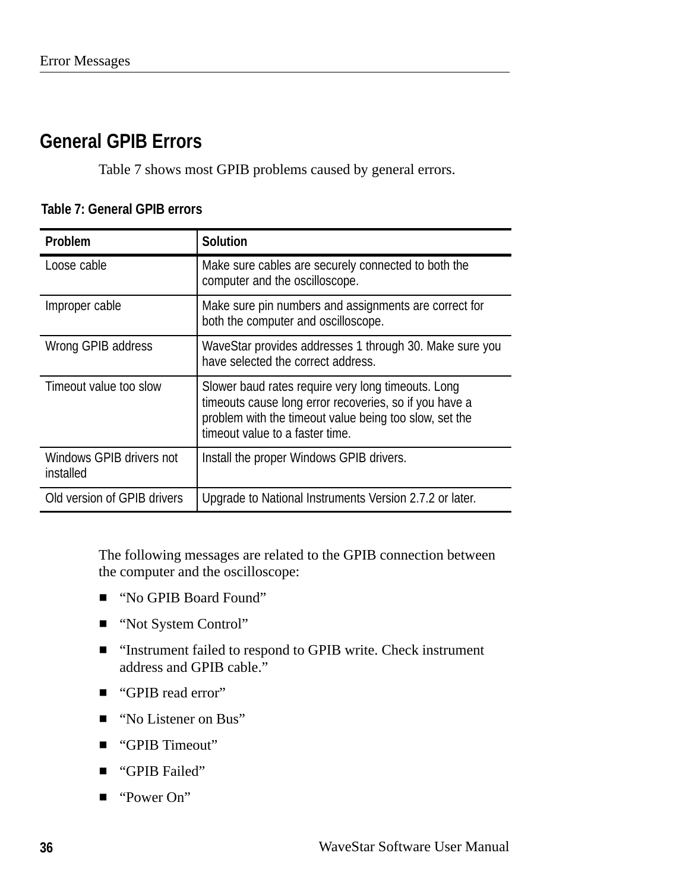## General GPIB Errors

Table 7 shows most GPIB problems caused by general errors.

**Table 7: General GPIB errors**

| Problem | Solution |
|---|---|
| Loose cable | Make sure cables are securely connected to both the computer and the oscilloscope. |
| Improper cable | Make sure pin numbers and assignments are correct for both the computer and oscilloscope. |
| Wrong GPIB address | WaveStar provides addresses 1 through 30. Make sure you have selected the correct address. |
| Timeout value too slow | Slower baud rates require very long timeouts. Long timeouts cause long error recoveries, so if you have a problem with the timeout value being too slow, set the timeout value to a faster time. |
| Windows GPIB drivers not installed | Install the proper Windows GPIB drivers. |
| Old version of GPIB drivers | Upgrade to National Instruments Version 2.7.2 or later. |

The following messages are related to the GPIB connection between the computer and the oscilloscope:

- "No GPIB Board Found"
- "Not System Control"
- "Instrument failed to respond to GPIB write. Check instrument address and GPIB cable."
- "GPIB read error"
- "No Listener on Bus"
- "GPIB Timeout"
- "GPIB Failed"
- "Power On"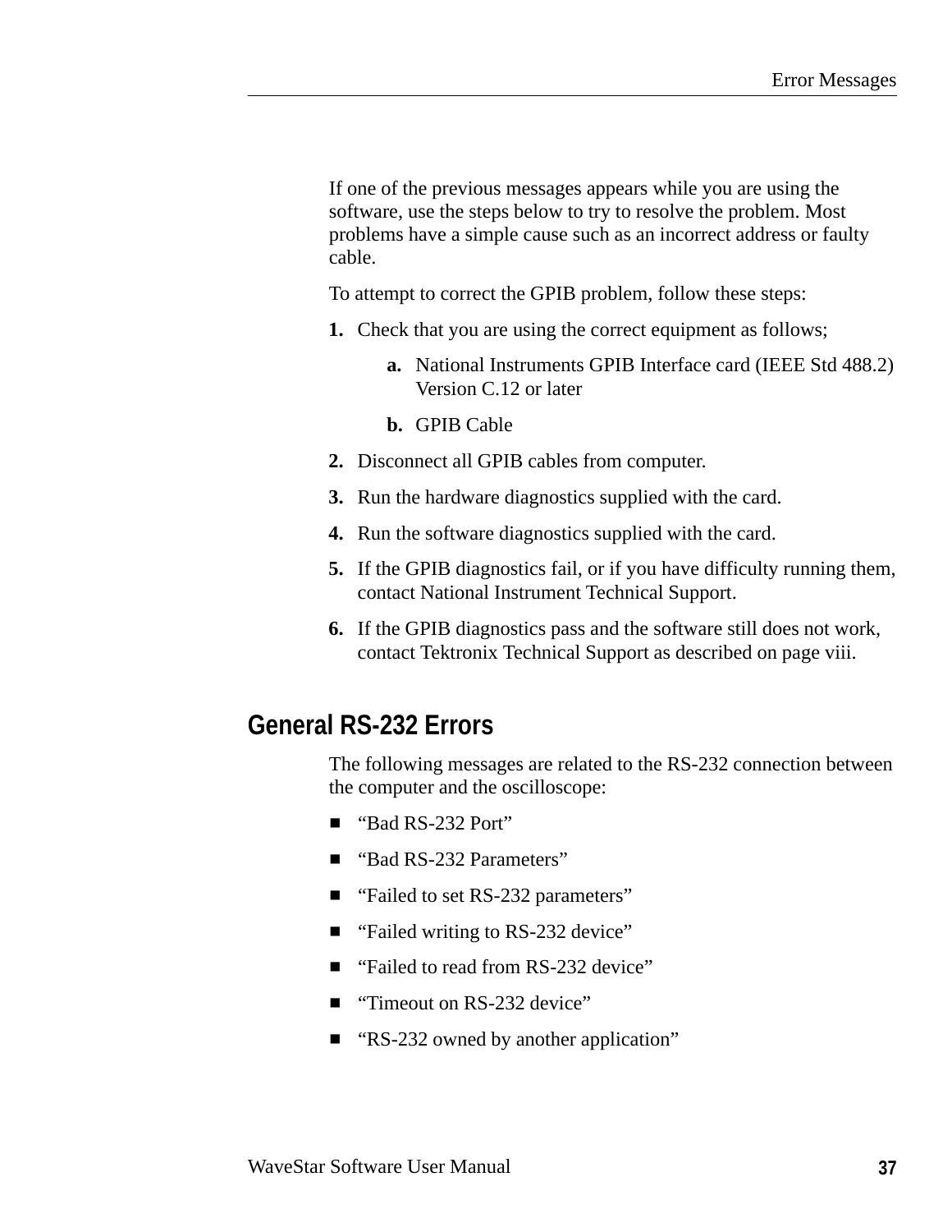If one of the previous messages appears while you are using the software, use the steps below to try to resolve the problem. Most problems have a simple cause such as an incorrect address or faulty cable.

To attempt to correct the GPIB problem, follow these steps:

1. Check that you are using the correct equipment as follows;
   a. National Instruments GPIB Interface card (IEEE Std 488.2) Version C.12 or later
   b. GPIB Cable
2. Disconnect all GPIB cables from computer.
3. Run the hardware diagnostics supplied with the card.
4. Run the software diagnostics supplied with the card.
5. If the GPIB diagnostics fail, or if you have difficulty running them, contact National Instrument Technical Support.
6. If the GPIB diagnostics pass and the software still does not work, contact Tektronix Technical Support as described on page viii.

## General RS-232 Errors

The following messages are related to the RS-232 connection between the computer and the oscilloscope:

- “Bad RS-232 Port”
- “Bad RS-232 Parameters”
- “Failed to set RS-232 parameters”
- “Failed writing to RS-232 device”
- “Failed to read from RS-232 device”
- “Timeout on RS-232 device”
- “RS-232 owned by another application”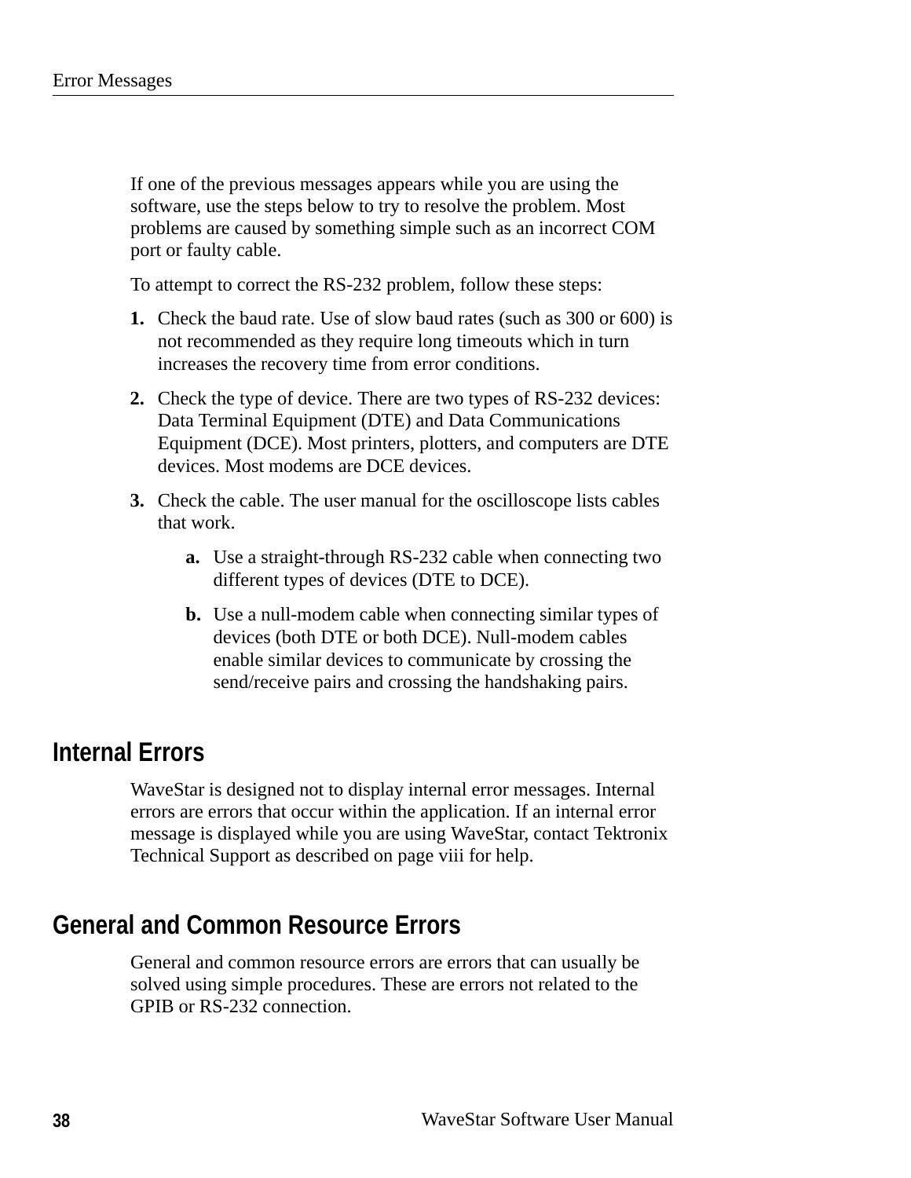If one of the previous messages appears while you are using the software, use the steps below to try to resolve the problem. Most problems are caused by something simple such as an incorrect COM port or faulty cable.

To attempt to correct the RS-232 problem, follow these steps:

1. Check the baud rate. Use of slow baud rates (such as 300 or 600) is not recommended as they require long timeouts which in turn increases the recovery time from error conditions.
2. Check the type of device. There are two types of RS-232 devices: Data Terminal Equipment (DTE) and Data Communications Equipment (DCE). Most printers, plotters, and computers are DTE devices. Most modems are DCE devices.
3. Check the cable. The user manual for the oscilloscope lists cables that work.
   a. Use a straight-through RS-232 cable when connecting two different types of devices (DTE to DCE).
   b. Use a null-modem cable when connecting similar types of devices (both DTE or both DCE). Null-modem cables enable similar devices to communicate by crossing the send/receive pairs and crossing the handshaking pairs.

## Internal Errors

WaveStar is designed not to display internal error messages. Internal errors are errors that occur within the application. If an internal error message is displayed while you are using WaveStar, contact Tektronix Technical Support as described on page viii for help.

## General and Common Resource Errors

General and common resource errors are errors that can usually be solved using simple procedures. These are errors not related to the GPIB or RS-232 connection.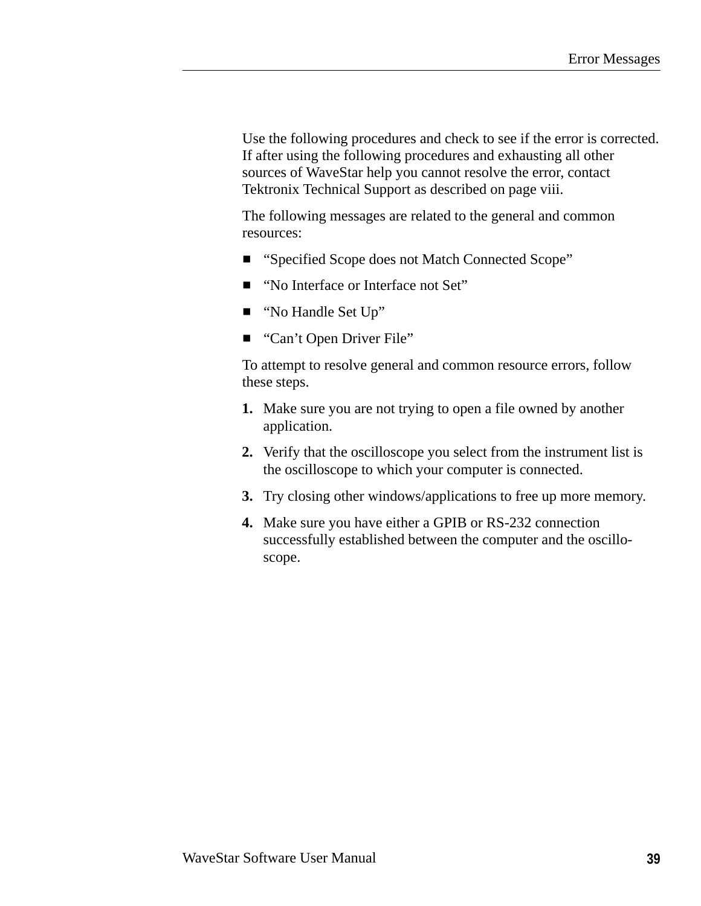Use the following procedures and check to see if the error is corrected. If after using the following procedures and exhausting all other sources of WaveStar help you cannot resolve the error, contact Tektronix Technical Support as described on page viii.

The following messages are related to the general and common resources:

- "Specified Scope does not Match Connected Scope"
- "No Interface or Interface not Set"
- "No Handle Set Up"
- "Can't Open Driver File"

To attempt to resolve general and common resource errors, follow these steps.

1. Make sure you are not trying to open a file owned by another application.
2. Verify that the oscilloscope you select from the instrument list is the oscilloscope to which your computer is connected.
3. Try closing other windows/applications to free up more memory.
4. Make sure you have either a GPIB or RS-232 connection successfully established between the computer and the oscilloscope.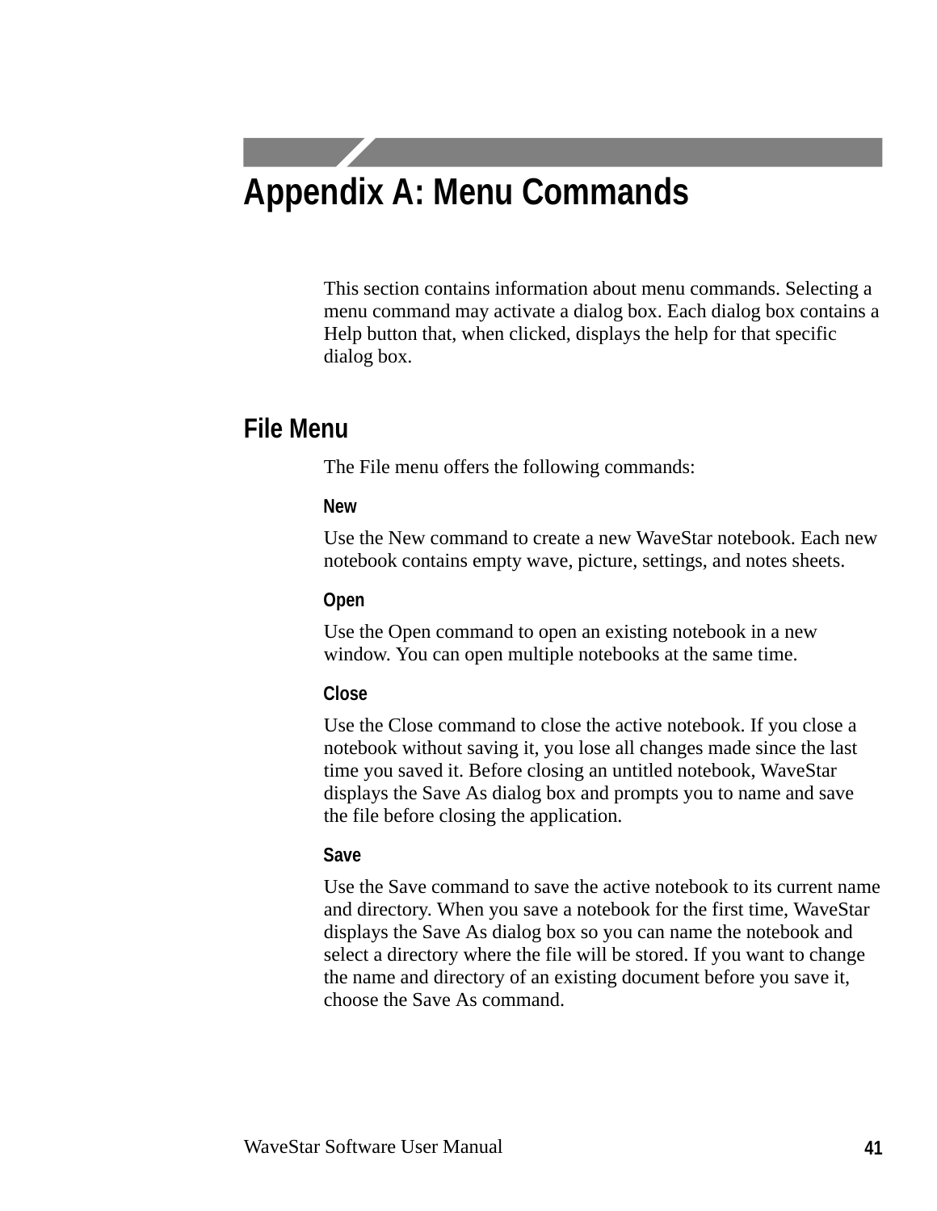# Appendix A: Menu Commands

This section contains information about menu commands. Selecting a menu command may activate a dialog box. Each dialog box contains a Help button that, when clicked, displays the help for that specific dialog box.

## File Menu

The File menu offers the following commands:

### New

Use the New command to create a new WaveStar notebook. Each new notebook contains empty wave, picture, settings, and notes sheets.

### Open

Use the Open command to open an existing notebook in a new window. You can open multiple notebooks at the same time.

### Close

Use the Close command to close the active notebook. If you close a notebook without saving it, you lose all changes made since the last time you saved it. Before closing an untitled notebook, WaveStar displays the Save As dialog box and prompts you to name and save the file before closing the application.

### Save

Use the Save command to save the active notebook to its current name and directory. When you save a notebook for the first time, WaveStar displays the Save As dialog box so you can name the notebook and select a directory where the file will be stored. If you want to change the name and directory of an existing document before you save it, choose the Save As command.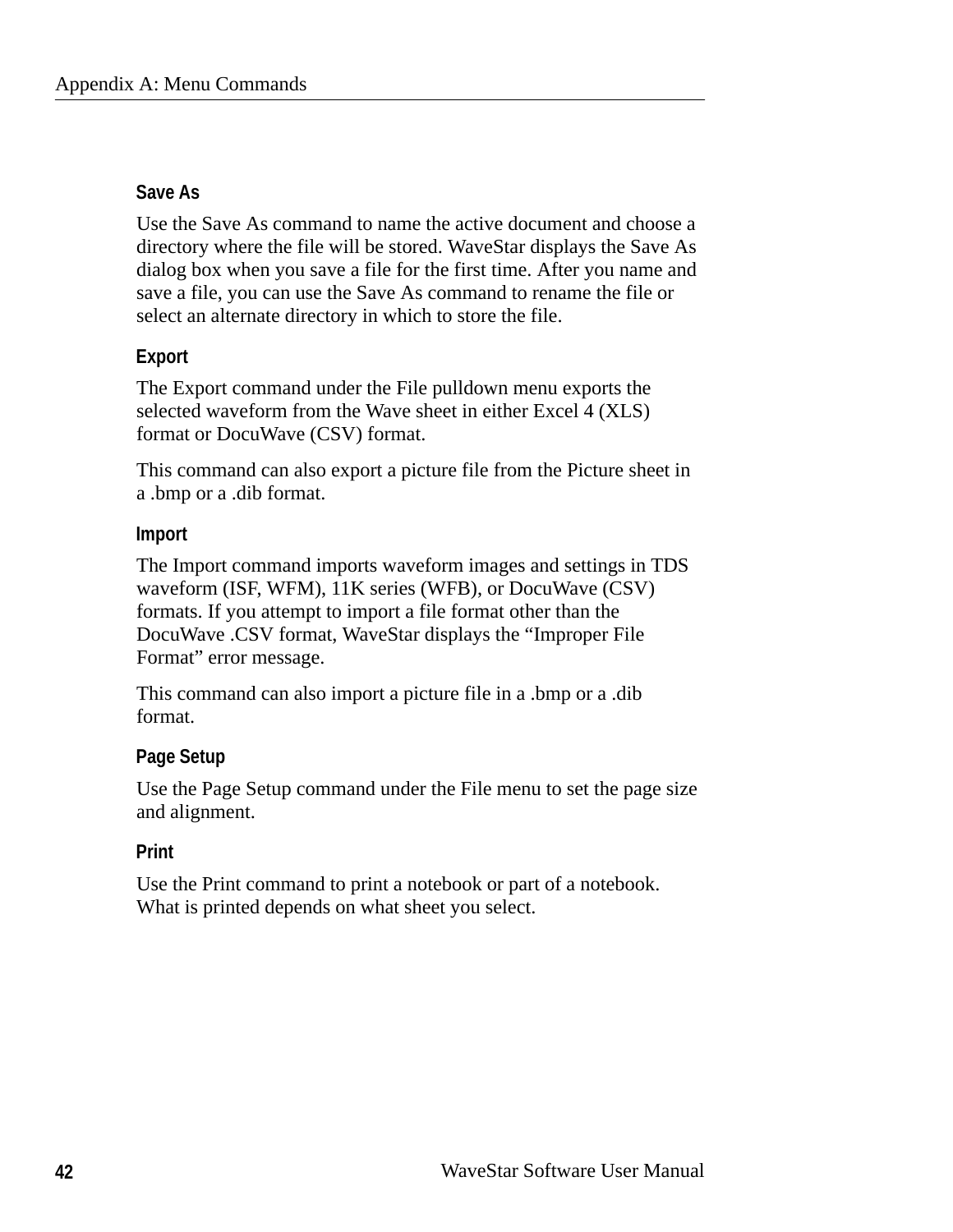### Save As

Use the Save As command to name the active document and choose a directory where the file will be stored. WaveStar displays the Save As dialog box when you save a file for the first time. After you name and save a file, you can use the Save As command to rename the file or select an alternate directory in which to store the file.

### Export

The Export command under the File pulldown menu exports the selected waveform from the Wave sheet in either Excel 4 (XLS) format or DocuWave (CSV) format.

This command can also export a picture file from the Picture sheet in a .bmp or a .dib format.

### Import

The Import command imports waveform images and settings in TDS waveform (ISF, WFM), 11K series (WFB), or DocuWave (CSV) formats. If you attempt to import a file format other than the DocuWave .CSV format, WaveStar displays the “Improper File Format” error message.

This command can also import a picture file in a .bmp or a .dib format.

### Page Setup

Use the Page Setup command under the File menu to set the page size and alignment.

### Print

Use the Print command to print a notebook or part of a notebook. What is printed depends on what sheet you select.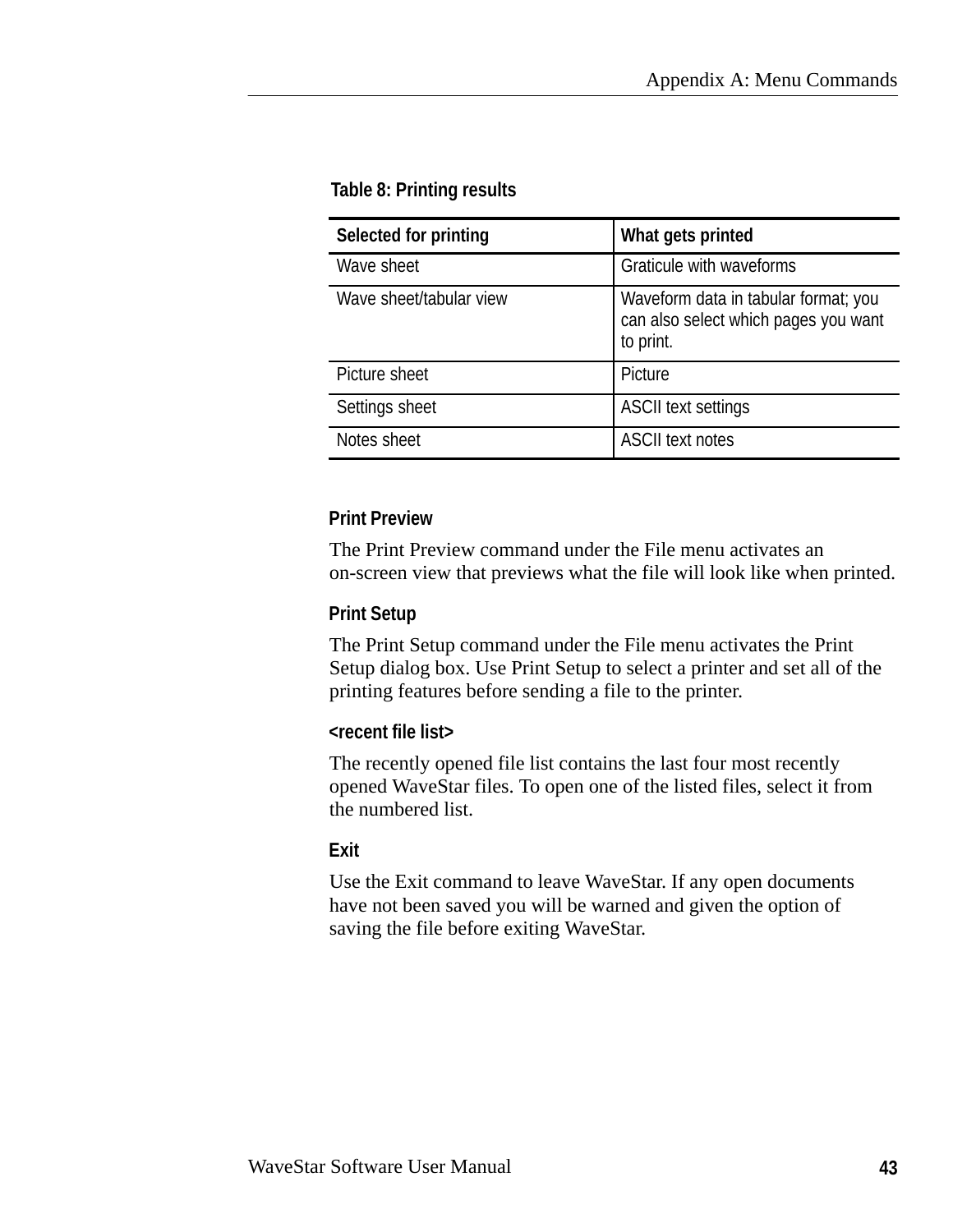**Table 8: Printing results**

| Selected for printing | What gets printed |
|---|---|
| Wave sheet | Graticule with waveforms |
| Wave sheet/tabular view | Waveform data in tabular format; you can also select which pages you want to print. |
| Picture sheet | Picture |
| Settings sheet | ASCII text settings |
| Notes sheet | ASCII text notes |

### Print Preview

The Print Preview command under the File menu activates an on-screen view that previews what the file will look like when printed.

### Print Setup

The Print Setup command under the File menu activates the Print Setup dialog box. Use Print Setup to select a printer and set all of the printing features before sending a file to the printer.

### <recent file list>

The recently opened file list contains the last four most recently opened WaveStar files. To open one of the listed files, select it from the numbered list.

### Exit

Use the Exit command to leave WaveStar. If any open documents have not been saved you will be warned and given the option of saving the file before exiting WaveStar.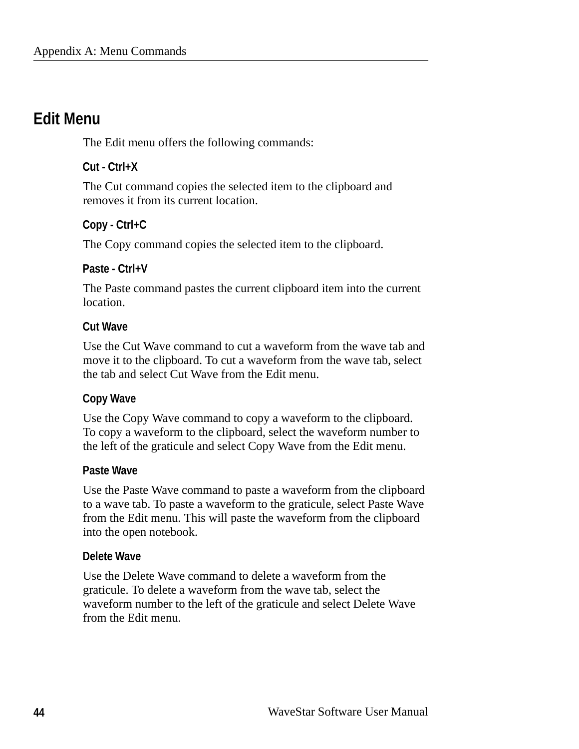## Edit Menu

The Edit menu offers the following commands:

### Cut - Ctrl+X

The Cut command copies the selected item to the clipboard and removes it from its current location.

### Copy - Ctrl+C

The Copy command copies the selected item to the clipboard.

### Paste - Ctrl+V

The Paste command pastes the current clipboard item into the current location.

### Cut Wave

Use the Cut Wave command to cut a waveform from the wave tab and move it to the clipboard. To cut a waveform from the wave tab, select the tab and select Cut Wave from the Edit menu.

### Copy Wave

Use the Copy Wave command to copy a waveform to the clipboard. To copy a waveform to the clipboard, select the waveform number to the left of the graticule and select Copy Wave from the Edit menu.

### Paste Wave

Use the Paste Wave command to paste a waveform from the clipboard to a wave tab. To paste a waveform to the graticule, select Paste Wave from the Edit menu. This will paste the waveform from the clipboard into the open notebook.

### Delete Wave

Use the Delete Wave command to delete a waveform from the graticule. To delete a waveform from the wave tab, select the waveform number to the left of the graticule and select Delete Wave from the Edit menu.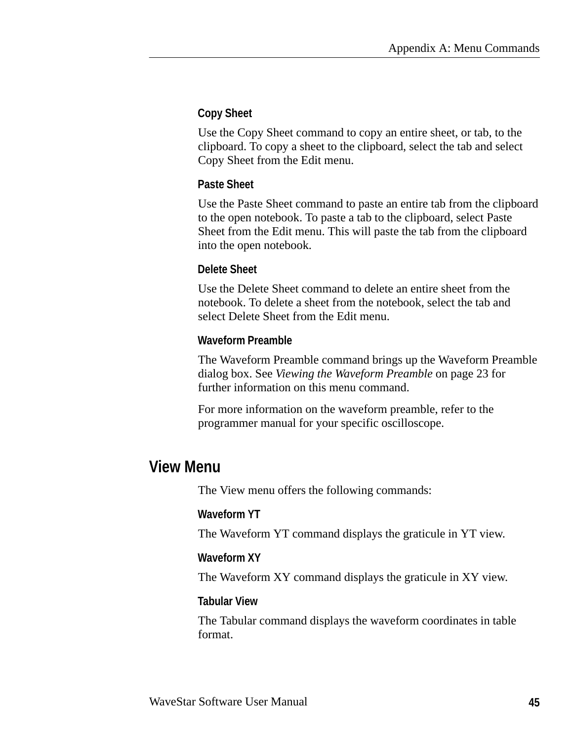### Copy Sheet

Use the Copy Sheet command to copy an entire sheet, or tab, to the clipboard. To copy a sheet to the clipboard, select the tab and select Copy Sheet from the Edit menu.

### Paste Sheet

Use the Paste Sheet command to paste an entire tab from the clipboard to the open notebook. To paste a tab to the clipboard, select Paste Sheet from the Edit menu. This will paste the tab from the clipboard into the open notebook.

### Delete Sheet

Use the Delete Sheet command to delete an entire sheet from the notebook. To delete a sheet from the notebook, select the tab and select Delete Sheet from the Edit menu.

### Waveform Preamble

The Waveform Preamble command brings up the Waveform Preamble dialog box. See *Viewing the Waveform Preamble* on page 23 for further information on this menu command.

For more information on the waveform preamble, refer to the programmer manual for your specific oscilloscope.

## View Menu

The View menu offers the following commands:

### Waveform YT

The Waveform YT command displays the graticule in YT view.

### Waveform XY

The Waveform XY command displays the graticule in XY view.

### Tabular View

The Tabular command displays the waveform coordinates in table format.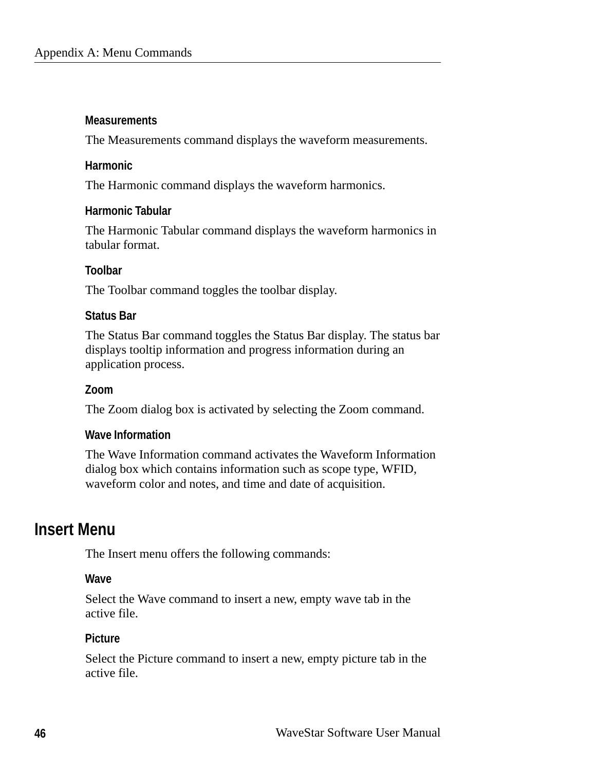### Measurements

The Measurements command displays the waveform measurements.

### Harmonic

The Harmonic command displays the waveform harmonics.

### Harmonic Tabular

The Harmonic Tabular command displays the waveform harmonics in tabular format.

### Toolbar

The Toolbar command toggles the toolbar display.

### Status Bar

The Status Bar command toggles the Status Bar display. The status bar displays tooltip information and progress information during an application process.

### Zoom

The Zoom dialog box is activated by selecting the Zoom command.

### Wave Information

The Wave Information command activates the Waveform Information dialog box which contains information such as scope type, WFID, waveform color and notes, and time and date of acquisition.

## Insert Menu

The Insert menu offers the following commands:

### Wave

Select the Wave command to insert a new, empty wave tab in the active file.

### Picture

Select the Picture command to insert a new, empty picture tab in the active file.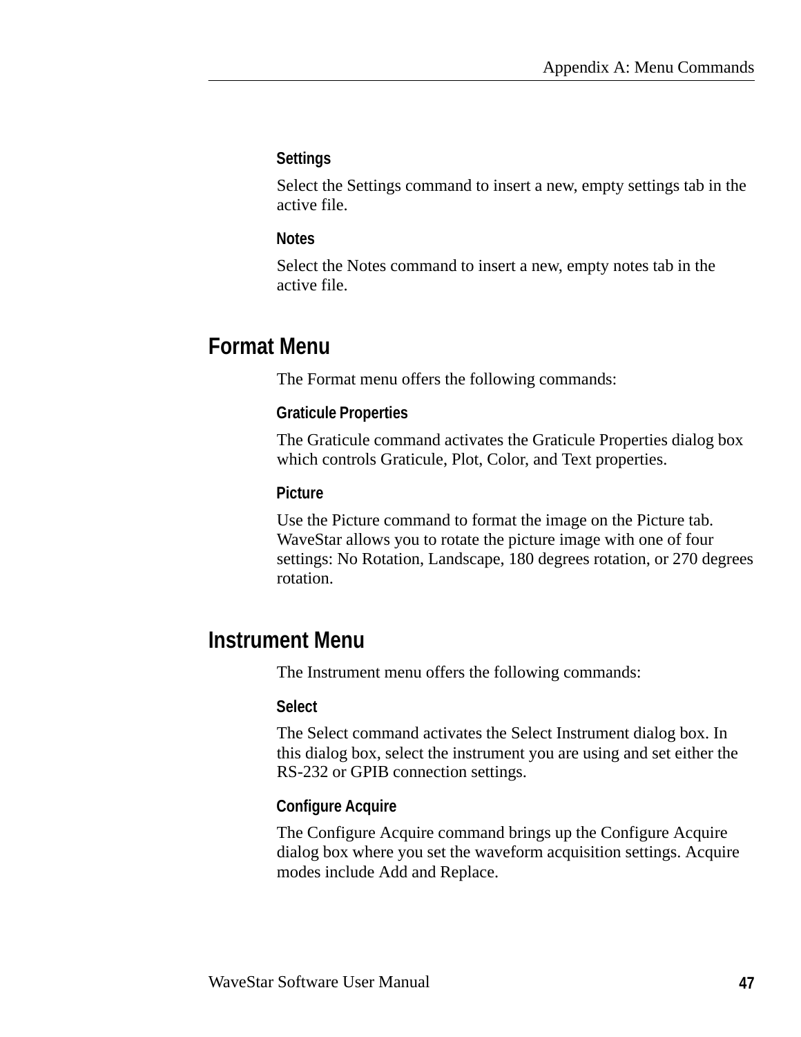### Settings

Select the Settings command to insert a new, empty settings tab in the active file.

### Notes

Select the Notes command to insert a new, empty notes tab in the active file.

## Format Menu

The Format menu offers the following commands:

### Graticule Properties

The Graticule command activates the Graticule Properties dialog box which controls Graticule, Plot, Color, and Text properties.

### Picture

Use the Picture command to format the image on the Picture tab. WaveStar allows you to rotate the picture image with one of four settings: No Rotation, Landscape, 180 degrees rotation, or 270 degrees rotation.

## Instrument Menu

The Instrument menu offers the following commands:

### Select

The Select command activates the Select Instrument dialog box. In this dialog box, select the instrument you are using and set either the RS-232 or GPIB connection settings.

### Configure Acquire

The Configure Acquire command brings up the Configure Acquire dialog box where you set the waveform acquisition settings. Acquire modes include Add and Replace.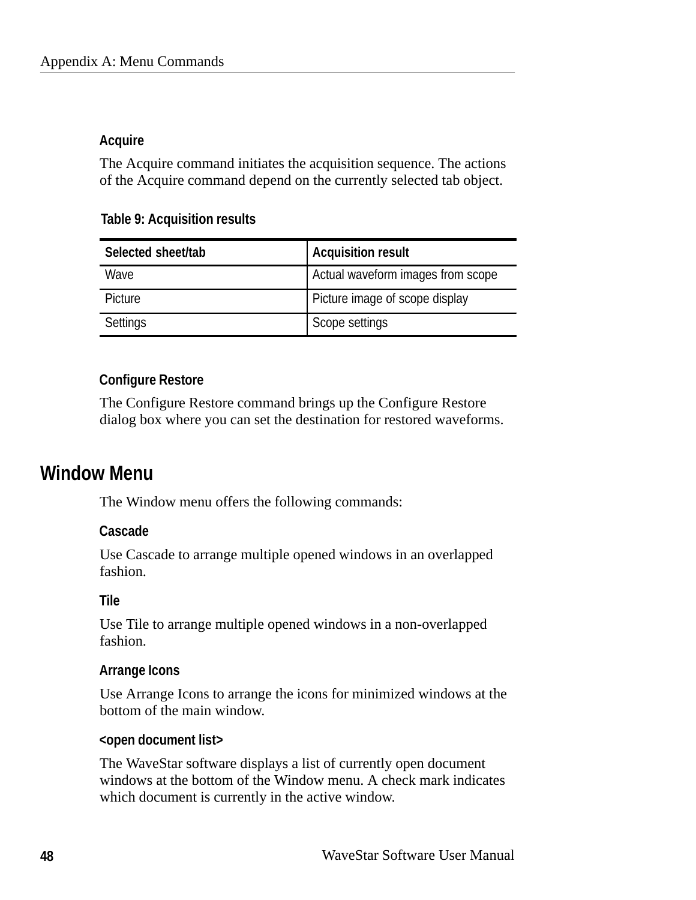### Acquire

The Acquire command initiates the acquisition sequence. The actions of the Acquire command depend on the currently selected tab object.

**Table 9: Acquisition results**

| Selected sheet/tab | Acquisition result |
|---|---|
| Wave | Actual waveform images from scope |
| Picture | Picture image of scope display |
| Settings | Scope settings |

### Configure Restore

The Configure Restore command brings up the Configure Restore dialog box where you can set the destination for restored waveforms.

## Window Menu

The Window menu offers the following commands:

### Cascade

Use Cascade to arrange multiple opened windows in an overlapped fashion.

### Tile

Use Tile to arrange multiple opened windows in a non-overlapped fashion.

### Arrange Icons

Use Arrange Icons to arrange the icons for minimized windows at the bottom of the main window.

### <open document list>

The WaveStar software displays a list of currently open document windows at the bottom of the Window menu. A check mark indicates which document is currently in the active window.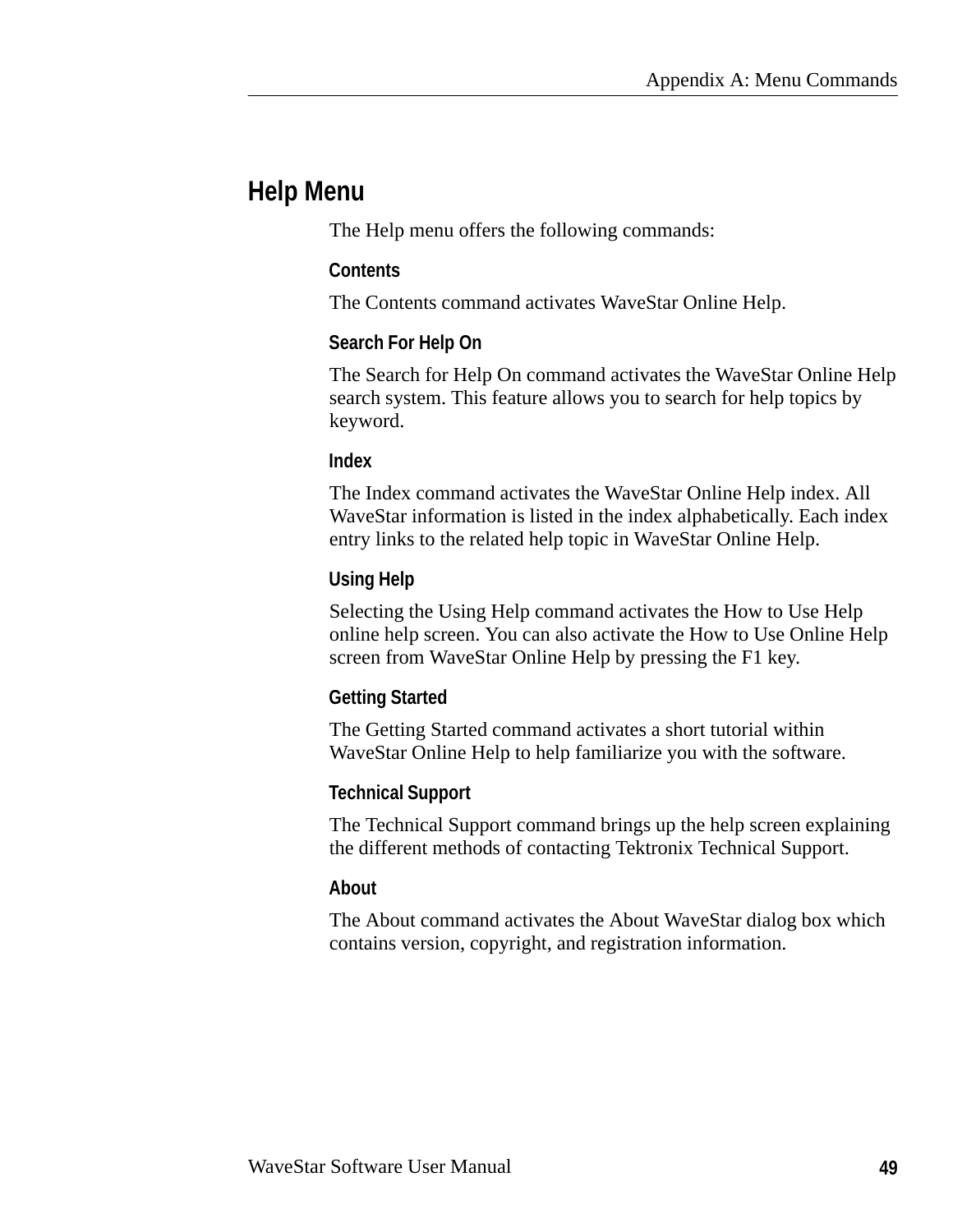## Help Menu

The Help menu offers the following commands:

### Contents

The Contents command activates WaveStar Online Help.

### Search For Help On

The Search for Help On command activates the WaveStar Online Help search system. This feature allows you to search for help topics by keyword.

### Index

The Index command activates the WaveStar Online Help index. All WaveStar information is listed in the index alphabetically. Each index entry links to the related help topic in WaveStar Online Help.

### Using Help

Selecting the Using Help command activates the How to Use Help online help screen. You can also activate the How to Use Online Help screen from WaveStar Online Help by pressing the F1 key.

### Getting Started

The Getting Started command activates a short tutorial within WaveStar Online Help to help familiarize you with the software.

### Technical Support

The Technical Support command brings up the help screen explaining the different methods of contacting Tektronix Technical Support.

### About

The About command activates the About WaveStar dialog box which contains version, copyright, and registration information.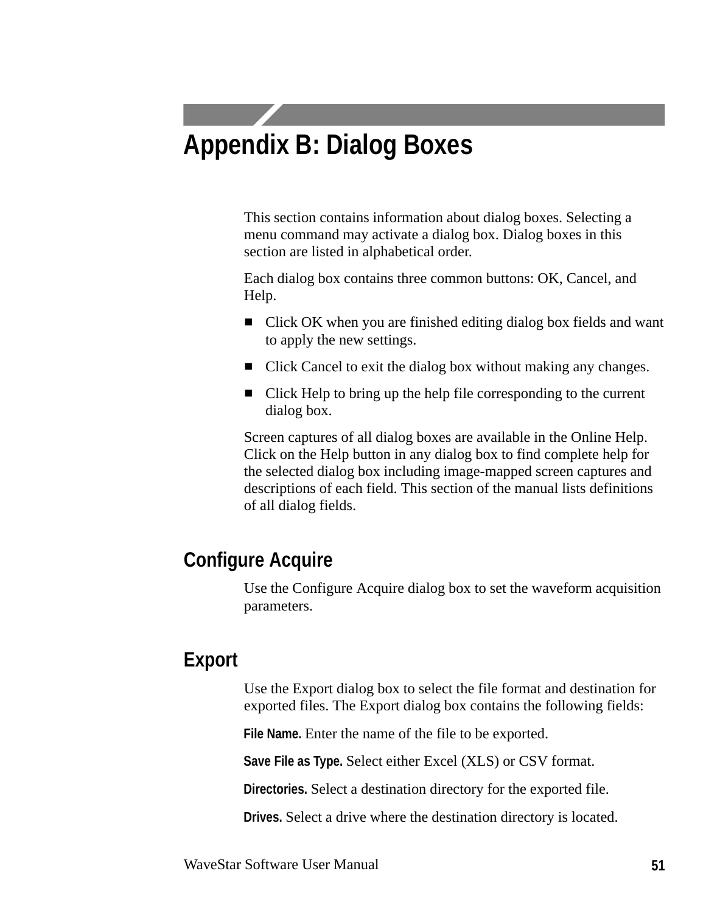# Appendix B: Dialog Boxes

This section contains information about dialog boxes. Selecting a menu command may activate a dialog box. Dialog boxes in this section are listed in alphabetical order.

Each dialog box contains three common buttons: OK, Cancel, and Help.

- Click OK when you are finished editing dialog box fields and want to apply the new settings.
- Click Cancel to exit the dialog box without making any changes.
- Click Help to bring up the help file corresponding to the current dialog box.

Screen captures of all dialog boxes are available in the Online Help. Click on the Help button in any dialog box to find complete help for the selected dialog box including image-mapped screen captures and descriptions of each field. This section of the manual lists definitions of all dialog fields.

## Configure Acquire

Use the Configure Acquire dialog box to set the waveform acquisition parameters.

## Export

Use the Export dialog box to select the file format and destination for exported files. The Export dialog box contains the following fields:

**File Name.** Enter the name of the file to be exported.

**Save File as Type.** Select either Excel (XLS) or CSV format.

**Directories.** Select a destination directory for the exported file.

**Drives.** Select a drive where the destination directory is located.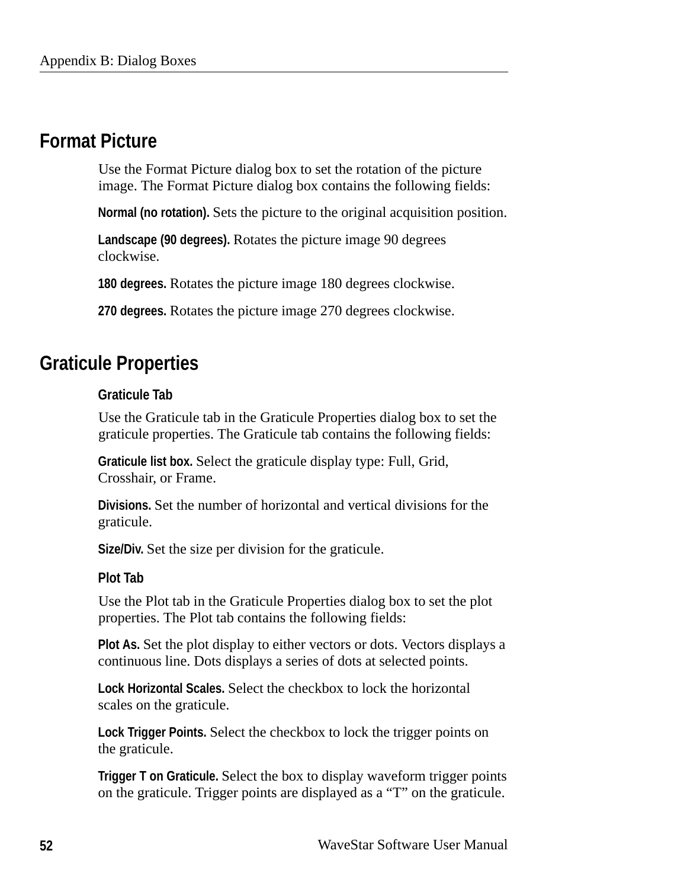## Format Picture

Use the Format Picture dialog box to set the rotation of the picture image. The Format Picture dialog box contains the following fields:

**Normal (no rotation).** Sets the picture to the original acquisition position.

**Landscape (90 degrees).** Rotates the picture image 90 degrees clockwise.

**180 degrees.** Rotates the picture image 180 degrees clockwise.

**270 degrees.** Rotates the picture image 270 degrees clockwise.

## Graticule Properties

### Graticule Tab

Use the Graticule tab in the Graticule Properties dialog box to set the graticule properties. The Graticule tab contains the following fields:

**Graticule list box.** Select the graticule display type: Full, Grid, Crosshair, or Frame.

**Divisions.** Set the number of horizontal and vertical divisions for the graticule.

**Size/Div.** Set the size per division for the graticule.

### Plot Tab

Use the Plot tab in the Graticule Properties dialog box to set the plot properties. The Plot tab contains the following fields:

**Plot As.** Set the plot display to either vectors or dots. Vectors displays a continuous line. Dots displays a series of dots at selected points.

**Lock Horizontal Scales.** Select the checkbox to lock the horizontal scales on the graticule.

**Lock Trigger Points.** Select the checkbox to lock the trigger points on the graticule.

**Trigger T on Graticule.** Select the box to display waveform trigger points on the graticule. Trigger points are displayed as a “T” on the graticule.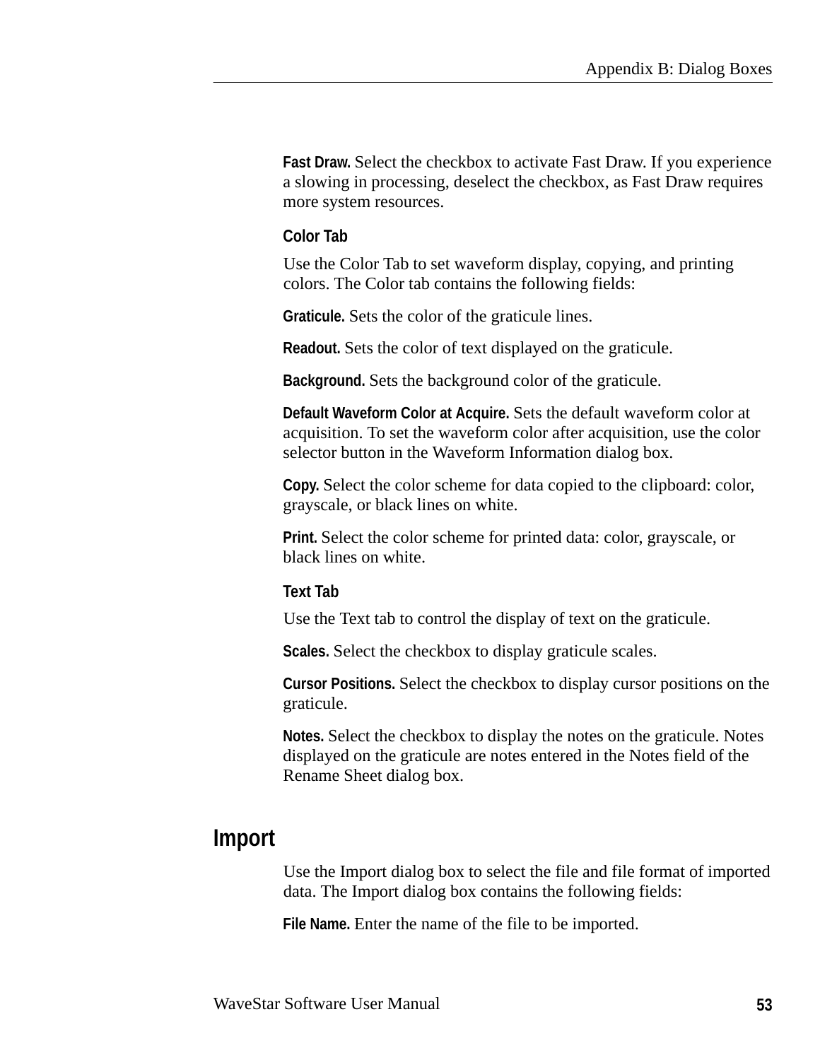**Fast Draw.** Select the checkbox to activate Fast Draw. If you experience a slowing in processing, deselect the checkbox, as Fast Draw requires more system resources.

### Color Tab

Use the Color Tab to set waveform display, copying, and printing colors. The Color tab contains the following fields:

**Graticule.** Sets the color of the graticule lines.

**Readout.** Sets the color of text displayed on the graticule.

**Background.** Sets the background color of the graticule.

**Default Waveform Color at Acquire.** Sets the default waveform color at acquisition. To set the waveform color after acquisition, use the color selector button in the Waveform Information dialog box.

**Copy.** Select the color scheme for data copied to the clipboard: color, grayscale, or black lines on white.

**Print.** Select the color scheme for printed data: color, grayscale, or black lines on white.

### Text Tab

Use the Text tab to control the display of text on the graticule.

**Scales.** Select the checkbox to display graticule scales.

**Cursor Positions.** Select the checkbox to display cursor positions on the graticule.

**Notes.** Select the checkbox to display the notes on the graticule. Notes displayed on the graticule are notes entered in the Notes field of the Rename Sheet dialog box.

## Import

Use the Import dialog box to select the file and file format of imported data. The Import dialog box contains the following fields:

**File Name.** Enter the name of the file to be imported.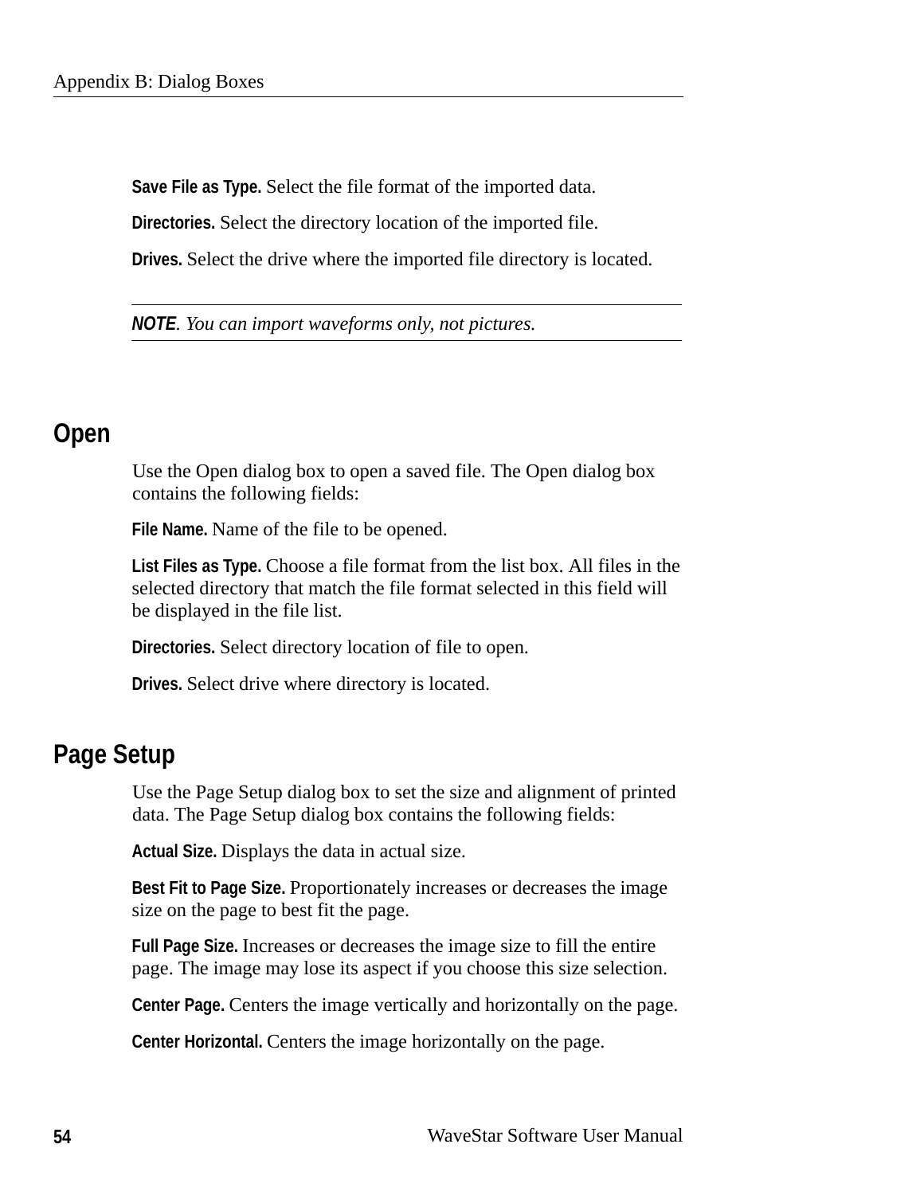**Save File as Type.** Select the file format of the imported data.

**Directories.** Select the directory location of the imported file.

**Drives.** Select the drive where the imported file directory is located.

---

***NOTE**. You can import waveforms only, not pictures.*

---

## Open

Use the Open dialog box to open a saved file. The Open dialog box contains the following fields:

**File Name.** Name of the file to be opened.

**List Files as Type.** Choose a file format from the list box. All files in the selected directory that match the file format selected in this field will be displayed in the file list.

**Directories.** Select directory location of file to open.

**Drives.** Select drive where directory is located.

## Page Setup

Use the Page Setup dialog box to set the size and alignment of printed data. The Page Setup dialog box contains the following fields:

**Actual Size.** Displays the data in actual size.

**Best Fit to Page Size.** Proportionately increases or decreases the image size on the page to best fit the page.

**Full Page Size.** Increases or decreases the image size to fill the entire page. The image may lose its aspect if you choose this size selection.

**Center Page.** Centers the image vertically and horizontally on the page.

**Center Horizontal.** Centers the image horizontally on the page.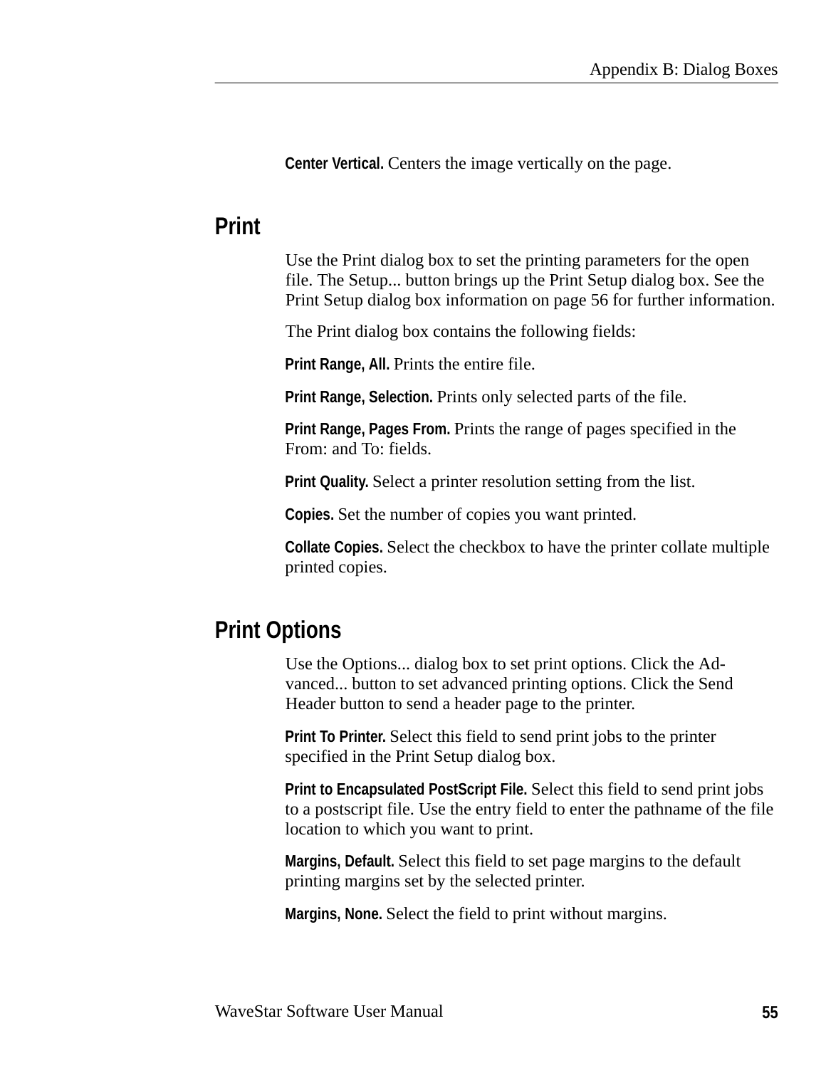**Center Vertical.** Centers the image vertically on the page.

## Print

Use the Print dialog box to set the printing parameters for the open file. The Setup... button brings up the Print Setup dialog box. See the Print Setup dialog box information on page 56 for further information.

The Print dialog box contains the following fields:

**Print Range, All.** Prints the entire file.

**Print Range, Selection.** Prints only selected parts of the file.

**Print Range, Pages From.** Prints the range of pages specified in the From: and To: fields.

**Print Quality.** Select a printer resolution setting from the list.

**Copies.** Set the number of copies you want printed.

**Collate Copies.** Select the checkbox to have the printer collate multiple printed copies.

## Print Options

Use the Options... dialog box to set print options. Click the Advanced... button to set advanced printing options. Click the Send Header button to send a header page to the printer.

**Print To Printer.** Select this field to send print jobs to the printer specified in the Print Setup dialog box.

**Print to Encapsulated PostScript File.** Select this field to send print jobs to a postscript file. Use the entry field to enter the pathname of the file location to which you want to print.

**Margins, Default.** Select this field to set page margins to the default printing margins set by the selected printer.

**Margins, None.** Select the field to print without margins.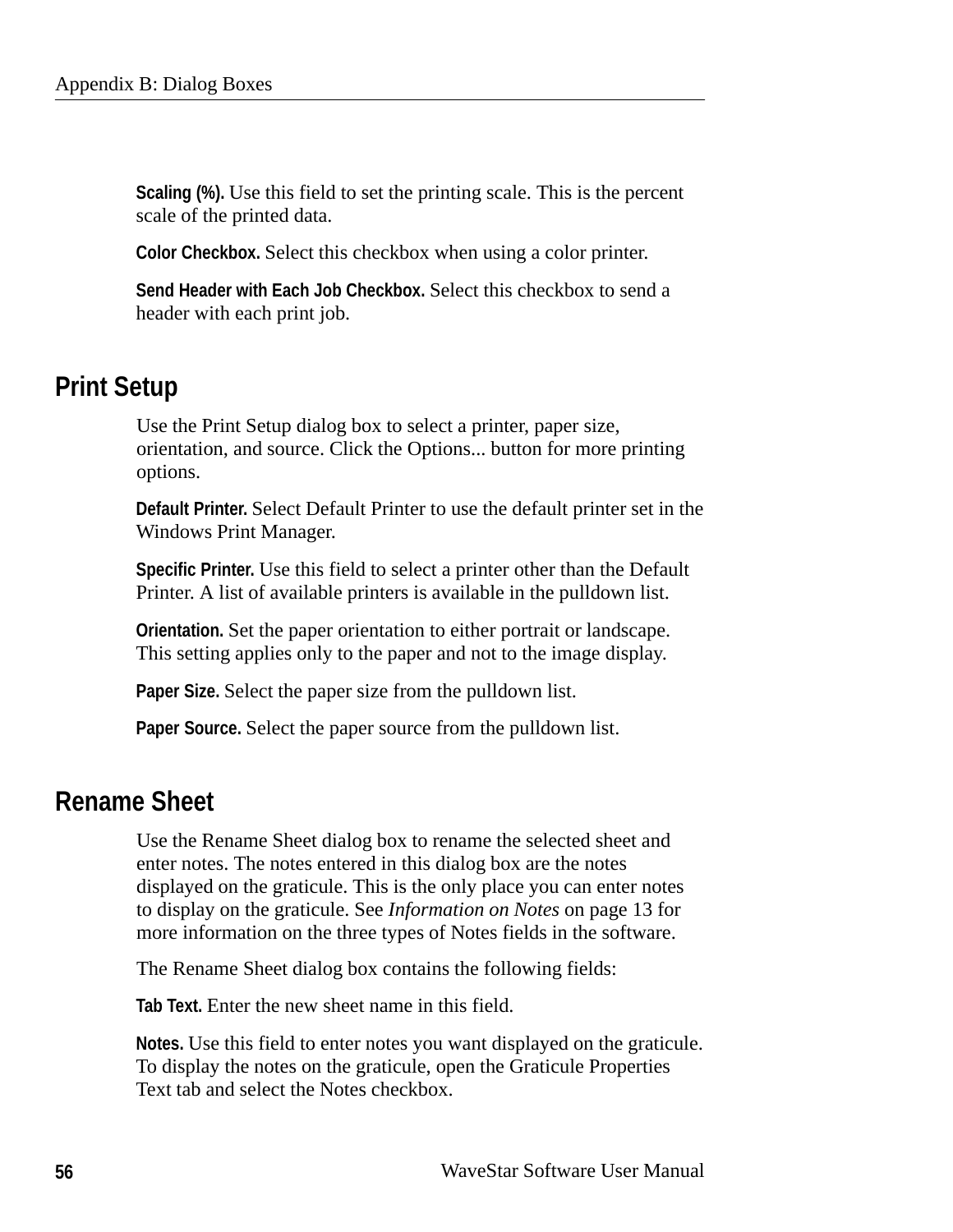**Scaling (%).** Use this field to set the printing scale. This is the percent scale of the printed data.

**Color Checkbox.** Select this checkbox when using a color printer.

**Send Header with Each Job Checkbox.** Select this checkbox to send a header with each print job.

## Print Setup

Use the Print Setup dialog box to select a printer, paper size, orientation, and source. Click the Options... button for more printing options.

**Default Printer.** Select Default Printer to use the default printer set in the Windows Print Manager.

**Specific Printer.** Use this field to select a printer other than the Default Printer. A list of available printers is available in the pulldown list.

**Orientation.** Set the paper orientation to either portrait or landscape. This setting applies only to the paper and not to the image display.

**Paper Size.** Select the paper size from the pulldown list.

**Paper Source.** Select the paper source from the pulldown list.

## Rename Sheet

Use the Rename Sheet dialog box to rename the selected sheet and enter notes. The notes entered in this dialog box are the notes displayed on the graticule. This is the only place you can enter notes to display on the graticule. See *Information on Notes* on page 13 for more information on the three types of Notes fields in the software.

The Rename Sheet dialog box contains the following fields:

**Tab Text.** Enter the new sheet name in this field.

**Notes.** Use this field to enter notes you want displayed on the graticule. To display the notes on the graticule, open the Graticule Properties Text tab and select the Notes checkbox.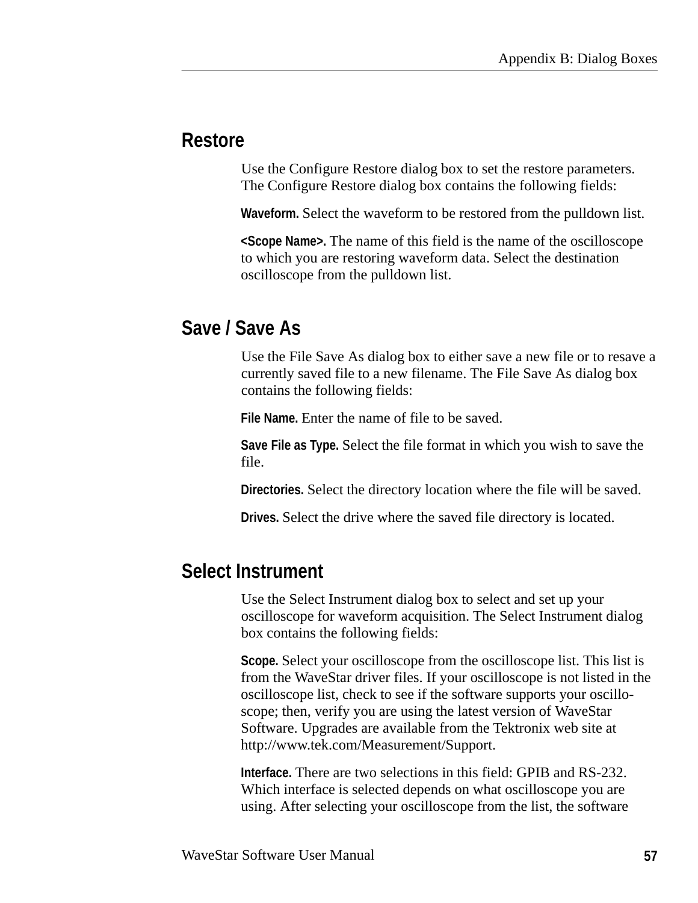## Restore

Use the Configure Restore dialog box to set the restore parameters. The Configure Restore dialog box contains the following fields:

**Waveform.** Select the waveform to be restored from the pulldown list.

**<Scope Name>.** The name of this field is the name of the oscilloscope to which you are restoring waveform data. Select the destination oscilloscope from the pulldown list.

## Save / Save As

Use the File Save As dialog box to either save a new file or to resave a currently saved file to a new filename. The File Save As dialog box contains the following fields:

**File Name.** Enter the name of file to be saved.

**Save File as Type.** Select the file format in which you wish to save the file.

**Directories.** Select the directory location where the file will be saved.

**Drives.** Select the drive where the saved file directory is located.

## Select Instrument

Use the Select Instrument dialog box to select and set up your oscilloscope for waveform acquisition. The Select Instrument dialog box contains the following fields:

**Scope.** Select your oscilloscope from the oscilloscope list. This list is from the WaveStar driver files. If your oscilloscope is not listed in the oscilloscope list, check to see if the software supports your oscilloscope; then, verify you are using the latest version of WaveStar Software. Upgrades are available from the Tektronix web site at http://www.tek.com/Measurement/Support.

**Interface.** There are two selections in this field: GPIB and RS-232. Which interface is selected depends on what oscilloscope you are using. After selecting your oscilloscope from the list, the software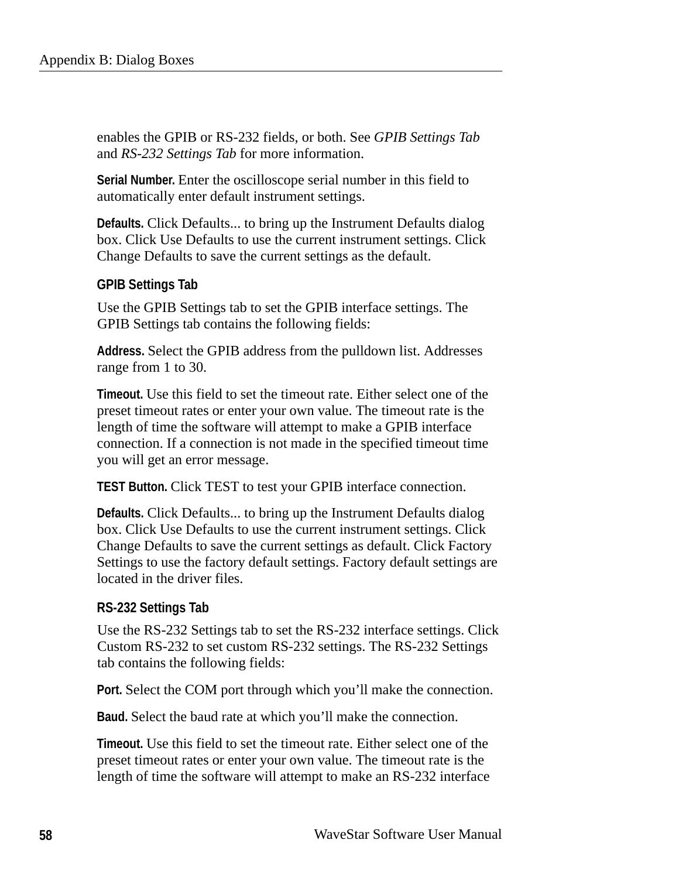enables the GPIB or RS-232 fields, or both. See *GPIB Settings Tab* and *RS-232 Settings Tab* for more information.

**Serial Number.** Enter the oscilloscope serial number in this field to automatically enter default instrument settings.

**Defaults.** Click Defaults... to bring up the Instrument Defaults dialog box. Click Use Defaults to use the current instrument settings. Click Change Defaults to save the current settings as the default.

### GPIB Settings Tab

Use the GPIB Settings tab to set the GPIB interface settings. The GPIB Settings tab contains the following fields:

**Address.** Select the GPIB address from the pulldown list. Addresses range from 1 to 30.

**Timeout.** Use this field to set the timeout rate. Either select one of the preset timeout rates or enter your own value. The timeout rate is the length of time the software will attempt to make a GPIB interface connection. If a connection is not made in the specified timeout time you will get an error message.

**TEST Button.** Click TEST to test your GPIB interface connection.

**Defaults.** Click Defaults... to bring up the Instrument Defaults dialog box. Click Use Defaults to use the current instrument settings. Click Change Defaults to save the current settings as default. Click Factory Settings to use the factory default settings. Factory default settings are located in the driver files.

### RS-232 Settings Tab

Use the RS-232 Settings tab to set the RS-232 interface settings. Click Custom RS-232 to set custom RS-232 settings. The RS-232 Settings tab contains the following fields:

**Port.** Select the COM port through which you'll make the connection.

**Baud.** Select the baud rate at which you'll make the connection.

**Timeout.** Use this field to set the timeout rate. Either select one of the preset timeout rates or enter your own value. The timeout rate is the length of time the software will attempt to make an RS-232 interface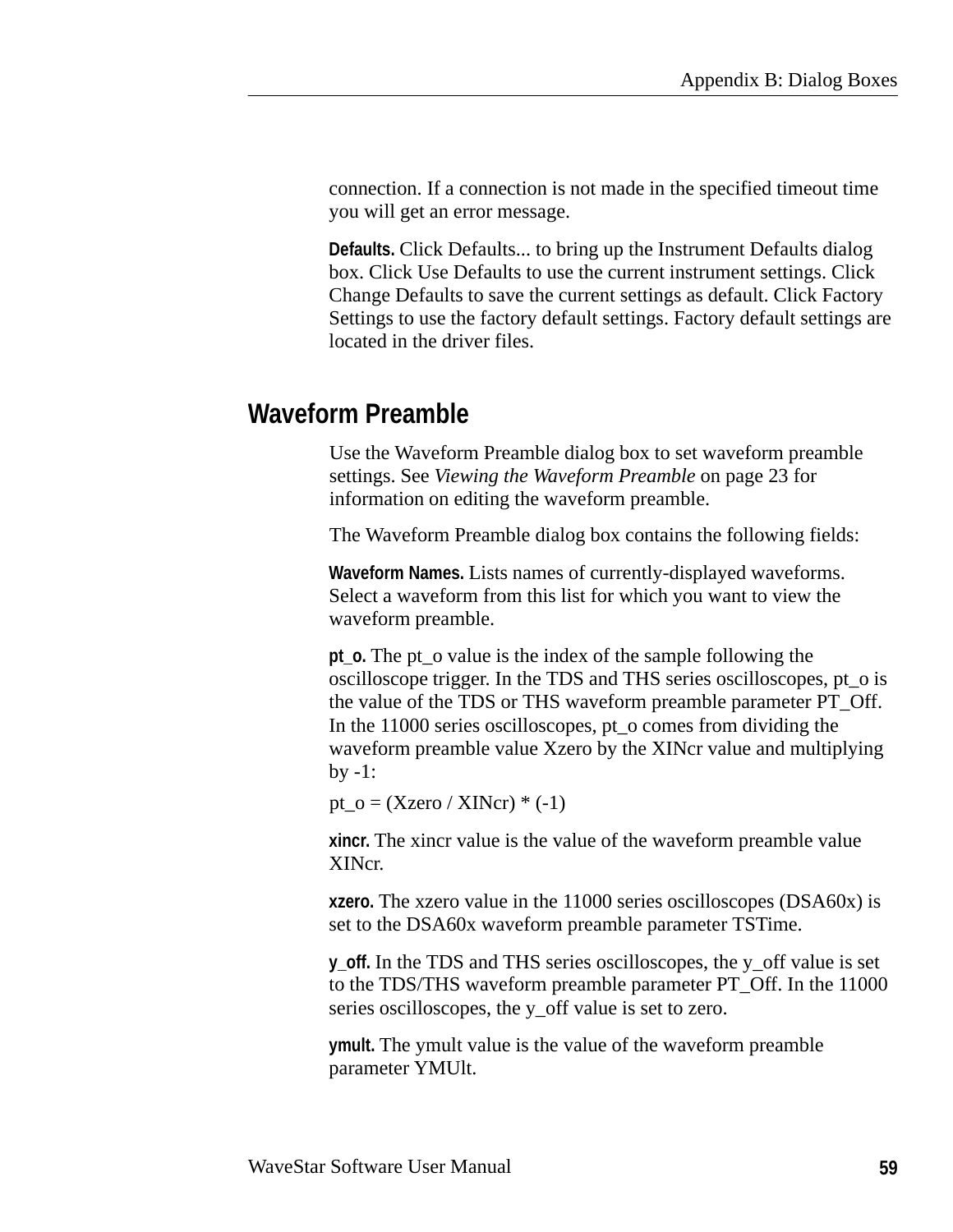connection. If a connection is not made in the specified timeout time you will get an error message.

**Defaults.** Click Defaults... to bring up the Instrument Defaults dialog box. Click Use Defaults to use the current instrument settings. Click Change Defaults to save the current settings as default. Click Factory Settings to use the factory default settings. Factory default settings are located in the driver files.

## Waveform Preamble

Use the Waveform Preamble dialog box to set waveform preamble settings. See *Viewing the Waveform Preamble* on page 23 for information on editing the waveform preamble.

The Waveform Preamble dialog box contains the following fields:

**Waveform Names.** Lists names of currently-displayed waveforms. Select a waveform from this list for which you want to view the waveform preamble.

**pt_o.** The pt_o value is the index of the sample following the oscilloscope trigger. In the TDS and THS series oscilloscopes, pt_o is the value of the TDS or THS waveform preamble parameter PT_Off. In the 11000 series oscilloscopes, pt_o comes from dividing the waveform preamble value Xzero by the XINcr value and multiplying by -1:

pt_o = (Xzero / XINcr) * (-1)

**xincr.** The xincr value is the value of the waveform preamble value XINcr.

**xzero.** The xzero value in the 11000 series oscilloscopes (DSA60x) is set to the DSA60x waveform preamble parameter TSTime.

**y_off.** In the TDS and THS series oscilloscopes, the y_off value is set to the TDS/THS waveform preamble parameter PT_Off. In the 11000 series oscilloscopes, the y_off value is set to zero.

**ymult.** The ymult value is the value of the waveform preamble parameter YMUlt.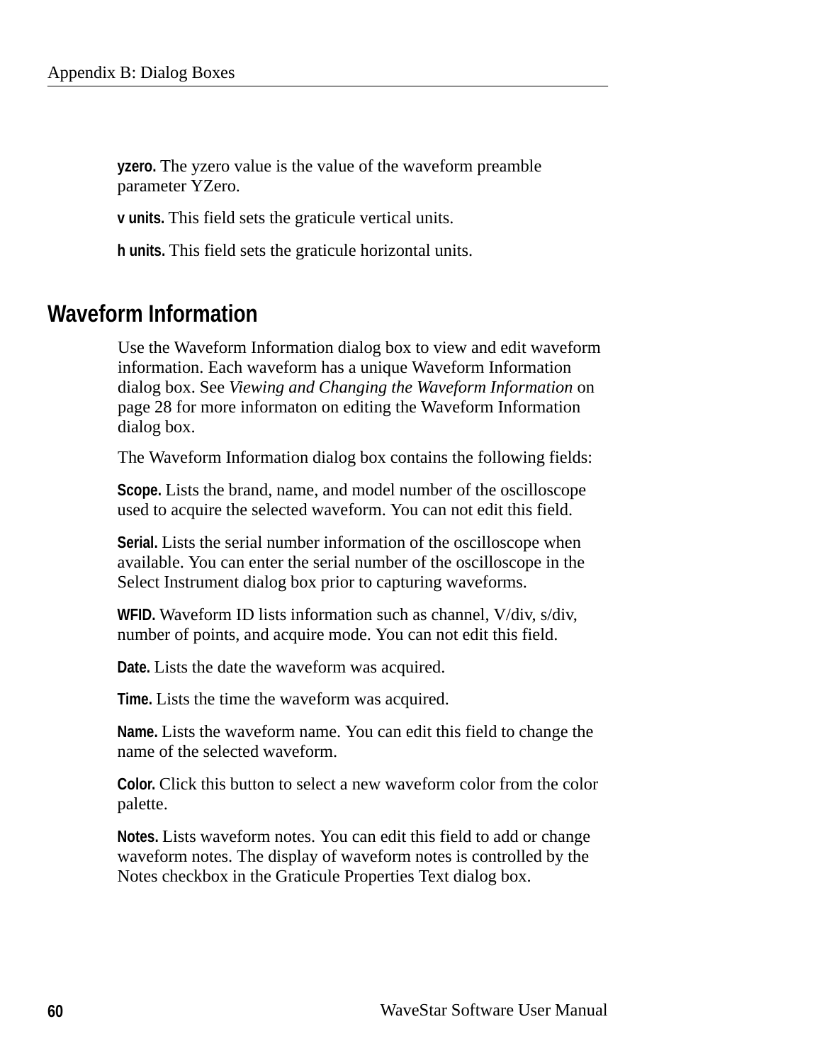**yzero.** The yzero value is the value of the waveform preamble parameter YZero.

**v units.** This field sets the graticule vertical units.

**h units.** This field sets the graticule horizontal units.

## Waveform Information

Use the Waveform Information dialog box to view and edit waveform information. Each waveform has a unique Waveform Information dialog box. See *Viewing and Changing the Waveform Information* on page 28 for more informaton on editing the Waveform Information dialog box.

The Waveform Information dialog box contains the following fields:

**Scope.** Lists the brand, name, and model number of the oscilloscope used to acquire the selected waveform. You can not edit this field.

**Serial.** Lists the serial number information of the oscilloscope when available. You can enter the serial number of the oscilloscope in the Select Instrument dialog box prior to capturing waveforms.

**WFID.** Waveform ID lists information such as channel, V/div, s/div, number of points, and acquire mode. You can not edit this field.

**Date.** Lists the date the waveform was acquired.

**Time.** Lists the time the waveform was acquired.

**Name.** Lists the waveform name. You can edit this field to change the name of the selected waveform.

**Color.** Click this button to select a new waveform color from the color palette.

**Notes.** Lists waveform notes. You can edit this field to add or change waveform notes. The display of waveform notes is controlled by the Notes checkbox in the Graticule Properties Text dialog box.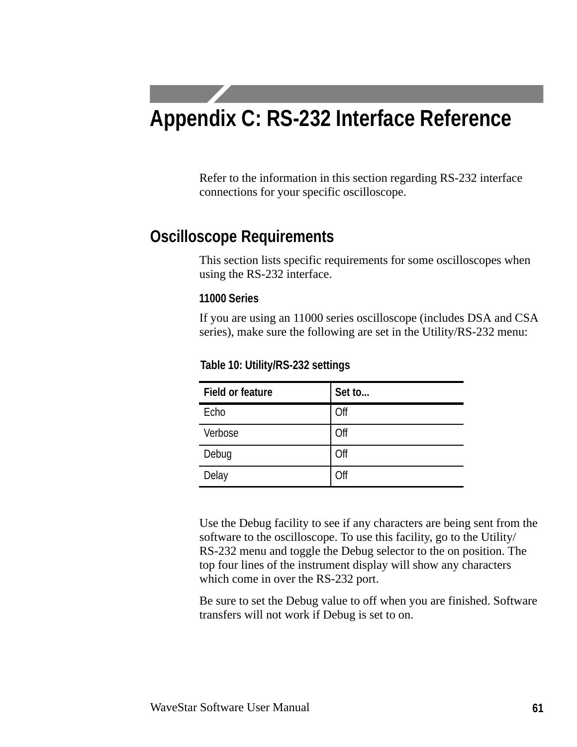# Appendix C: RS-232 Interface Reference

Refer to the information in this section regarding RS-232 interface connections for your specific oscilloscope.

## Oscilloscope Requirements

This section lists specific requirements for some oscilloscopes when using the RS-232 interface.

### 11000 Series

If you are using an 11000 series oscilloscope (includes DSA and CSA series), make sure the following are set in the Utility/RS-232 menu:

**Table 10: Utility/RS-232 settings**

| Field or feature | Set to... |
|---|---|
| Echo | Off |
| Verbose | Off |
| Debug | Off |
| Delay | Off |

Use the Debug facility to see if any characters are being sent from the software to the oscilloscope. To use this facility, go to the Utility/RS-232 menu and toggle the Debug selector to the on position. The top four lines of the instrument display will show any characters which come in over the RS-232 port.

Be sure to set the Debug value to off when you are finished. Software transfers will not work if Debug is set to on.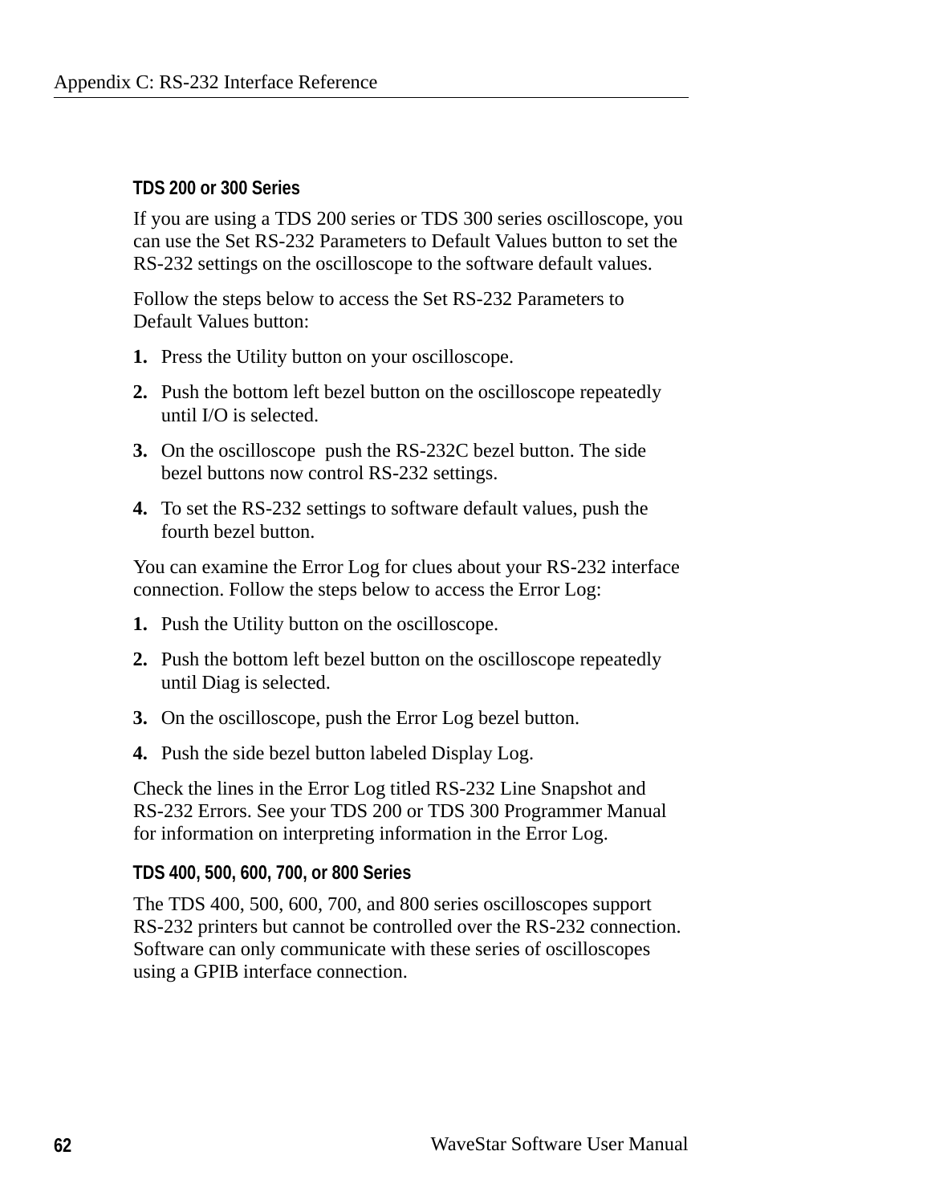### TDS 200 or 300 Series

If you are using a TDS 200 series or TDS 300 series oscilloscope, you can use the Set RS-232 Parameters to Default Values button to set the RS-232 settings on the oscilloscope to the software default values.

Follow the steps below to access the Set RS-232 Parameters to Default Values button:

1. Press the Utility button on your oscilloscope.
2. Push the bottom left bezel button on the oscilloscope repeatedly until I/O is selected.
3. On the oscilloscope push the RS-232C bezel button. The side bezel buttons now control RS-232 settings.
4. To set the RS-232 settings to software default values, push the fourth bezel button.

You can examine the Error Log for clues about your RS-232 interface connection. Follow the steps below to access the Error Log:

1. Push the Utility button on the oscilloscope.
2. Push the bottom left bezel button on the oscilloscope repeatedly until Diag is selected.
3. On the oscilloscope, push the Error Log bezel button.
4. Push the side bezel button labeled Display Log.

Check the lines in the Error Log titled RS-232 Line Snapshot and RS-232 Errors. See your TDS 200 or TDS 300 Programmer Manual for information on interpreting information in the Error Log.

### TDS 400, 500, 600, 700, or 800 Series

The TDS 400, 500, 600, 700, and 800 series oscilloscopes support RS-232 printers but cannot be controlled over the RS-232 connection. Software can only communicate with these series of oscilloscopes using a GPIB interface connection.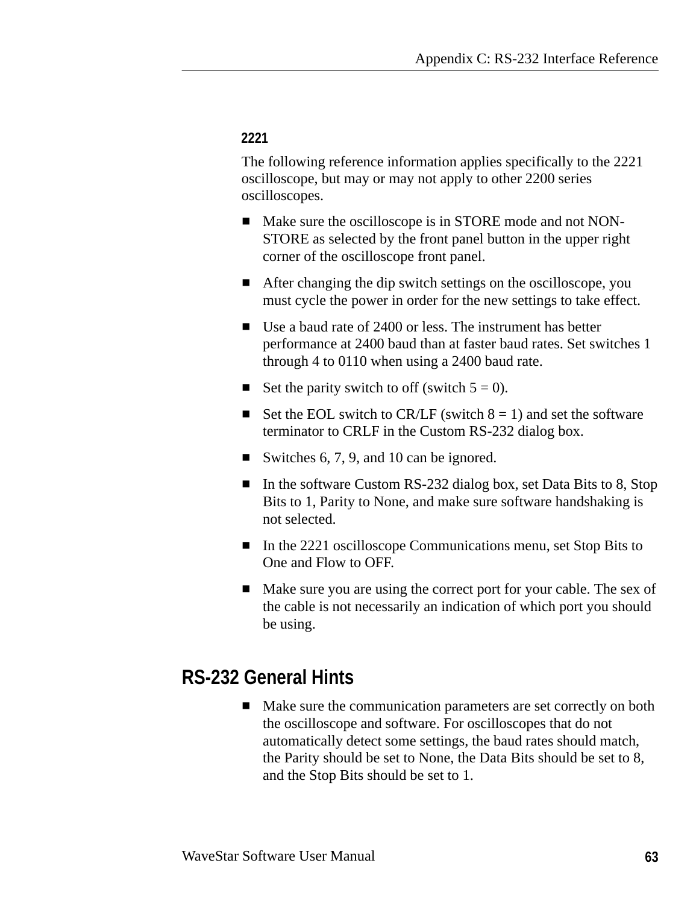### 2221

The following reference information applies specifically to the 2221 oscilloscope, but may or may not apply to other 2200 series oscilloscopes.

- Make sure the oscilloscope is in STORE mode and not NON-STORE as selected by the front panel button in the upper right corner of the oscilloscope front panel.
- After changing the dip switch settings on the oscilloscope, you must cycle the power in order for the new settings to take effect.
- Use a baud rate of 2400 or less. The instrument has better performance at 2400 baud than at faster baud rates. Set switches 1 through 4 to 0110 when using a 2400 baud rate.
- Set the parity switch to off (switch 5 = 0).
- Set the EOL switch to CR/LF (switch 8 = 1) and set the software terminator to CRLF in the Custom RS-232 dialog box.
- Switches 6, 7, 9, and 10 can be ignored.
- In the software Custom RS-232 dialog box, set Data Bits to 8, Stop Bits to 1, Parity to None, and make sure software handshaking is not selected.
- In the 2221 oscilloscope Communications menu, set Stop Bits to One and Flow to OFF.
- Make sure you are using the correct port for your cable. The sex of the cable is not necessarily an indication of which port you should be using.

## RS-232 General Hints

- Make sure the communication parameters are set correctly on both the oscilloscope and software. For oscilloscopes that do not automatically detect some settings, the baud rates should match, the Parity should be set to None, the Data Bits should be set to 8, and the Stop Bits should be set to 1.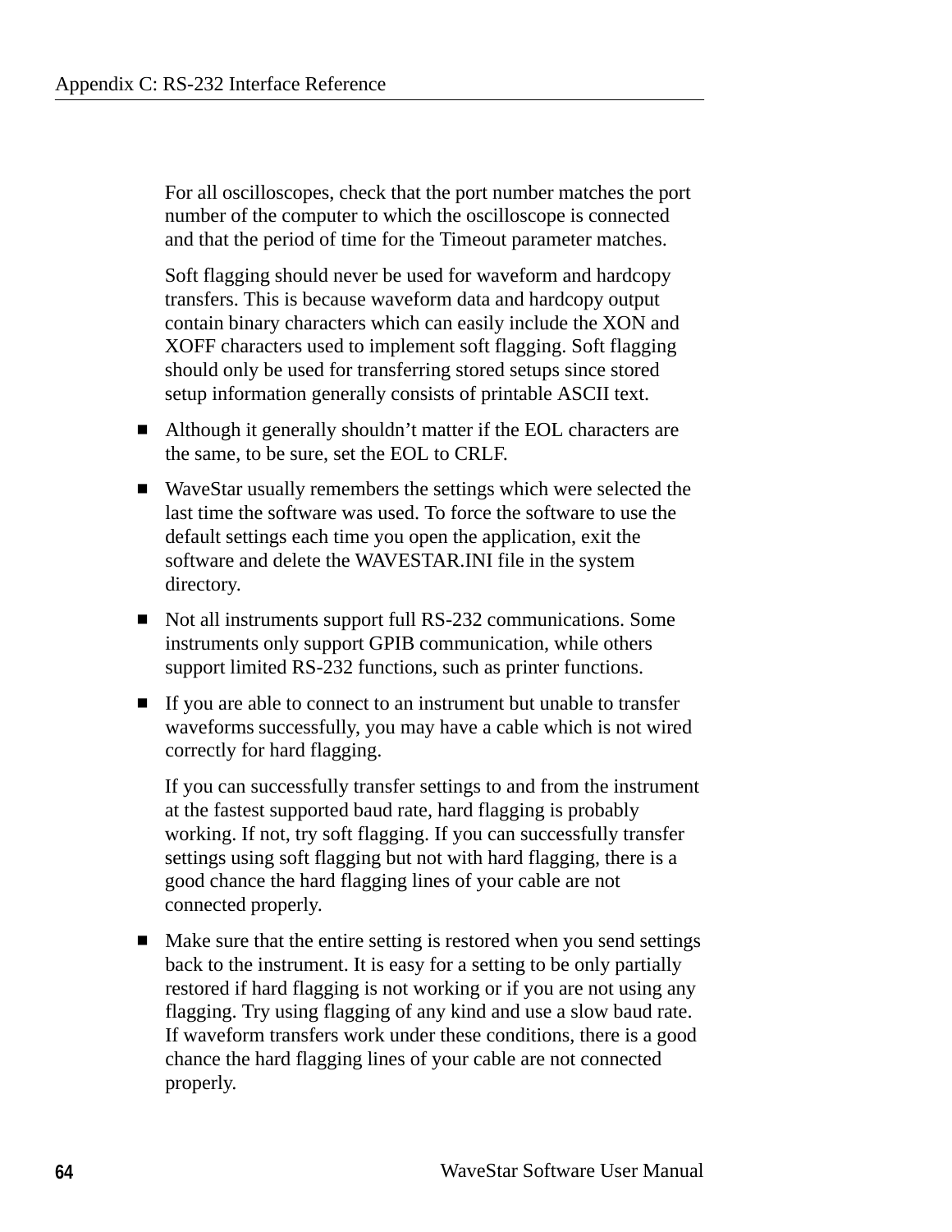For all oscilloscopes, check that the port number matches the port number of the computer to which the oscilloscope is connected and that the period of time for the Timeout parameter matches.

Soft flagging should never be used for waveform and hardcopy transfers. This is because waveform data and hardcopy output contain binary characters which can easily include the XON and XOFF characters used to implement soft flagging. Soft flagging should only be used for transferring stored setups since stored setup information generally consists of printable ASCII text.

- Although it generally shouldn’t matter if the EOL characters are the same, to be sure, set the EOL to CRLF.
- WaveStar usually remembers the settings which were selected the last time the software was used. To force the software to use the default settings each time you open the application, exit the software and delete the WAVESTAR.INI file in the system directory.
- Not all instruments support full RS-232 communications. Some instruments only support GPIB communication, while others support limited RS-232 functions, such as printer functions.
- If you are able to connect to an instrument but unable to transfer waveforms successfully, you may have a cable which is not wired correctly for hard flagging.

  If you can successfully transfer settings to and from the instrument at the fastest supported baud rate, hard flagging is probably working. If not, try soft flagging. If you can successfully transfer settings using soft flagging but not with hard flagging, there is a good chance the hard flagging lines of your cable are not connected properly.
- Make sure that the entire setting is restored when you send settings back to the instrument. It is easy for a setting to be only partially restored if hard flagging is not working or if you are not using any flagging. Try using flagging of any kind and use a slow baud rate. If waveform transfers work under these conditions, there is a good chance the hard flagging lines of your cable are not connected properly.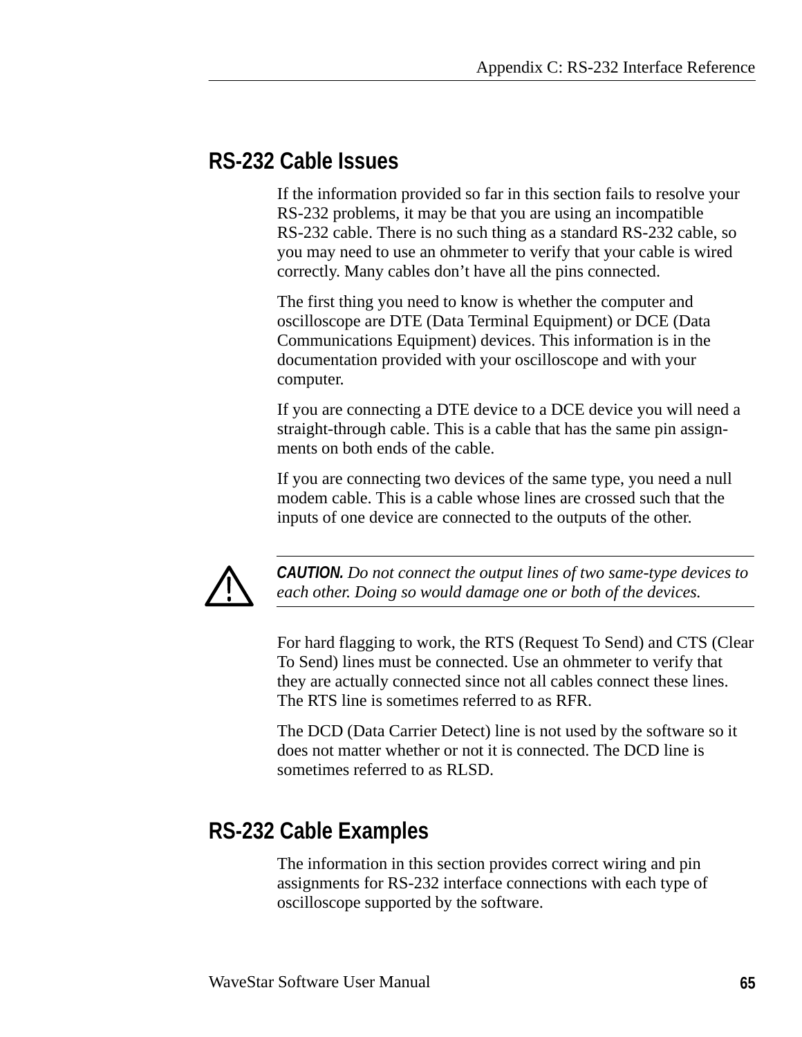## RS-232 Cable Issues

If the information provided so far in this section fails to resolve your RS-232 problems, it may be that you are using an incompatible RS-232 cable. There is no such thing as a standard RS-232 cable, so you may need to use an ohmmeter to verify that your cable is wired correctly. Many cables don't have all the pins connected.

The first thing you need to know is whether the computer and oscilloscope are DTE (Data Terminal Equipment) or DCE (Data Communications Equipment) devices. This information is in the documentation provided with your oscilloscope and with your computer.

If you are connecting a DTE device to a DCE device you will need a straight-through cable. This is a cable that has the same pin assignments on both ends of the cable.

If you are connecting two devices of the same type, you need a null modem cable. This is a cable whose lines are crossed such that the inputs of one device are connected to the outputs of the other.

---

***CAUTION.*** *Do not connect the output lines of two same-type devices to each other. Doing so would damage one or both of the devices.*

---

For hard flagging to work, the RTS (Request To Send) and CTS (Clear To Send) lines must be connected. Use an ohmmeter to verify that they are actually connected since not all cables connect these lines. The RTS line is sometimes referred to as RFR.

The DCD (Data Carrier Detect) line is not used by the software so it does not matter whether or not it is connected. The DCD line is sometimes referred to as RLSD.

## RS-232 Cable Examples

The information in this section provides correct wiring and pin assignments for RS-232 interface connections with each type of oscilloscope supported by the software.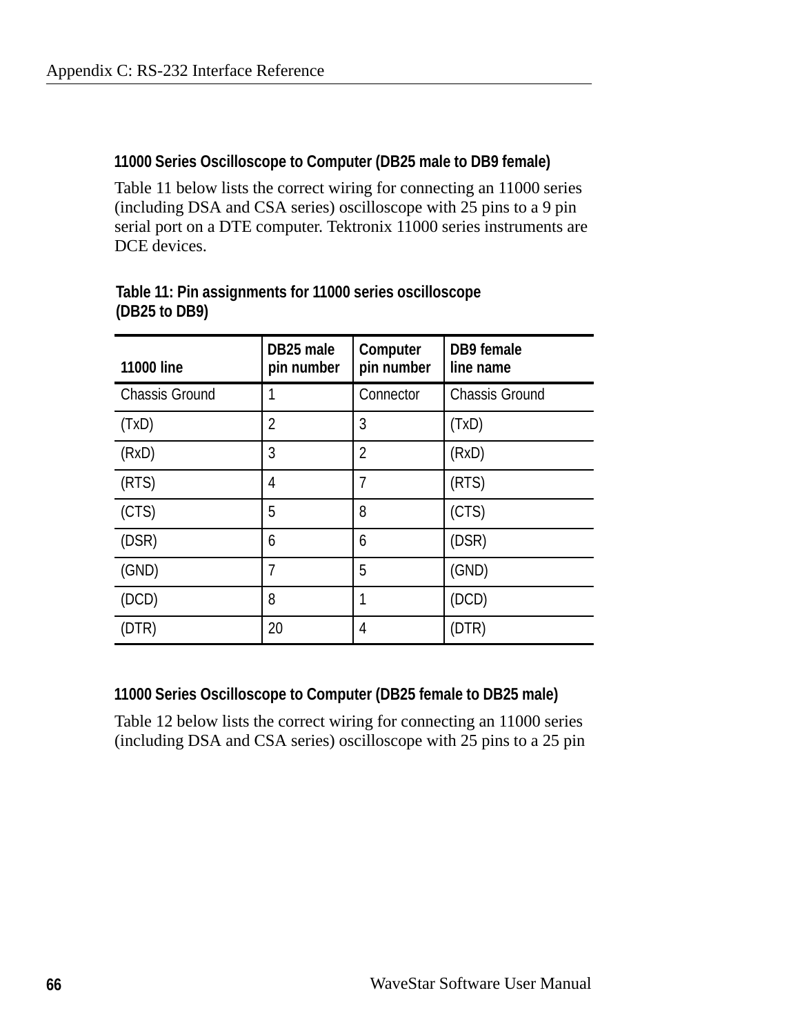### 11000 Series Oscilloscope to Computer (DB25 male to DB9 female)

Table 11 below lists the correct wiring for connecting an 11000 series (including DSA and CSA series) oscilloscope with 25 pins to a 9 pin serial port on a DTE computer. Tektronix 11000 series instruments are DCE devices.

**Table 11: Pin assignments for 11000 series oscilloscope (DB25 to DB9)**

| 11000 line | DB25 male pin number | Computer pin number | DB9 female line name |
|---|---|---|---|
| Chassis Ground | 1 | Connector | Chassis Ground |
| (TxD) | 2 | 3 | (TxD) |
| (RxD) | 3 | 2 | (RxD) |
| (RTS) | 4 | 7 | (RTS) |
| (CTS) | 5 | 8 | (CTS) |
| (DSR) | 6 | 6 | (DSR) |
| (GND) | 7 | 5 | (GND) |
| (DCD) | 8 | 1 | (DCD) |
| (DTR) | 20 | 4 | (DTR) |

### 11000 Series Oscilloscope to Computer (DB25 female to DB25 male)

Table 12 below lists the correct wiring for connecting an 11000 series (including DSA and CSA series) oscilloscope with 25 pins to a 25 pin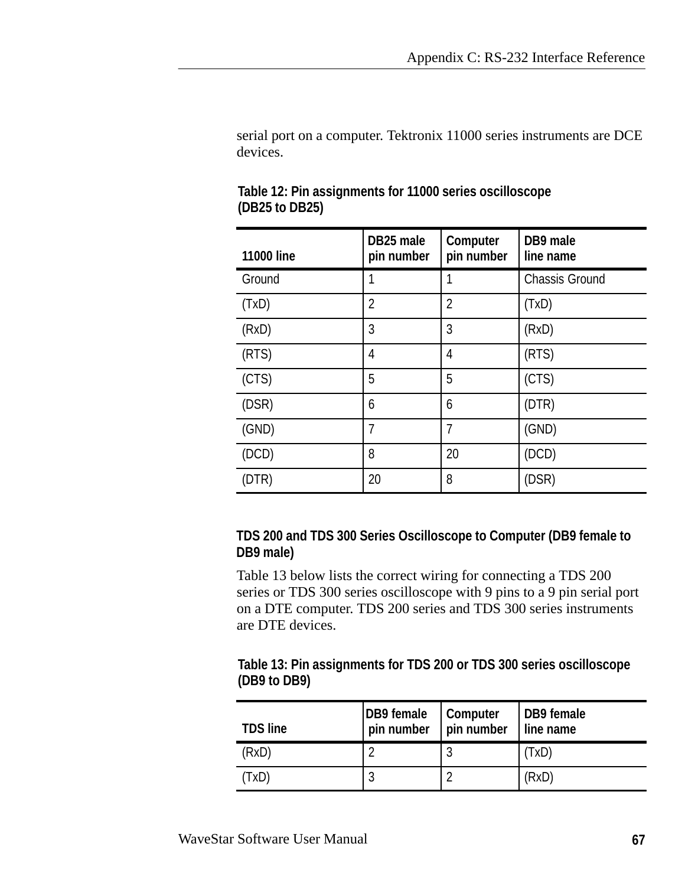serial port on a computer. Tektronix 11000 series instruments are DCE devices.

**Table 12: Pin assignments for 11000 series oscilloscope (DB25 to DB25)**

| 11000 line | DB25 male pin number | Computer pin number | DB9 male line name |
|---|---|---|---|
| Ground | 1 | 1 | Chassis Ground |
| (TxD) | 2 | 2 | (TxD) |
| (RxD) | 3 | 3 | (RxD) |
| (RTS) | 4 | 4 | (RTS) |
| (CTS) | 5 | 5 | (CTS) |
| (DSR) | 6 | 6 | (DTR) |
| (GND) | 7 | 7 | (GND) |
| (DCD) | 8 | 20 | (DCD) |
| (DTR) | 20 | 8 | (DSR) |

### TDS 200 and TDS 300 Series Oscilloscope to Computer (DB9 female to DB9 male)

Table 13 below lists the correct wiring for connecting a TDS 200 series or TDS 300 series oscilloscope with 9 pins to a 9 pin serial port on a DTE computer. TDS 200 series and TDS 300 series instruments are DTE devices.

**Table 13: Pin assignments for TDS 200 or TDS 300 series oscilloscope (DB9 to DB9)**

| TDS line | DB9 female pin number | Computer pin number | DB9 female line name |
|---|---|---|---|
| (RxD) | 2 | 3 | (TxD) |
| (TxD) | 3 | 2 | (RxD) |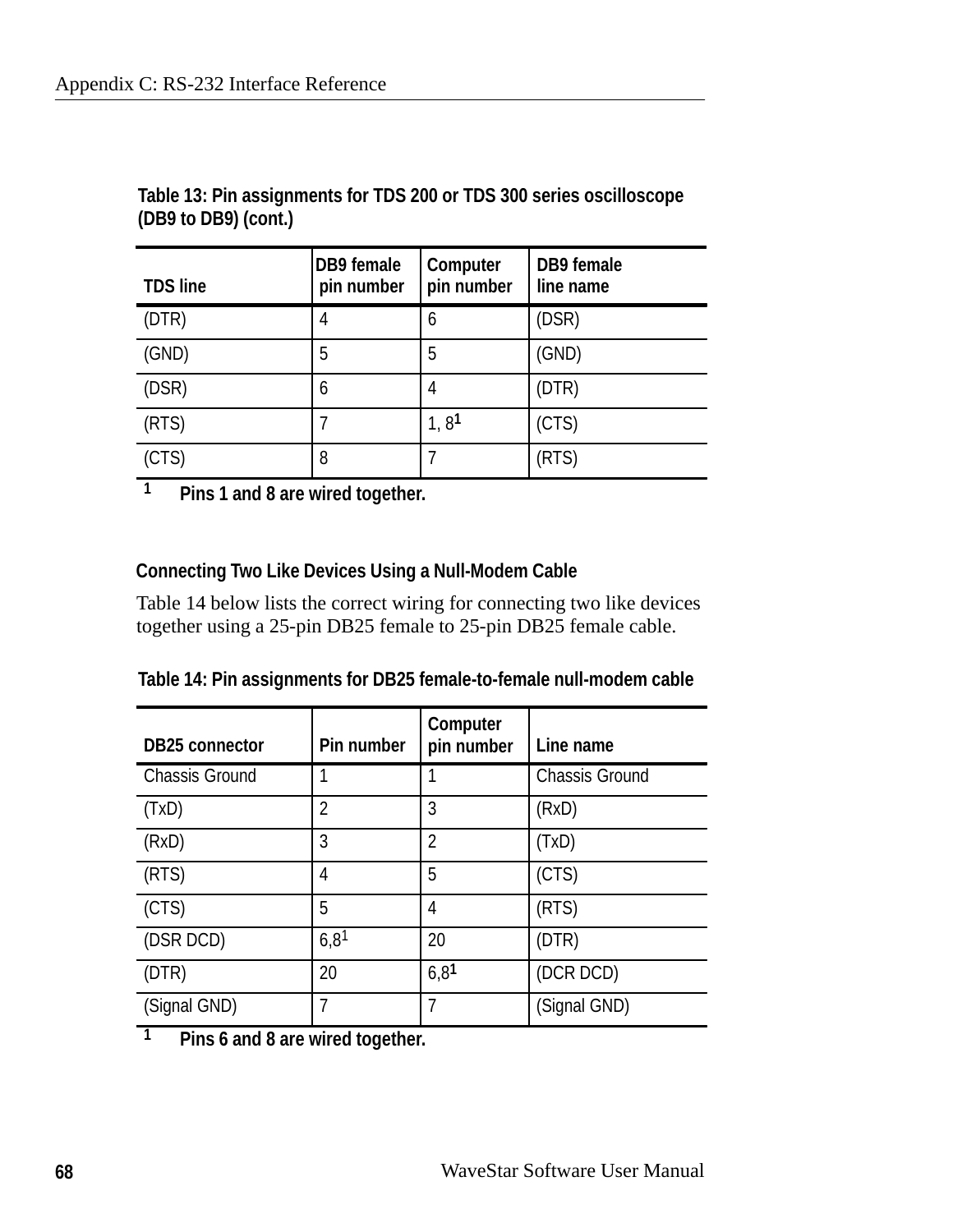**Table 13: Pin assignments for TDS 200 or TDS 300 series oscilloscope (DB9 to DB9) (cont.)**

| TDS line | DB9 female pin number | Computer pin number | DB9 female line name |
|---|---|---|---|
| (DTR) | 4 | 6 | (DSR) |
| (GND) | 5 | 5 | (GND) |
| (DSR) | 6 | 4 | (DTR) |
| (RTS) | 7 | 1, 8[1] | (CTS) |
| (CTS) | 8 | 7 | (RTS) |

[1] **Pins 1 and 8 are wired together.**

### Connecting Two Like Devices Using a Null-Modem Cable

Table 14 below lists the correct wiring for connecting two like devices together using a 25-pin DB25 female to 25-pin DB25 female cable.

**Table 14: Pin assignments for DB25 female-to-female null-modem cable**

| DB25 connector | Pin number | Computer pin number | Line name |
|---|---|---|---|
| Chassis Ground | 1 | 1 | Chassis Ground |
| (TxD) | 2 | 3 | (RxD) |
| (RxD) | 3 | 2 | (TxD) |
| (RTS) | 4 | 5 | (CTS) |
| (CTS) | 5 | 4 | (RTS) |
| (DSR DCD) | 6,8[1] | 20 | (DTR) |
| (DTR) | 20 | 6,8[1] | (DCR DCD) |
| (Signal GND) | 7 | 7 | (Signal GND) |

[1] **Pins 6 and 8 are wired together.**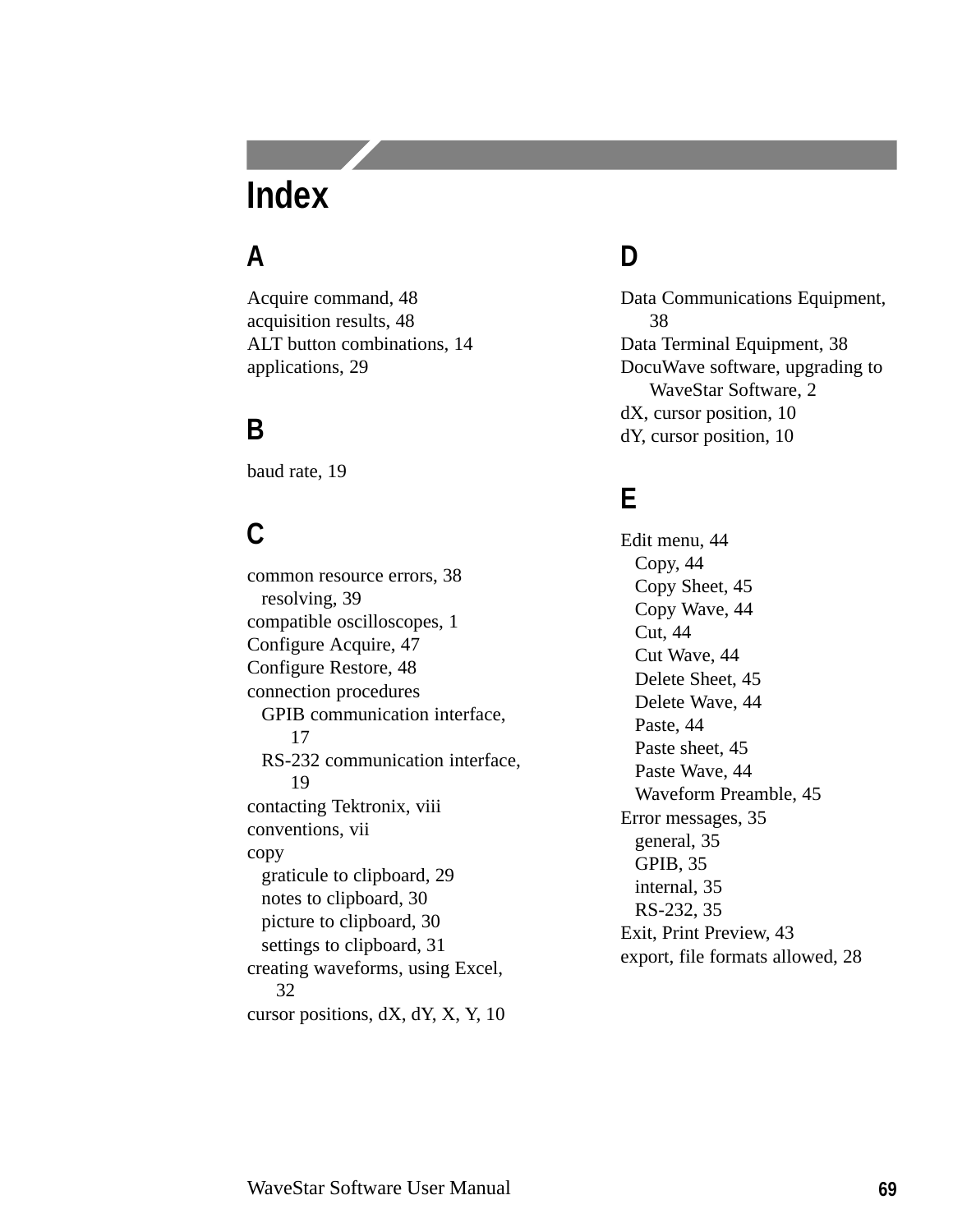# Index

## A

Acquire command, 48
acquisition results, 48
ALT button combinations, 14
applications, 29

## B

baud rate, 19

## C

common resource errors, 38
- resolving, 39

compatible oscilloscopes, 1
Configure Acquire, 47
Configure Restore, 48
connection procedures
- GPIB communication interface, 17
- RS-232 communication interface, 19

contacting Tektronix, viii
conventions, vii
copy
- graticule to clipboard, 29
- notes to clipboard, 30
- picture to clipboard, 30
- settings to clipboard, 31

creating waveforms, using Excel, 32
cursor positions, dX, dY, X, Y, 10

## D

Data Communications Equipment, 38
Data Terminal Equipment, 38
DocuWave software, upgrading to WaveStar Software, 2
dX, cursor position, 10
dY, cursor position, 10

## E

Edit menu, 44
- Copy, 44
- Copy Sheet, 45
- Copy Wave, 44
- Cut, 44
- Cut Wave, 44
- Delete Sheet, 45
- Delete Wave, 44
- Paste, 44
- Paste sheet, 45
- Paste Wave, 44
- Waveform Preamble, 45

Error messages, 35
- general, 35
- GPIB, 35
- internal, 35
- RS-232, 35

Exit, Print Preview, 43
export, file formats allowed, 28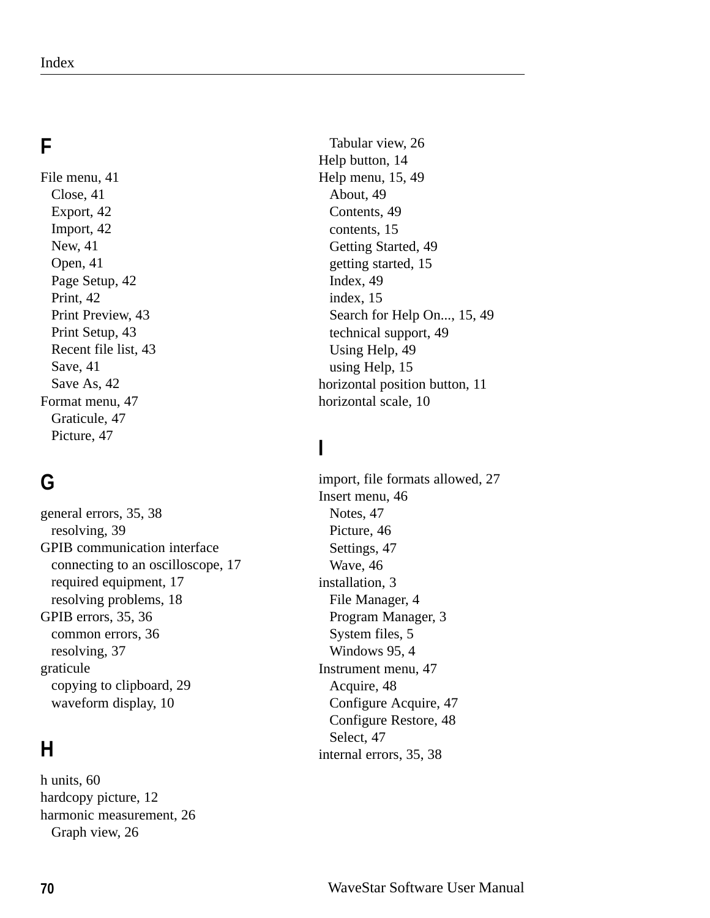## F

File menu, 41
- Close, 41
- Export, 42
- Import, 42
- New, 41
- Open, 41
- Page Setup, 42
- Print, 42
- Print Preview, 43
- Print Setup, 43
- Recent file list, 43
- Save, 41
- Save As, 42

Format menu, 47
- Graticule, 47
- Picture, 47

## G

general errors, 35, 38
- resolving, 39

GPIB communication interface
- connecting to an oscilloscope, 17
- required equipment, 17
- resolving problems, 18

GPIB errors, 35, 36
- common errors, 36
- resolving, 37

graticule
- copying to clipboard, 29
- waveform display, 10

## H

h units, 60

hardcopy picture, 12

harmonic measurement, 26
- Graph view, 26
- Tabular view, 26

Help button, 14

Help menu, 15, 49
- About, 49
- Contents, 49
- contents, 15
- Getting Started, 49
- getting started, 15
- Index, 49
- index, 15
- Search for Help On..., 15, 49
- technical support, 49
- Using Help, 49
- using Help, 15

horizontal position button, 11

horizontal scale, 10

## I

import, file formats allowed, 27

Insert menu, 46
- Notes, 47
- Picture, 46
- Settings, 47
- Wave, 46

installation, 3
- File Manager, 4
- Program Manager, 3
- System files, 5
- Windows 95, 4

Instrument menu, 47
- Acquire, 48
- Configure Acquire, 47
- Configure Restore, 48
- Select, 47

internal errors, 35, 38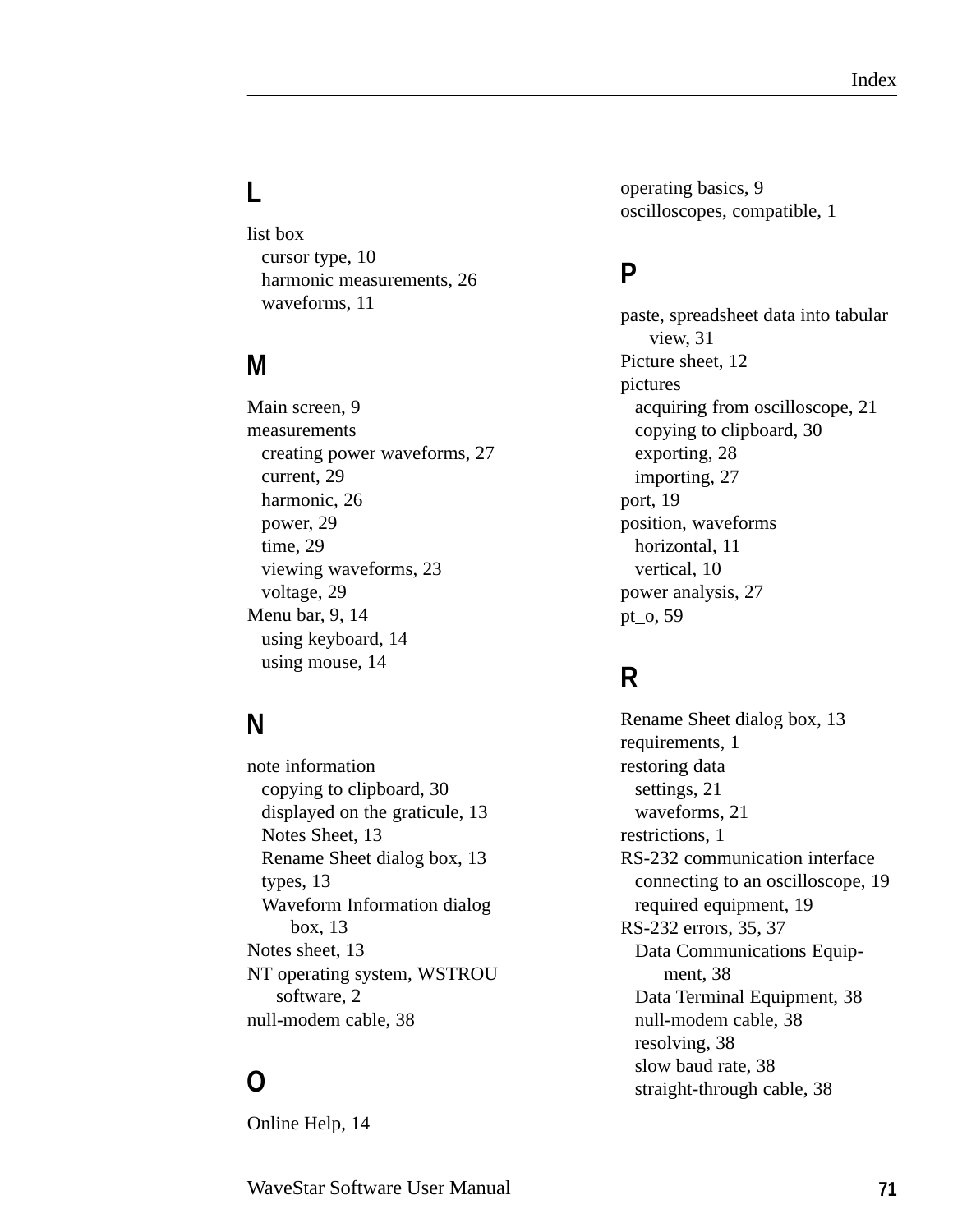## L

list box
- cursor type, 10
- harmonic measurements, 26
- waveforms, 11

## M

Main screen, 9
measurements
- creating power waveforms, 27
- current, 29
- harmonic, 26
- power, 29
- time, 29
- viewing waveforms, 23
- voltage, 29

Menu bar, 9, 14
- using keyboard, 14
- using mouse, 14

## N

note information
- copying to clipboard, 30
- displayed on the graticule, 13
- Notes Sheet, 13
- Rename Sheet dialog box, 13
- types, 13
- Waveform Information dialog box, 13

Notes sheet, 13
NT operating system, WSTROU software, 2
null-modem cable, 38

## O

Online Help, 14
operating basics, 9
oscilloscopes, compatible, 1

## P

paste, spreadsheet data into tabular view, 31
Picture sheet, 12
pictures
- acquiring from oscilloscope, 21
- copying to clipboard, 30
- exporting, 28
- importing, 27

port, 19
position, waveforms
- horizontal, 11
- vertical, 10

power analysis, 27
pt_o, 59

## R

Rename Sheet dialog box, 13
requirements, 1
restoring data
- settings, 21
- waveforms, 21

restrictions, 1
RS-232 communication interface
- connecting to an oscilloscope, 19
- required equipment, 19

RS-232 errors, 35, 37
- Data Communications Equipment, 38
- Data Terminal Equipment, 38
- null-modem cable, 38
- resolving, 38
- slow baud rate, 38
- straight-through cable, 38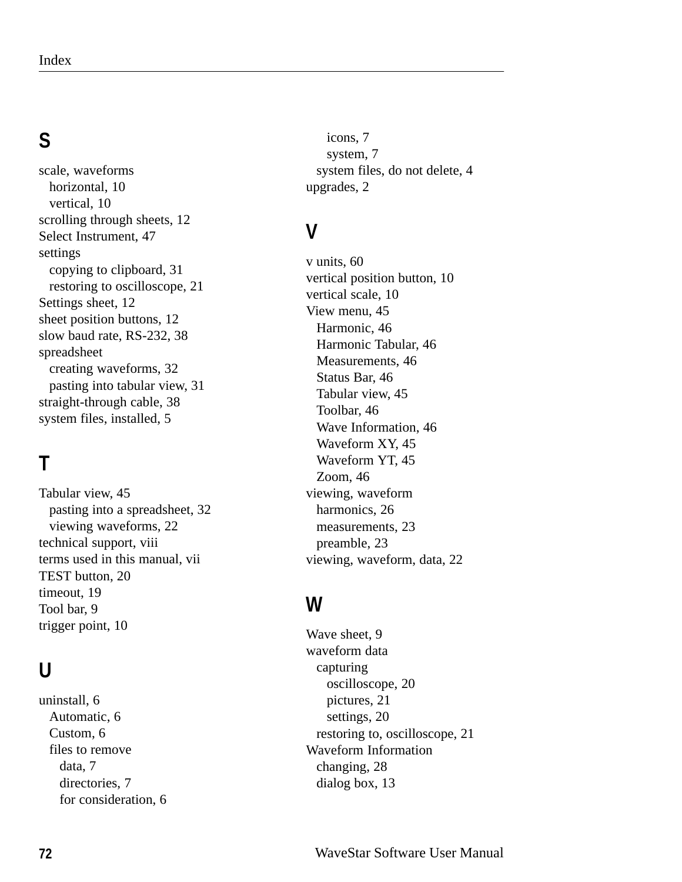## S

scale, waveforms
- horizontal, 10
- vertical, 10

scrolling through sheets, 12
Select Instrument, 47
settings
- copying to clipboard, 31
- restoring to oscilloscope, 21

Settings sheet, 12
sheet position buttons, 12
slow baud rate, RS-232, 38
spreadsheet
- creating waveforms, 32
- pasting into tabular view, 31

straight-through cable, 38
system files, installed, 5

## T

Tabular view, 45
- pasting into a spreadsheet, 32
- viewing waveforms, 22

technical support, viii
terms used in this manual, vii
TEST button, 20
timeout, 19
Tool bar, 9
trigger point, 10

## U

uninstall, 6
- Automatic, 6
- Custom, 6
- files to remove
  - data, 7
  - directories, 7
  - for consideration, 6
  - icons, 7
  - system, 7
- system files, do not delete, 4

upgrades, 2

## V

v units, 60
vertical position button, 10
vertical scale, 10
View menu, 45
- Harmonic, 46
- Harmonic Tabular, 46
- Measurements, 46
- Status Bar, 46
- Tabular view, 45
- Toolbar, 46
- Wave Information, 46
- Waveform XY, 45
- Waveform YT, 45
- Zoom, 46

viewing, waveform
- harmonics, 26
- measurements, 23
- preamble, 23

viewing, waveform, data, 22

## W

Wave sheet, 9
waveform data
- capturing
  - oscilloscope, 20
  - pictures, 21
  - settings, 20
- restoring to, oscilloscope, 21

Waveform Information
- changing, 28
- dialog box, 13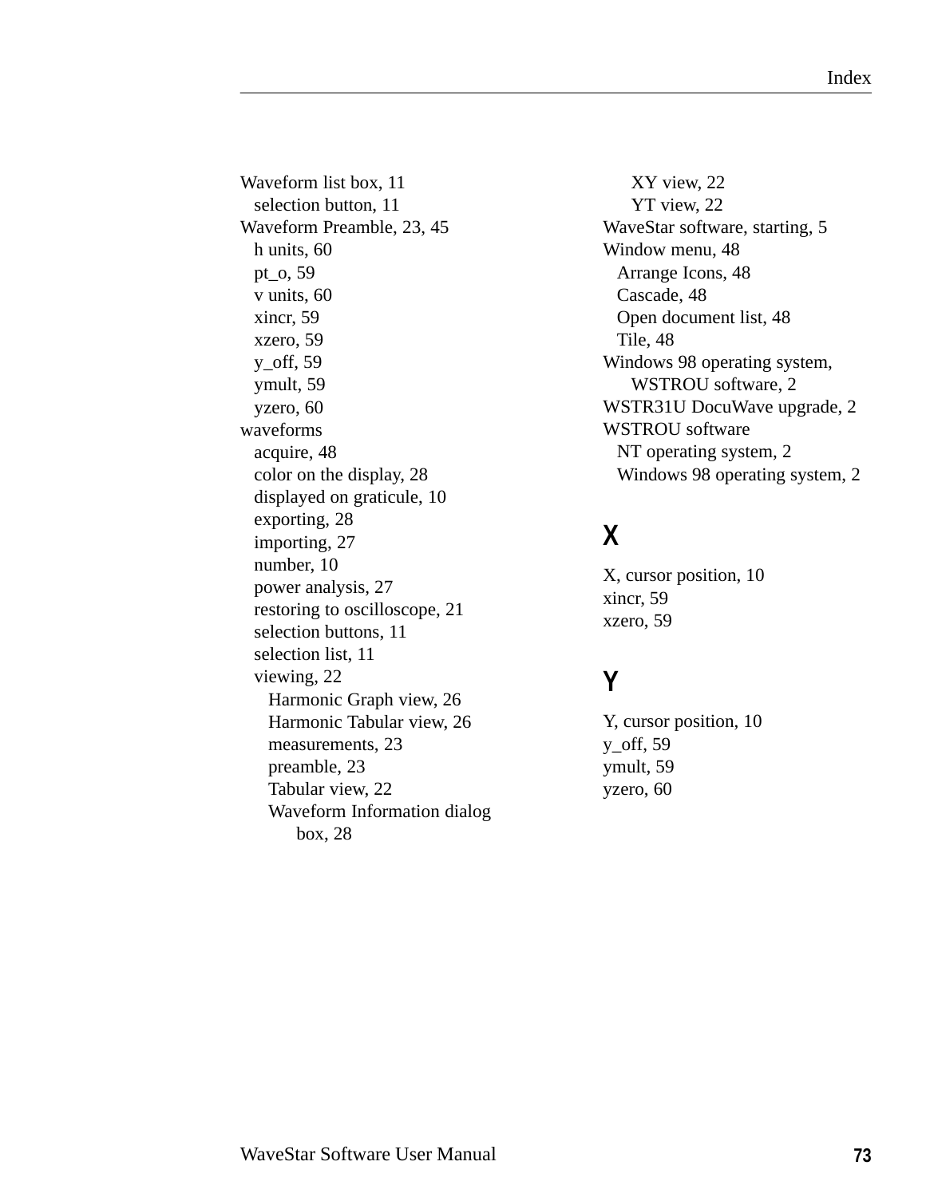Waveform list box, 11
  selection button, 11
Waveform Preamble, 23, 45
  h units, 60
  pt_o, 59
  v units, 60
  xincr, 59
  xzero, 59
  y_off, 59
  ymult, 59
  yzero, 60
waveforms
  acquire, 48
  color on the display, 28
  displayed on graticule, 10
  exporting, 28
  importing, 27
  number, 10
  power analysis, 27
  restoring to oscilloscope, 21
  selection buttons, 11
  selection list, 11
  viewing, 22
    Harmonic Graph view, 26
    Harmonic Tabular view, 26
    measurements, 23
    preamble, 23
    Tabular view, 22
    Waveform Information dialog box, 28
    XY view, 22
    YT view, 22
WaveStar software, starting, 5
Window menu, 48
  Arrange Icons, 48
  Cascade, 48
  Open document list, 48
  Tile, 48
Windows 98 operating system, WSTROU software, 2
WSTR31U DocuWave upgrade, 2
WSTROU software
  NT operating system, 2
  Windows 98 operating system, 2

## X

X, cursor position, 10
xincr, 59
xzero, 59

## Y

Y, cursor position, 10
y_off, 59
ymult, 59
yzero, 60